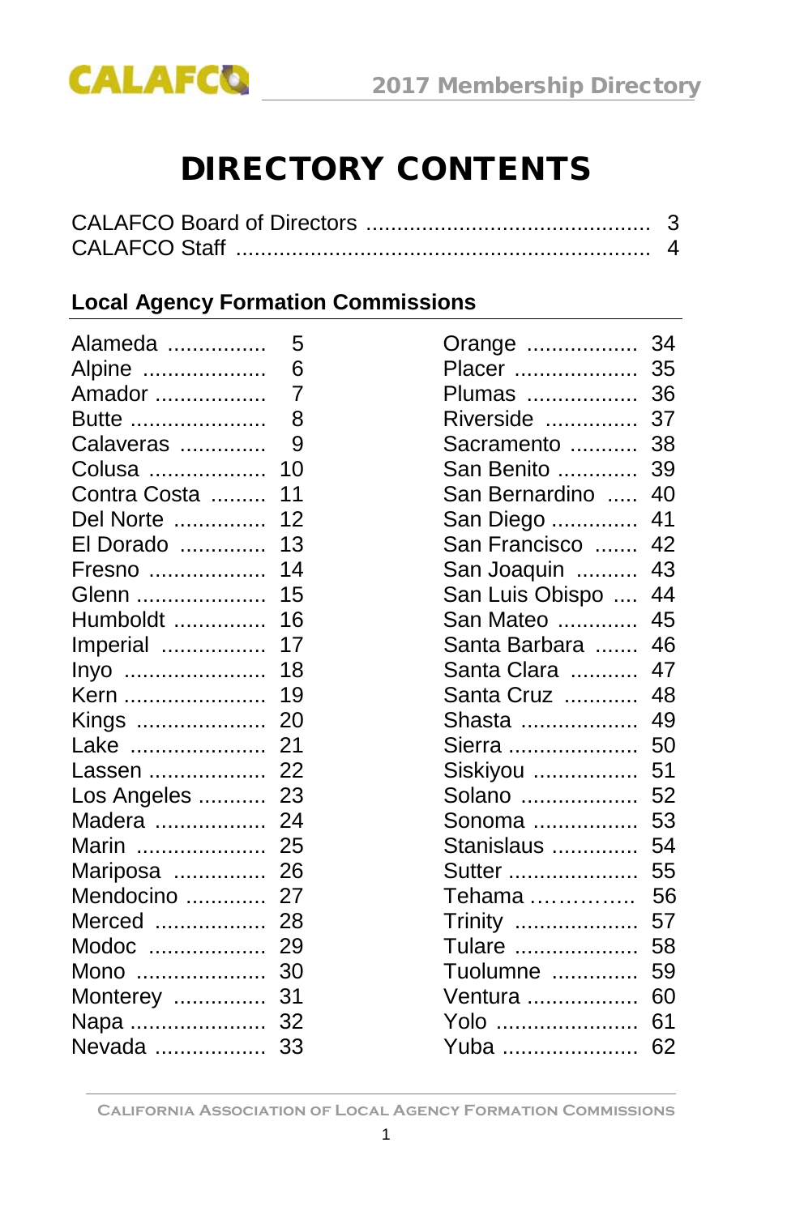# DIRECTORY CONTENTS

CALAFCO Board of Directors ............................................. 3
CALAFCO Staff .................................................................. 4

## Local Agency Formation Commissions

| County | Page | County | Page |
|---|---|---|---|
| Alameda | 5 | Orange | 34 |
| Alpine | 6 | Placer | 35 |
| Amador | 7 | Plumas | 36 |
| Butte | 8 | Riverside | 37 |
| Calaveras | 9 | Sacramento | 38 |
| Colusa | 10 | San Benito | 39 |
| Contra Costa | 11 | San Bernardino | 40 |
| Del Norte | 12 | San Diego | 41 |
| El Dorado | 13 | San Francisco | 42 |
| Fresno | 14 | San Joaquin | 43 |
| Glenn | 15 | San Luis Obispo | 44 |
| Humboldt | 16 | San Mateo | 45 |
| Imperial | 17 | Santa Barbara | 46 |
| Inyo | 18 | Santa Clara | 47 |
| Kern | 19 | Santa Cruz | 48 |
| Kings | 20 | Shasta | 49 |
| Lake | 21 | Sierra | 50 |
| Lassen | 22 | Siskiyou | 51 |
| Los Angeles | 23 | Solano | 52 |
| Madera | 24 | Sonoma | 53 |
| Marin | 25 | Stanislaus | 54 |
| Mariposa | 26 | Sutter | 55 |
| Mendocino | 27 | Tehama | 56 |
| Merced | 28 | Trinity | 57 |
| Modoc | 29 | Tulare | 58 |
| Mono | 30 | Tuolumne | 59 |
| Monterey | 31 | Ventura | 60 |
| Napa | 32 | Yolo | 61 |
| Nevada | 33 | Yuba | 62 |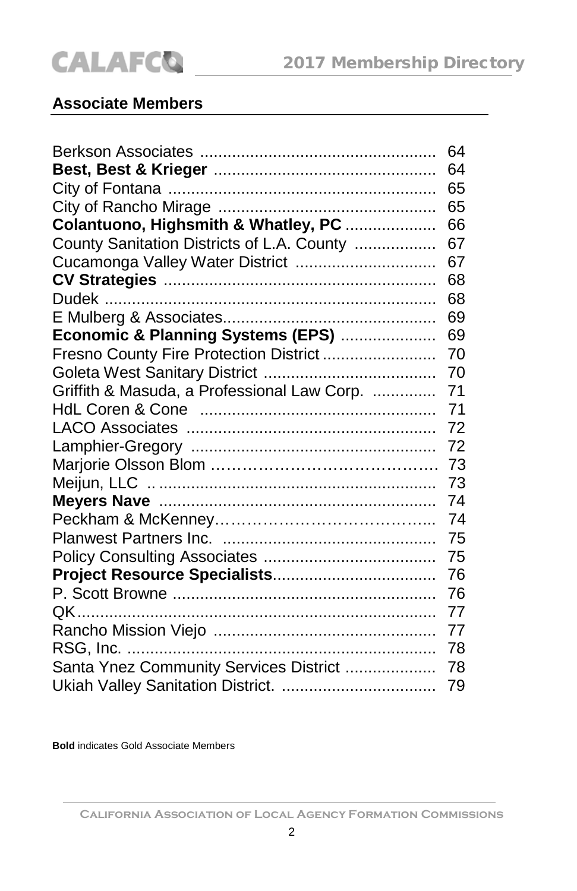## Associate Members

| | |
|---|---|
| Berkson Associates | 64 |
| **Best, Best & Krieger** | 64 |
| City of Fontana | 65 |
| City of Rancho Mirage | 65 |
| **Colantuono, Highsmith & Whatley, PC** | 66 |
| County Sanitation Districts of L.A. County | 67 |
| Cucamonga Valley Water District | 67 |
| **CV Strategies** | 68 |
| Dudek | 68 |
| E Mulberg & Associates | 69 |
| **Economic & Planning Systems (EPS)** | 69 |
| Fresno County Fire Protection District | 70 |
| Goleta West Sanitary District | 70 |
| Griffith & Masuda, a Professional Law Corp. | 71 |
| HdL Coren & Cone | 71 |
| LACO Associates | 72 |
| Lamphier-Gregory | 72 |
| Marjorie Olsson Blom | 73 |
| Meijun, LLC | 73 |
| **Meyers Nave** | 74 |
| Peckham & McKenney | 74 |
| Planwest Partners Inc. | 75 |
| Policy Consulting Associates | 75 |
| **Project Resource Specialists** | 76 |
| P. Scott Browne | 76 |
| QK | 77 |
| Rancho Mission Viejo | 77 |
| RSG, Inc. | 78 |
| Santa Ynez Community Services District | 78 |
| Ukiah Valley Sanitation District. | 79 |

**Bold** indicates Gold Associate Members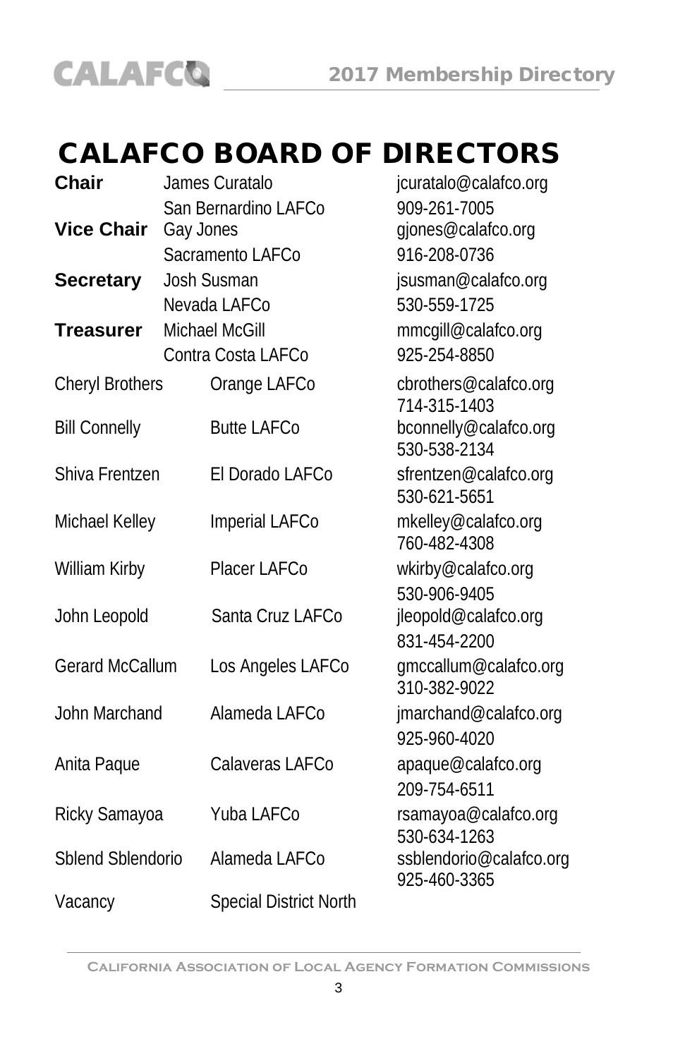# CALAFCO BOARD OF DIRECTORS

| | | |
|---|---|---|
| **Chair** | James Curatalo<br>San Bernardino LAFCo | jcuratalo@calafco.org<br>909-261-7005 |
| **Vice Chair** | Gay Jones<br>Sacramento LAFCo | gjones@calafco.org<br>916-208-0736 |
| **Secretary** | Josh Susman<br>Nevada LAFCo | jsusman@calafco.org<br>530-559-1725 |
| **Treasurer** | Michael McGill<br>Contra Costa LAFCo | mmcgill@calafco.org<br>925-254-8850 |
| Cheryl Brothers | Orange LAFCo | cbrothers@calafco.org<br>714-315-1403 |
| Bill Connelly | Butte LAFCo | bconnelly@calafco.org<br>530-538-2134 |
| Shiva Frentzen | El Dorado LAFCo | sfrentzen@calafco.org<br>530-621-5651 |
| Michael Kelley | Imperial LAFCo | mkelley@calafco.org<br>760-482-4308 |
| William Kirby | Placer LAFCo | wkirby@calafco.org<br>530-906-9405 |
| John Leopold | Santa Cruz LAFCo | jleopold@calafco.org<br>831-454-2200 |
| Gerard McCallum | Los Angeles LAFCo | gmccallum@calafco.org<br>310-382-9022 |
| John Marchand | Alameda LAFCo | jmarchand@calafco.org<br>925-960-4020 |
| Anita Paque | Calaveras LAFCo | apaque@calafco.org<br>209-754-6511 |
| Ricky Samayoa | Yuba LAFCo | rsamayoa@calafco.org<br>530-634-1263 |
| Sblend Sblendorio | Alameda LAFCo | ssblendorio@calafco.org<br>925-460-3365 |
| Vacancy | Special District North | |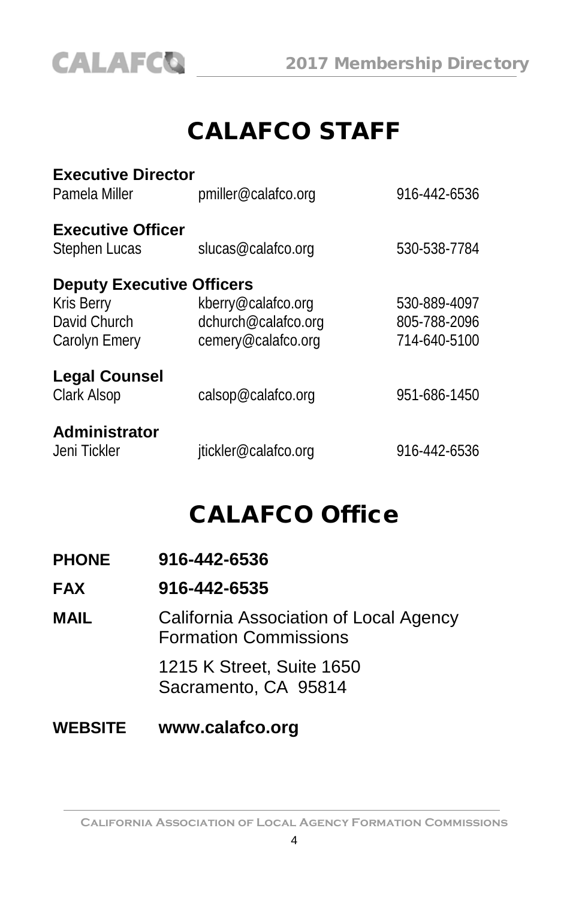# CALAFCO STAFF

**Executive Director**

| | | |
|---|---|---|
| Pamela Miller | pmiller@calafco.org | 916-442-6536 |

**Executive Officer**

| | | |
|---|---|---|
| Stephen Lucas | slucas@calafco.org | 530-538-7784 |

**Deputy Executive Officers**

| | | |
|---|---|---|
| Kris Berry | kberry@calafco.org | 530-889-4097 |
| David Church | dchurch@calafco.org | 805-788-2096 |
| Carolyn Emery | cemery@calafco.org | 714-640-5100 |

**Legal Counsel**

| | | |
|---|---|---|
| Clark Alsop | calsop@calafco.org | 951-686-1450 |

**Administrator**

| | | |
|---|---|---|
| Jeni Tickler | jtickler@calafco.org | 916-442-6536 |

# CALAFCO Office

**PHONE** **916-442-6536**

**FAX** **916-442-6535**

**MAIL** California Association of Local Agency Formation Commissions

1215 K Street, Suite 1650
Sacramento, CA 95814

**WEBSITE** **www.calafco.org**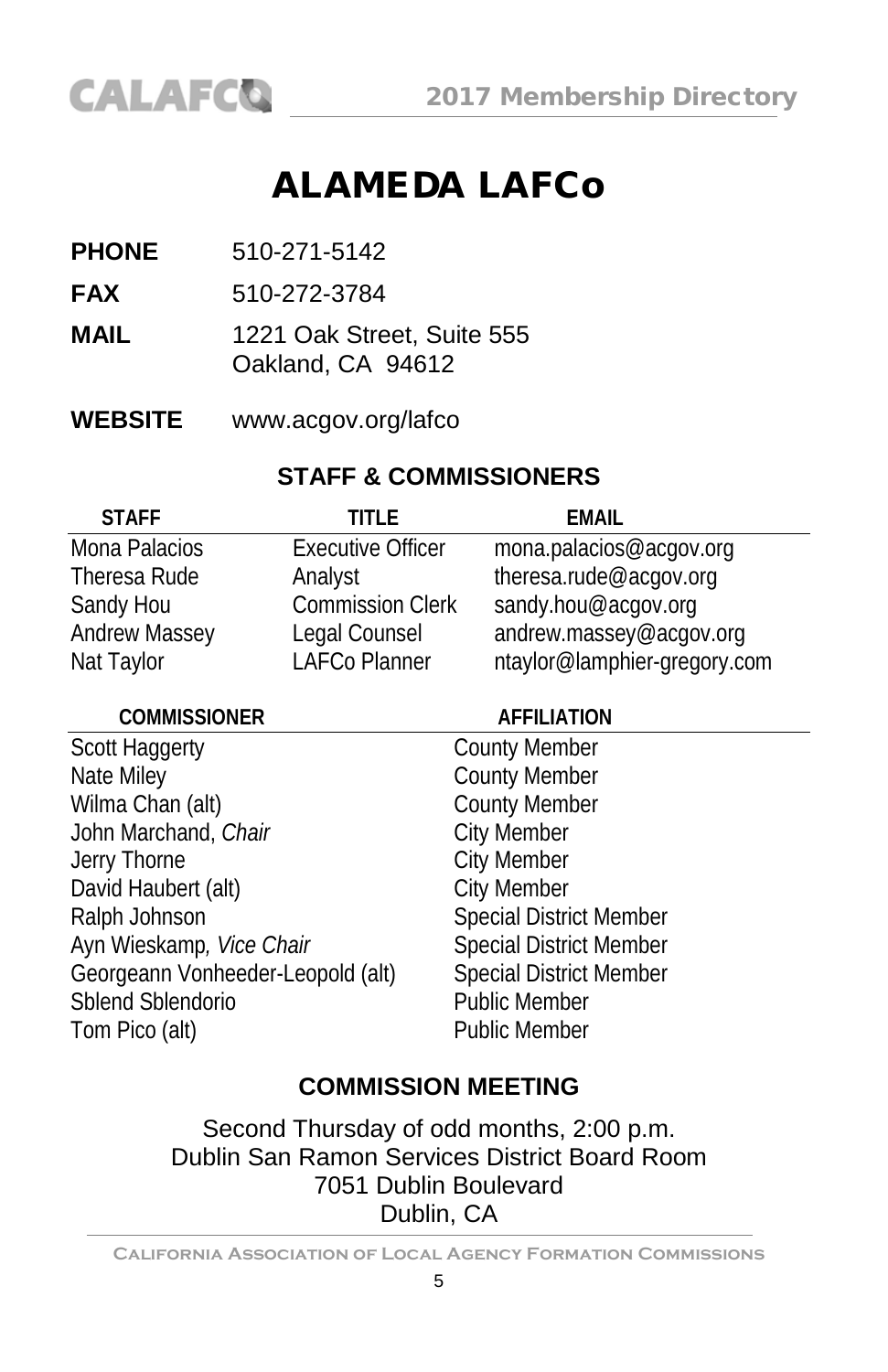# ALAMEDA LAFCo

**PHONE** 510-271-5142

**FAX** 510-272-3784

**MAIL** 1221 Oak Street, Suite 555
Oakland, CA 94612

**WEBSITE** www.acgov.org/lafco

## STAFF & COMMISSIONERS

| STAFF | TITLE | EMAIL |
|---|---|---|
| Mona Palacios | Executive Officer | mona.palacios@acgov.org |
| Theresa Rude | Analyst | theresa.rude@acgov.org |
| Sandy Hou | Commission Clerk | sandy.hou@acgov.org |
| Andrew Massey | Legal Counsel | andrew.massey@acgov.org |
| Nat Taylor | LAFCo Planner | ntaylor@lamphier-gregory.com |

| COMMISSIONER | AFFILIATION |
|---|---|
| Scott Haggerty | County Member |
| Nate Miley | County Member |
| Wilma Chan (alt) | County Member |
| John Marchand, *Chair* | City Member |
| Jerry Thorne | City Member |
| David Haubert (alt) | City Member |
| Ralph Johnson | Special District Member |
| Ayn Wieskamp, *Vice Chair* | Special District Member |
| Georgeann Vonheeder-Leopold (alt) | Special District Member |
| Sblend Sblendorio | Public Member |
| Tom Pico (alt) | Public Member |

## COMMISSION MEETING

Second Thursday of odd months, 2:00 p.m.
Dublin San Ramon Services District Board Room
7051 Dublin Boulevard
Dublin, CA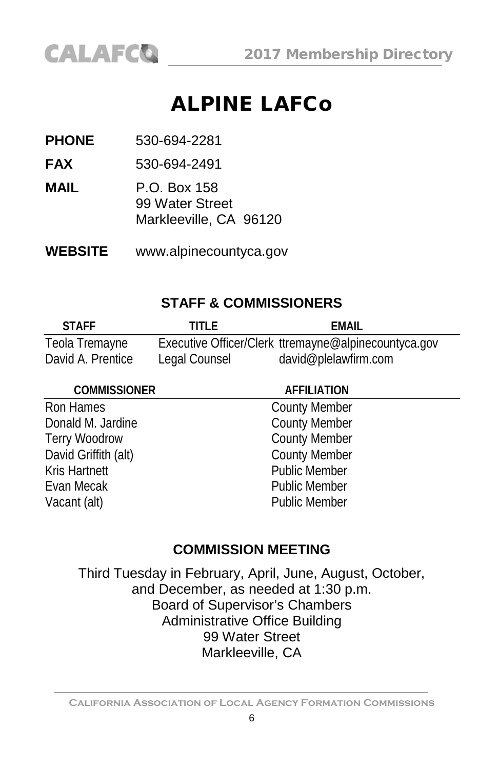# ALPINE LAFCo

**PHONE** 530-694-2281

**FAX** 530-694-2491

**MAIL** P.O. Box 158
99 Water Street
Markleeville, CA 96120

**WEBSITE** www.alpinecountyca.gov

## STAFF & COMMISSIONERS

| STAFF | TITLE | EMAIL |
|---|---|---|
| Teola Tremayne | Executive Officer/Clerk | ttremayne@alpinecountyca.gov |
| David A. Prentice | Legal Counsel | david@plelawfirm.com |

| COMMISSIONER | AFFILIATION |
|---|---|
| Ron Hames | County Member |
| Donald M. Jardine | County Member |
| Terry Woodrow | County Member |
| David Griffith (alt) | County Member |
| Kris Hartnett | Public Member |
| Evan Mecak | Public Member |
| Vacant (alt) | Public Member |

## COMMISSION MEETING

Third Tuesday in February, April, June, August, October, and December, as needed at 1:30 p.m.
Board of Supervisor's Chambers
Administrative Office Building
99 Water Street
Markleeville, CA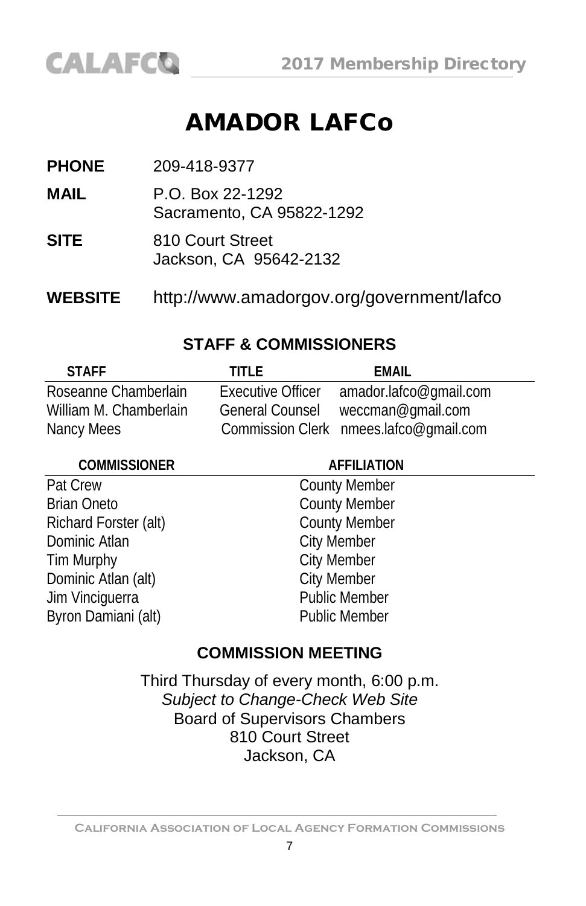# AMADOR LAFCo

**PHONE** 209-418-9377

**MAIL** P.O. Box 22-1292
Sacramento, CA 95822-1292

**SITE** 810 Court Street
Jackson, CA 95642-2132

**WEBSITE** http://www.amadorgov.org/government/lafco

## STAFF & COMMISSIONERS

| STAFF | TITLE | EMAIL |
|---|---|---|
| Roseanne Chamberlain | Executive Officer | amador.lafco@gmail.com |
| William M. Chamberlain | General Counsel | weccman@gmail.com |
| Nancy Mees | Commission Clerk | nmees.lafco@gmail.com |

| COMMISSIONER | AFFILIATION |
|---|---|
| Pat Crew | County Member |
| Brian Oneto | County Member |
| Richard Forster (alt) | County Member |
| Dominic Atlan | City Member |
| Tim Murphy | City Member |
| Dominic Atlan (alt) | City Member |
| Jim Vinciguerra | Public Member |
| Byron Damiani (alt) | Public Member |

## COMMISSION MEETING

Third Thursday of every month, 6:00 p.m.
*Subject to Change-Check Web Site*
Board of Supervisors Chambers
810 Court Street
Jackson, CA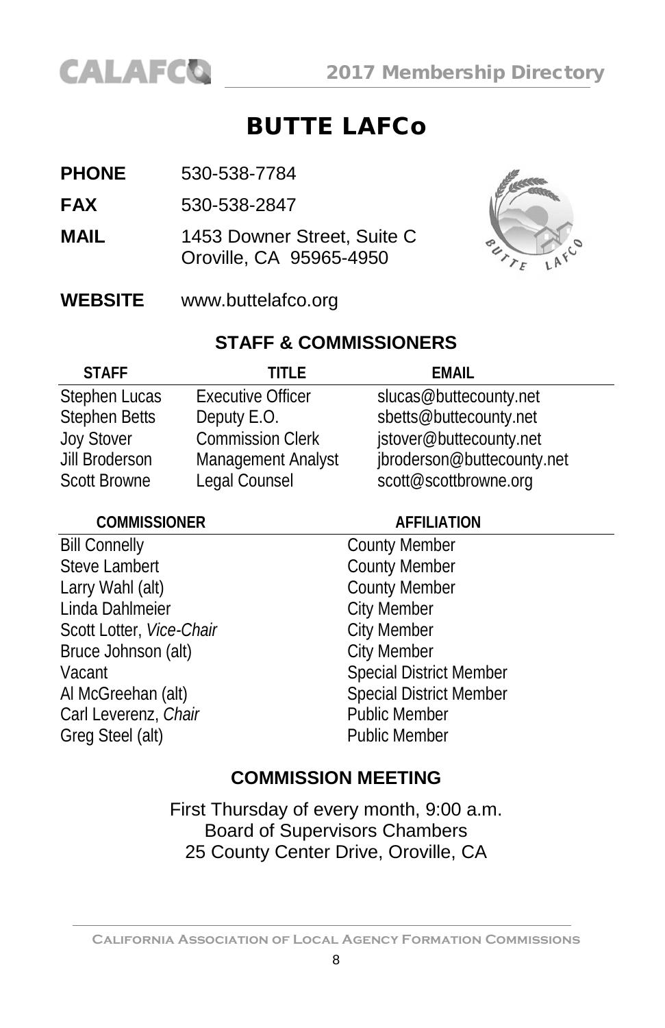# BUTTE LAFCo

**PHONE** 530-538-7784

**FAX** 530-538-2847

**MAIL** 1453 Downer Street, Suite C
Oroville, CA 95965-4950

**WEBSITE** www.buttelafco.org

## STAFF & COMMISSIONERS

| STAFF | TITLE | EMAIL |
|---|---|---|
| Stephen Lucas | Executive Officer | slucas@buttecounty.net |
| Stephen Betts | Deputy E.O. | sbetts@buttecounty.net |
| Joy Stover | Commission Clerk | jstover@buttecounty.net |
| Jill Broderson | Management Analyst | jbroderson@buttecounty.net |
| Scott Browne | Legal Counsel | scott@scottbrowne.org |

| COMMISSIONER | AFFILIATION |
|---|---|
| Bill Connelly | County Member |
| Steve Lambert | County Member |
| Larry Wahl (alt) | County Member |
| Linda Dahlmeier | City Member |
| Scott Lotter, *Vice-Chair* | City Member |
| Bruce Johnson (alt) | City Member |
| Vacant | Special District Member |
| Al McGreehan (alt) | Special District Member |
| Carl Leverenz, *Chair* | Public Member |
| Greg Steel (alt) | Public Member |

## COMMISSION MEETING

First Thursday of every month, 9:00 a.m.
Board of Supervisors Chambers
25 County Center Drive, Oroville, CA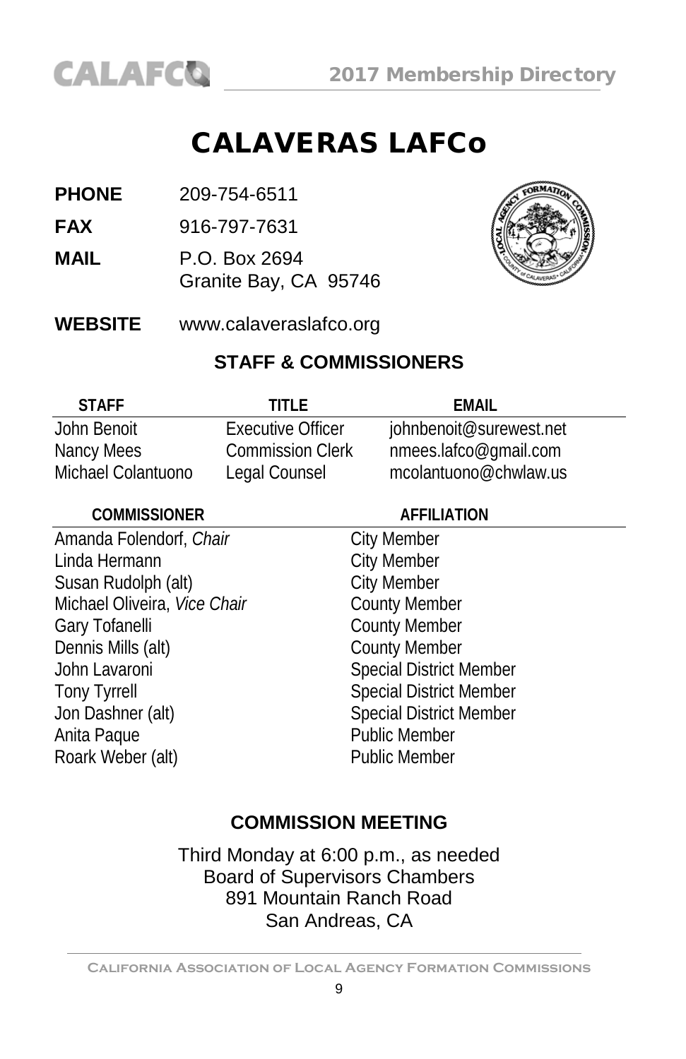# CALAVERAS LAFCo

**PHONE** 209-754-6511

**FAX** 916-797-7631

**MAIL** P.O. Box 2694
Granite Bay, CA 95746

**WEBSITE** www.calaveraslafco.org

## STAFF & COMMISSIONERS

| STAFF | TITLE | EMAIL |
|---|---|---|
| John Benoit | Executive Officer | johnbenoit@surewest.net |
| Nancy Mees | Commission Clerk | nmees.lafco@gmail.com |
| Michael Colantuono | Legal Counsel | mcolantuono@chwlaw.us |

| COMMISSIONER | AFFILIATION |
|---|---|
| Amanda Folendorf, *Chair* | City Member |
| Linda Hermann | City Member |
| Susan Rudolph (alt) | City Member |
| Michael Oliveira, *Vice Chair* | County Member |
| Gary Tofanelli | County Member |
| Dennis Mills (alt) | County Member |
| John Lavaroni | Special District Member |
| Tony Tyrrell | Special District Member |
| Jon Dashner (alt) | Special District Member |
| Anita Paque | Public Member |
| Roark Weber (alt) | Public Member |

## COMMISSION MEETING

Third Monday at 6:00 p.m., as needed
Board of Supervisors Chambers
891 Mountain Ranch Road
San Andreas, CA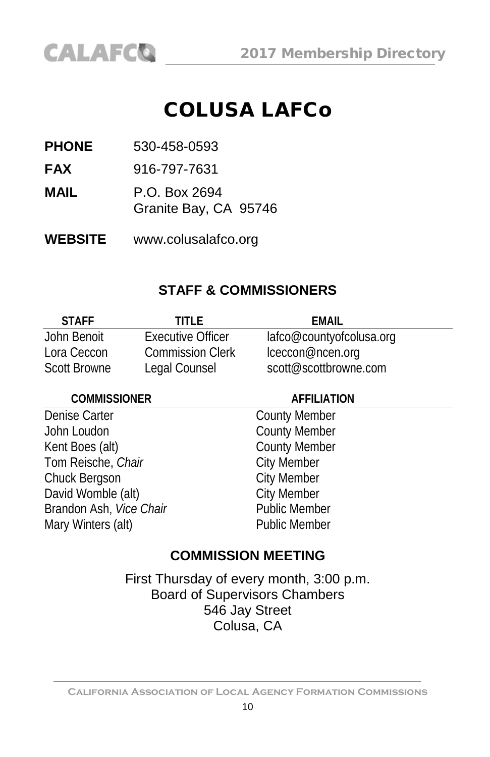# COLUSA LAFCo

**PHONE** 530-458-0593

**FAX** 916-797-7631

**MAIL** P.O. Box 2694
Granite Bay, CA 95746

**WEBSITE** www.colusalafco.org

## STAFF & COMMISSIONERS

| STAFF | TITLE | EMAIL |
|---|---|---|
| John Benoit | Executive Officer | lafco@countyofcolusa.org |
| Lora Ceccon | Commission Clerk | lceccon@ncen.org |
| Scott Browne | Legal Counsel | scott@scottbrowne.com |

| COMMISSIONER | AFFILIATION |
|---|---|
| Denise Carter | County Member |
| John Loudon | County Member |
| Kent Boes (alt) | County Member |
| Tom Reische, *Chair* | City Member |
| Chuck Bergson | City Member |
| David Womble (alt) | City Member |
| Brandon Ash, *Vice Chair* | Public Member |
| Mary Winters (alt) | Public Member |

## COMMISSION MEETING

First Thursday of every month, 3:00 p.m.
Board of Supervisors Chambers
546 Jay Street
Colusa, CA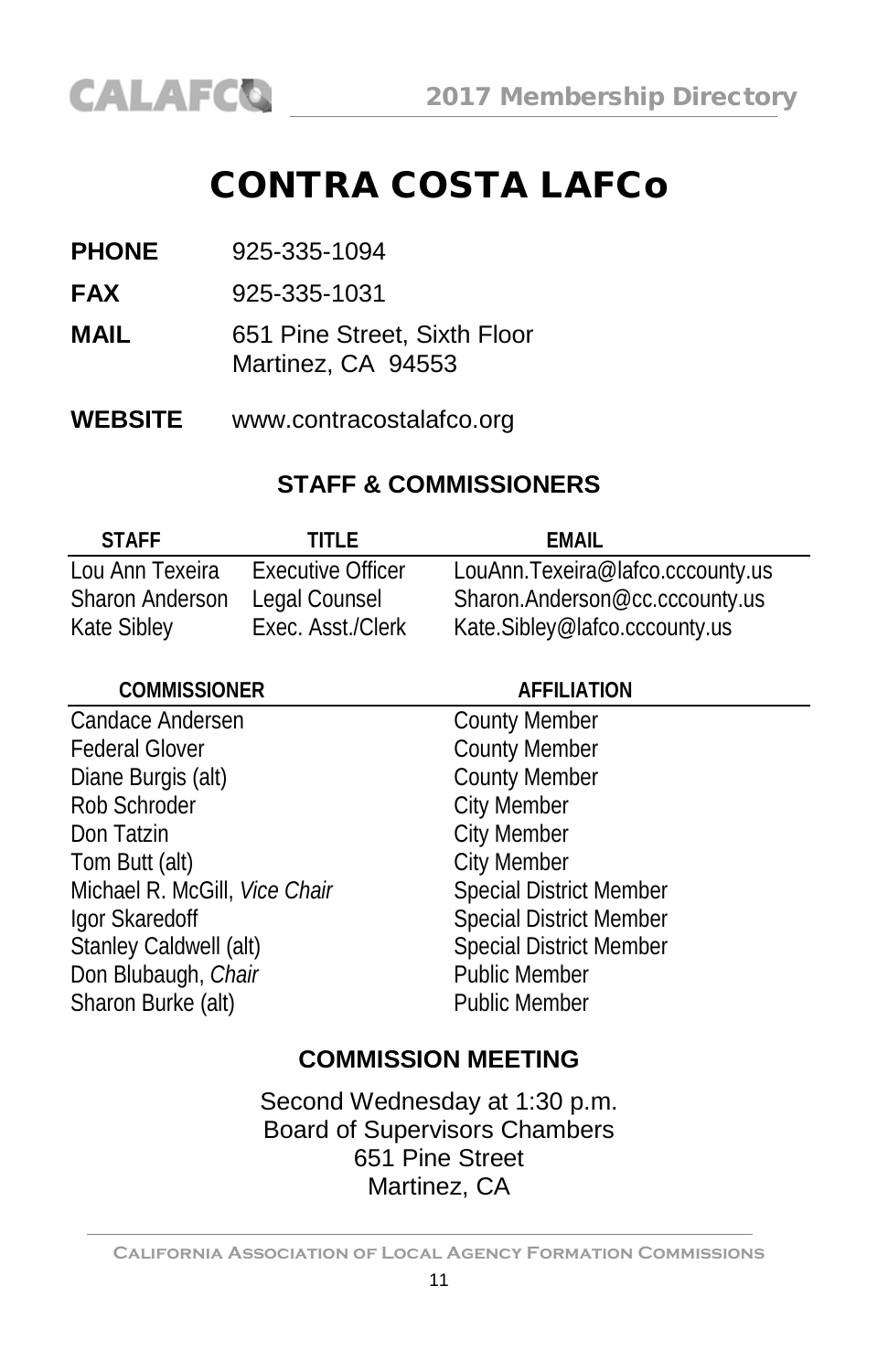# CONTRA COSTA LAFCo

**PHONE** 925-335-1094

**FAX** 925-335-1031

**MAIL** 651 Pine Street, Sixth Floor
Martinez, CA 94553

**WEBSITE** www.contracostalafco.org

## STAFF & COMMISSIONERS

| STAFF | TITLE | EMAIL |
|---|---|---|
| Lou Ann Texeira | Executive Officer | LouAnn.Texeira@lafco.cccounty.us |
| Sharon Anderson | Legal Counsel | Sharon.Anderson@cc.cccounty.us |
| Kate Sibley | Exec. Asst./Clerk | Kate.Sibley@lafco.cccounty.us |

| COMMISSIONER | AFFILIATION |
|---|---|
| Candace Andersen | County Member |
| Federal Glover | County Member |
| Diane Burgis (alt) | County Member |
| Rob Schroder | City Member |
| Don Tatzin | City Member |
| Tom Butt (alt) | City Member |
| Michael R. McGill, *Vice Chair* | Special District Member |
| Igor Skaredoff | Special District Member |
| Stanley Caldwell (alt) | Special District Member |
| Don Blubaugh, *Chair* | Public Member |
| Sharon Burke (alt) | Public Member |

## COMMISSION MEETING

Second Wednesday at 1:30 p.m.
Board of Supervisors Chambers
651 Pine Street
Martinez, CA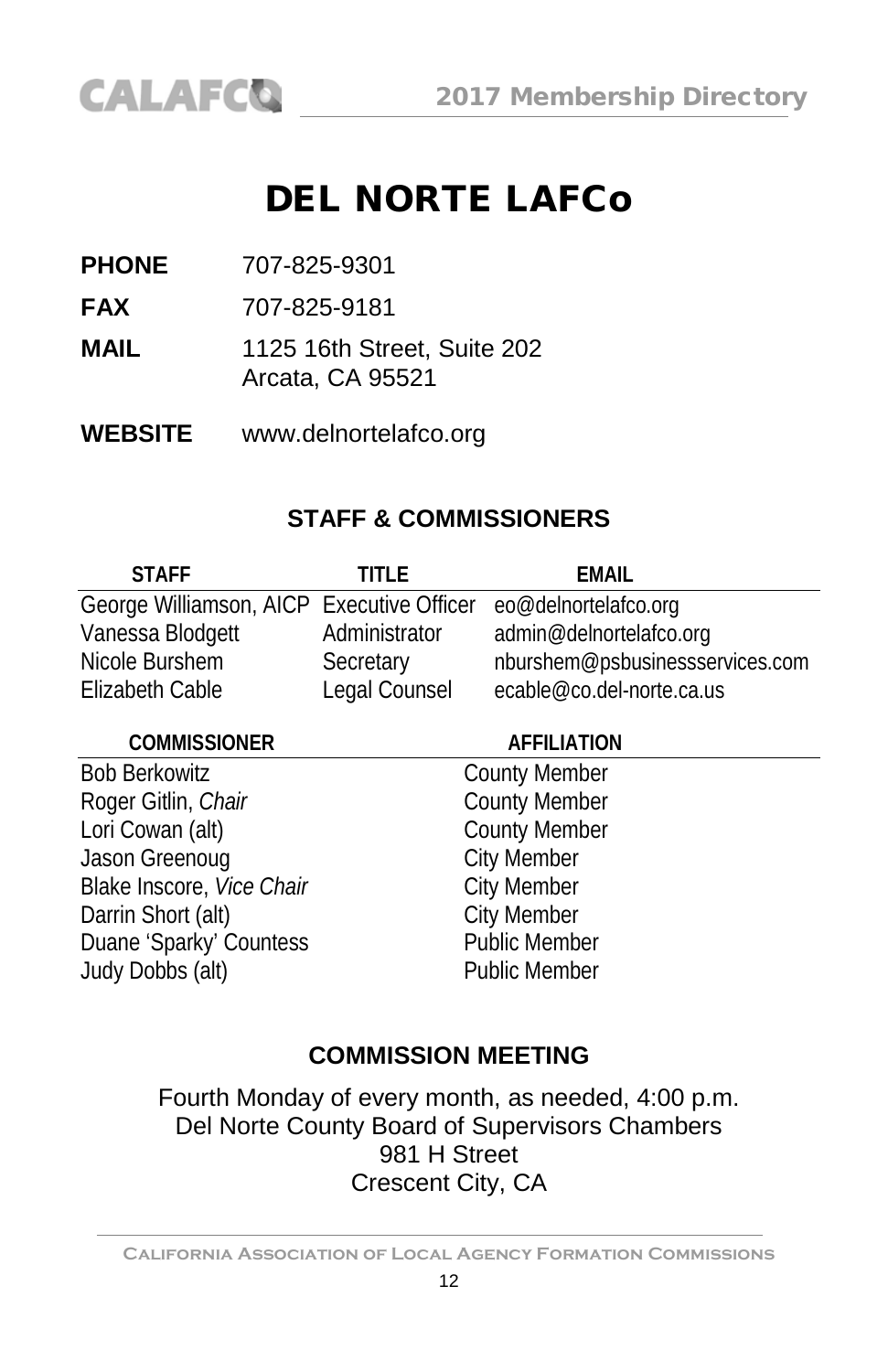# DEL NORTE LAFCo

**PHONE** 707-825-9301

**FAX** 707-825-9181

**MAIL** 1125 16th Street, Suite 202
Arcata, CA 95521

**WEBSITE** www.delnortelafco.org

## STAFF & COMMISSIONERS

| STAFF | TITLE | EMAIL |
|---|---|---|
| George Williamson, AICP | Executive Officer | eo@delnortelafco.org |
| Vanessa Blodgett | Administrator | admin@delnortelafco.org |
| Nicole Burshem | Secretary | nburshem@psbusinessservices.com |
| Elizabeth Cable | Legal Counsel | ecable@co.del-norte.ca.us |

| COMMISSIONER | AFFILIATION |
|---|---|
| Bob Berkowitz | County Member |
| Roger Gitlin, *Chair* | County Member |
| Lori Cowan (alt) | County Member |
| Jason Greenoug | City Member |
| Blake Inscore, *Vice Chair* | City Member |
| Darrin Short (alt) | City Member |
| Duane 'Sparky' Countess | Public Member |
| Judy Dobbs (alt) | Public Member |

## COMMISSION MEETING

Fourth Monday of every month, as needed, 4:00 p.m.
Del Norte County Board of Supervisors Chambers
981 H Street
Crescent City, CA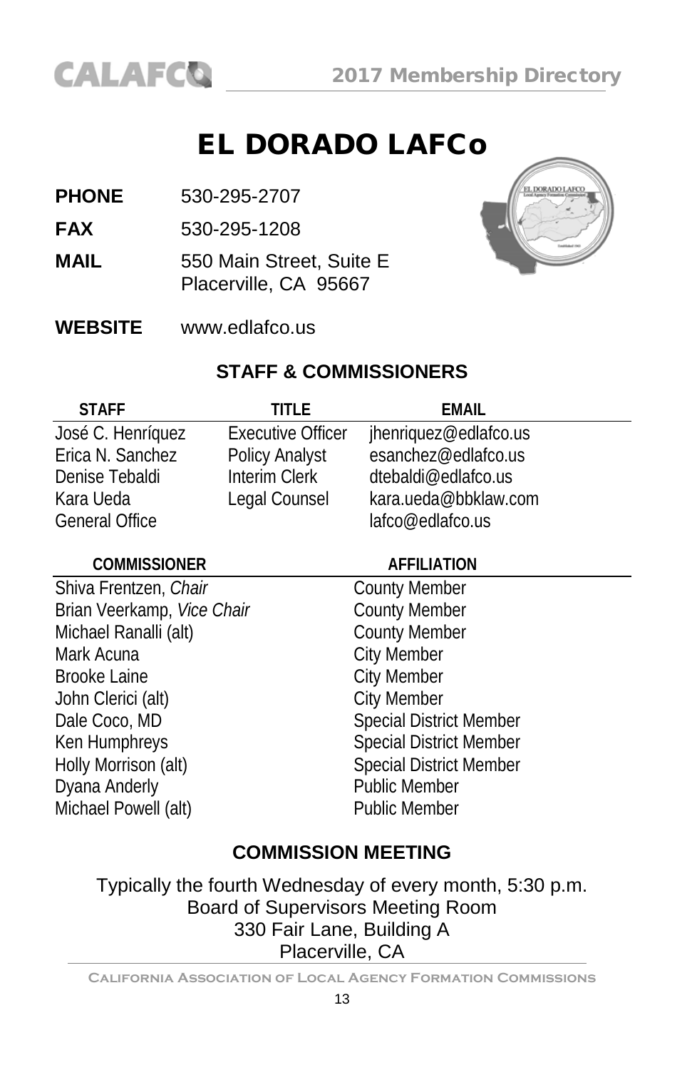# EL DORADO LAFCo

**PHONE** 530-295-2707

**FAX** 530-295-1208

**MAIL** 550 Main Street, Suite E
Placerville, CA 95667

**WEBSITE** www.edlafco.us

## STAFF & COMMISSIONERS

| STAFF | TITLE | EMAIL |
|---|---|---|
| José C. Henríquez | Executive Officer | jhenriquez@edlafco.us |
| Erica N. Sanchez | Policy Analyst | esanchez@edlafco.us |
| Denise Tebaldi | Interim Clerk | dtebaldi@edlafco.us |
| Kara Ueda | Legal Counsel | kara.ueda@bbklaw.com |
| General Office | | lafco@edlafco.us |

| COMMISSIONER | AFFILIATION |
|---|---|
| Shiva Frentzen, *Chair* | County Member |
| Brian Veerkamp, *Vice Chair* | County Member |
| Michael Ranalli (alt) | County Member |
| Mark Acuna | City Member |
| Brooke Laine | City Member |
| John Clerici (alt) | City Member |
| Dale Coco, MD | Special District Member |
| Ken Humphreys | Special District Member |
| Holly Morrison (alt) | Special District Member |
| Dyana Anderly | Public Member |
| Michael Powell (alt) | Public Member |

## COMMISSION MEETING

Typically the fourth Wednesday of every month, 5:30 p.m.
Board of Supervisors Meeting Room
330 Fair Lane, Building A
Placerville, CA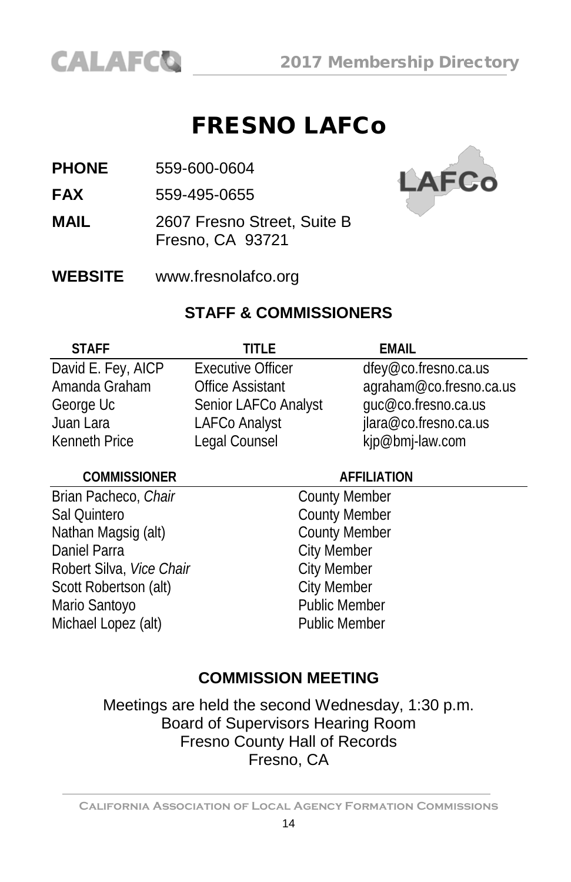# FRESNO LAFCo

**PHONE** 559-600-0604

**FAX** 559-495-0655

**MAIL** 2607 Fresno Street, Suite B
Fresno, CA 93721

**WEBSITE** www.fresnolafco.org

## STAFF & COMMISSIONERS

| STAFF | TITLE | EMAIL |
|---|---|---|
| David E. Fey, AICP | Executive Officer | dfey@co.fresno.ca.us |
| Amanda Graham | Office Assistant | agraham@co.fresno.ca.us |
| George Uc | Senior LAFCo Analyst | guc@co.fresno.ca.us |
| Juan Lara | LAFCo Analyst | jlara@co.fresno.ca.us |
| Kenneth Price | Legal Counsel | kjp@bmj-law.com |

| COMMISSIONER | AFFILIATION |
|---|---|
| Brian Pacheco, *Chair* | County Member |
| Sal Quintero | County Member |
| Nathan Magsig (alt) | County Member |
| Daniel Parra | City Member |
| Robert Silva, *Vice Chair* | City Member |
| Scott Robertson (alt) | City Member |
| Mario Santoyo | Public Member |
| Michael Lopez (alt) | Public Member |

## COMMISSION MEETING

Meetings are held the second Wednesday, 1:30 p.m.
Board of Supervisors Hearing Room
Fresno County Hall of Records
Fresno, CA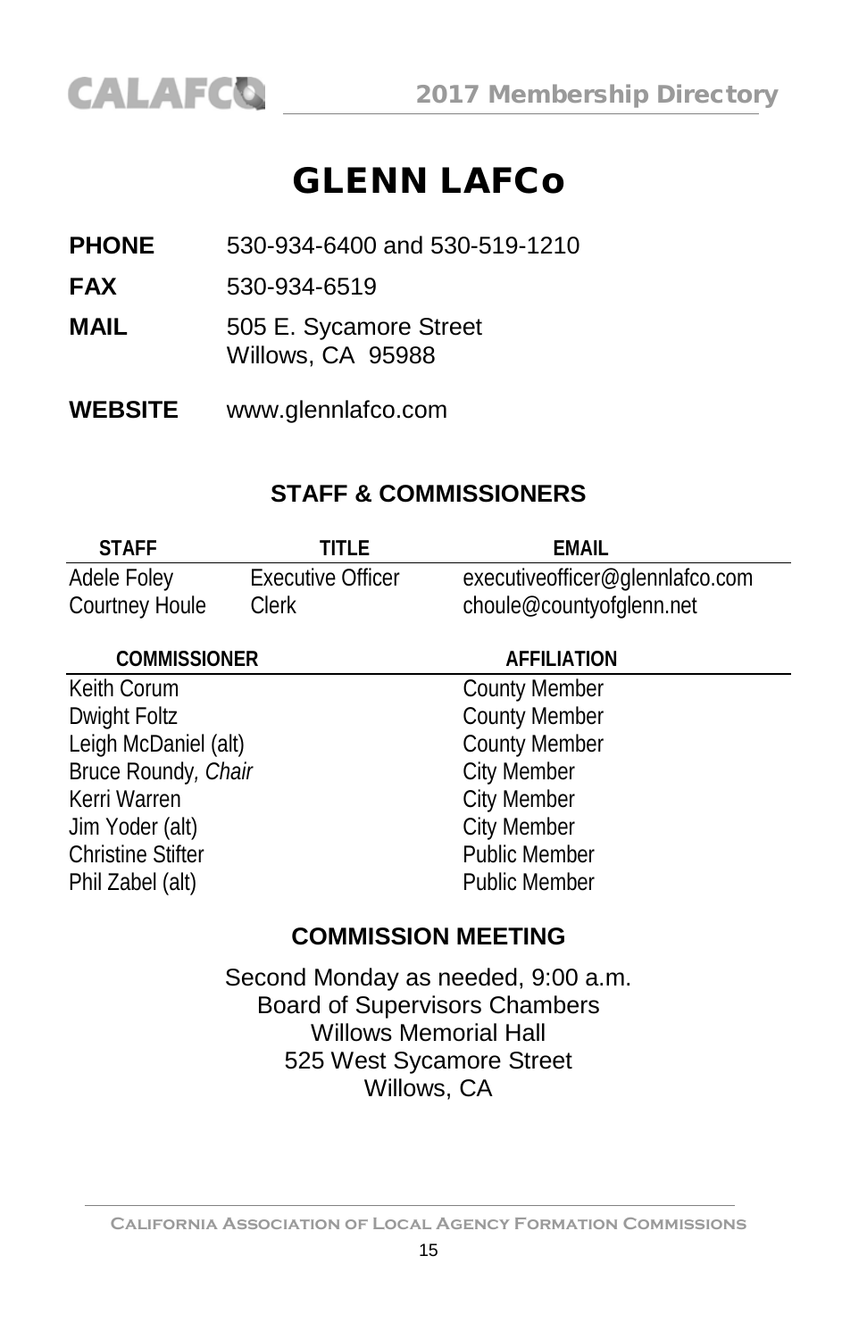# GLENN LAFCo

**PHONE** 530-934-6400 and 530-519-1210

**FAX** 530-934-6519

**MAIL** 505 E. Sycamore Street
Willows, CA 95988

**WEBSITE** www.glennlafco.com

## STAFF & COMMISSIONERS

| STAFF | TITLE | EMAIL |
|---|---|---|
| Adele Foley | Executive Officer | executiveofficer@glennlafco.com |
| Courtney Houle | Clerk | choule@countyofglenn.net |

| COMMISSIONER | AFFILIATION |
|---|---|
| Keith Corum | County Member |
| Dwight Foltz | County Member |
| Leigh McDaniel (alt) | County Member |
| Bruce Roundy, *Chair* | City Member |
| Kerri Warren | City Member |
| Jim Yoder (alt) | City Member |
| Christine Stifter | Public Member |
| Phil Zabel (alt) | Public Member |

## COMMISSION MEETING

Second Monday as needed, 9:00 a.m.
Board of Supervisors Chambers
Willows Memorial Hall
525 West Sycamore Street
Willows, CA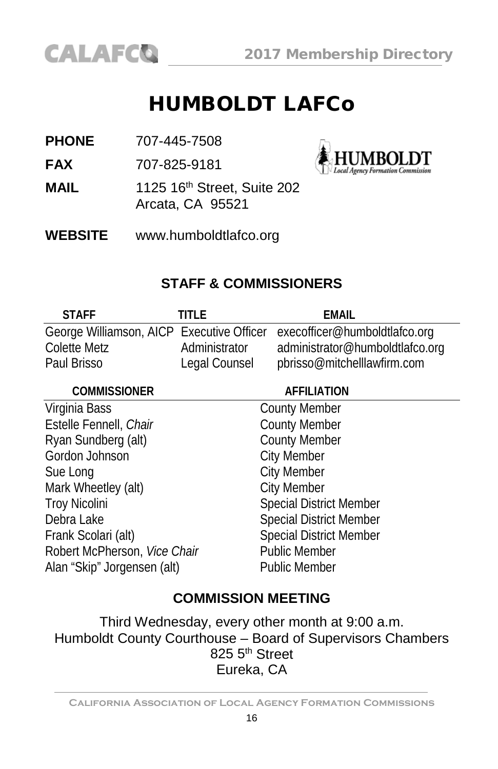# HUMBOLDT LAFCo

**PHONE** 707-445-7508

**FAX** 707-825-9181

**MAIL** 1125 16th Street, Suite 202
Arcata, CA 95521

**WEBSITE** www.humboldtlafco.org

## STAFF & COMMISSIONERS

| STAFF | TITLE | EMAIL |
|---|---|---|
| George Williamson, AICP | Executive Officer | execofficer@humboldtlafco.org |
| Colette Metz | Administrator | administrator@humboldtlafco.org |
| Paul Brisso | Legal Counsel | pbrisso@mitchelllawfirm.com |

| COMMISSIONER | AFFILIATION |
|---|---|
| Virginia Bass | County Member |
| Estelle Fennell, *Chair* | County Member |
| Ryan Sundberg (alt) | County Member |
| Gordon Johnson | City Member |
| Sue Long | City Member |
| Mark Wheetley (alt) | City Member |
| Troy Nicolini | Special District Member |
| Debra Lake | Special District Member |
| Frank Scolari (alt) | Special District Member |
| Robert McPherson, *Vice Chair* | Public Member |
| Alan "Skip" Jorgensen (alt) | Public Member |

## COMMISSION MEETING

Third Wednesday, every other month at 9:00 a.m.
Humboldt County Courthouse – Board of Supervisors Chambers
825 5th Street
Eureka, CA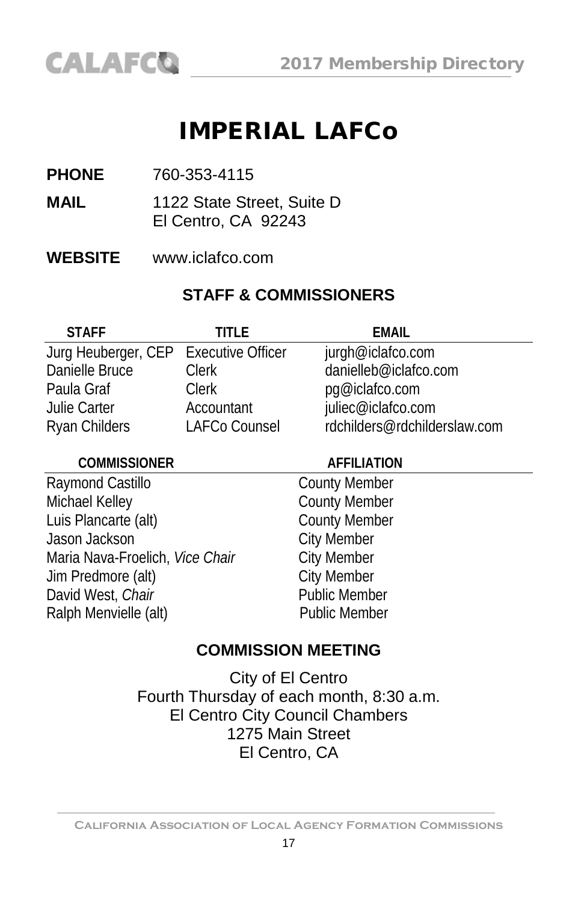# IMPERIAL LAFCo

**PHONE** 760-353-4115

**MAIL** 1122 State Street, Suite D
El Centro, CA 92243

**WEBSITE** www.iclafco.com

## STAFF & COMMISSIONERS

| STAFF | TITLE | EMAIL |
|---|---|---|
| Jurg Heuberger, CEP | Executive Officer | jurgh@iclafco.com |
| Danielle Bruce | Clerk | danielleb@iclafco.com |
| Paula Graf | Clerk | pg@iclafco.com |
| Julie Carter | Accountant | juliec@iclafco.com |
| Ryan Childers | LAFCo Counsel | rdchilders@rdchilderslaw.com |

| COMMISSIONER | AFFILIATION |
|---|---|
| Raymond Castillo | County Member |
| Michael Kelley | County Member |
| Luis Plancarte (alt) | County Member |
| Jason Jackson | City Member |
| Maria Nava-Froelich, *Vice Chair* | City Member |
| Jim Predmore (alt) | City Member |
| David West, *Chair* | Public Member |
| Ralph Menvielle (alt) | Public Member |

## COMMISSION MEETING

City of El Centro
Fourth Thursday of each month, 8:30 a.m.
El Centro City Council Chambers
1275 Main Street
El Centro, CA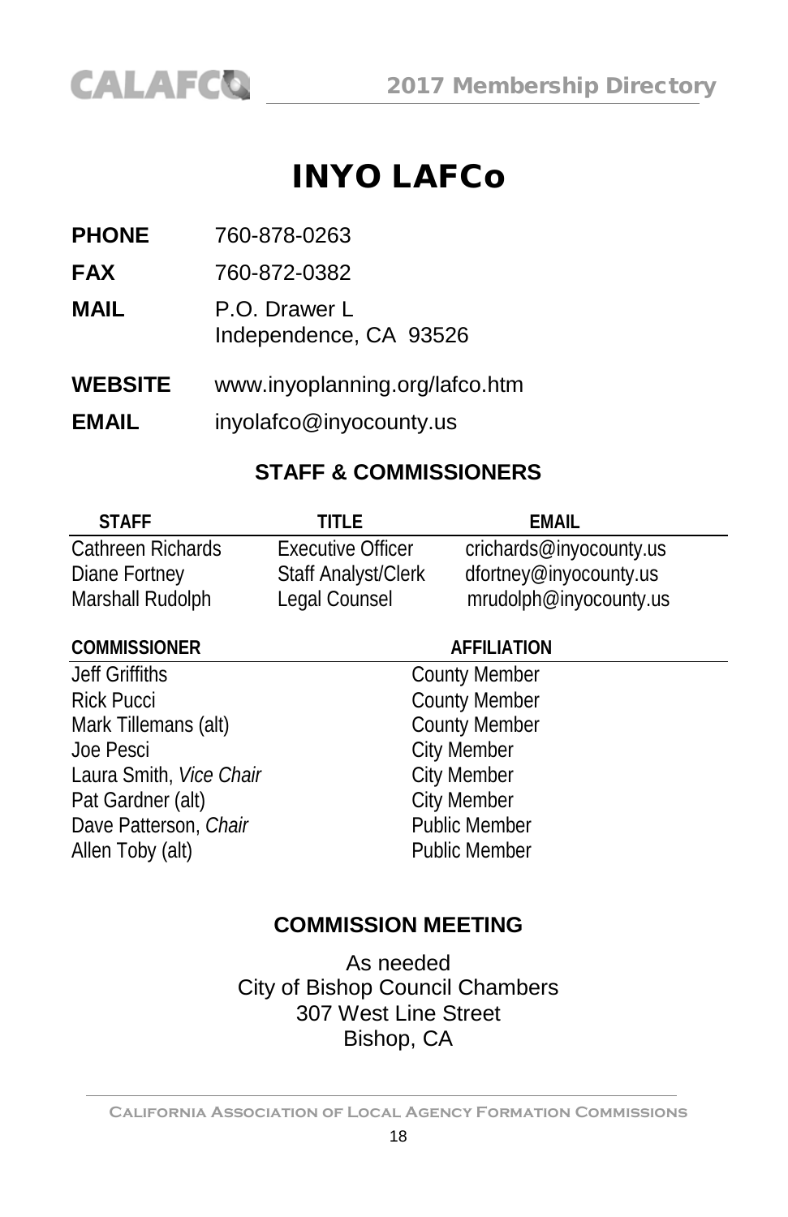# INYO LAFCo

| | |
|---|---|
| **PHONE** | 760-878-0263 |
| **FAX** | 760-872-0382 |
| **MAIL** | P.O. Drawer L<br>Independence, CA 93526 |
| **WEBSITE** | www.inyoplanning.org/lafco.htm |
| **EMAIL** | inyolafco@inyocounty.us |

## STAFF & COMMISSIONERS

| STAFF | TITLE | EMAIL |
|---|---|---|
| Cathreen Richards | Executive Officer | crichards@inyocounty.us |
| Diane Fortney | Staff Analyst/Clerk | dfortney@inyocounty.us |
| Marshall Rudolph | Legal Counsel | mrudolph@inyocounty.us |

| COMMISSIONER | AFFILIATION |
|---|---|
| Jeff Griffiths | County Member |
| Rick Pucci | County Member |
| Mark Tillemans (alt) | County Member |
| Joe Pesci | City Member |
| Laura Smith, *Vice Chair* | City Member |
| Pat Gardner (alt) | City Member |
| Dave Patterson, *Chair* | Public Member |
| Allen Toby (alt) | Public Member |

## COMMISSION MEETING

As needed
City of Bishop Council Chambers
307 West Line Street
Bishop, CA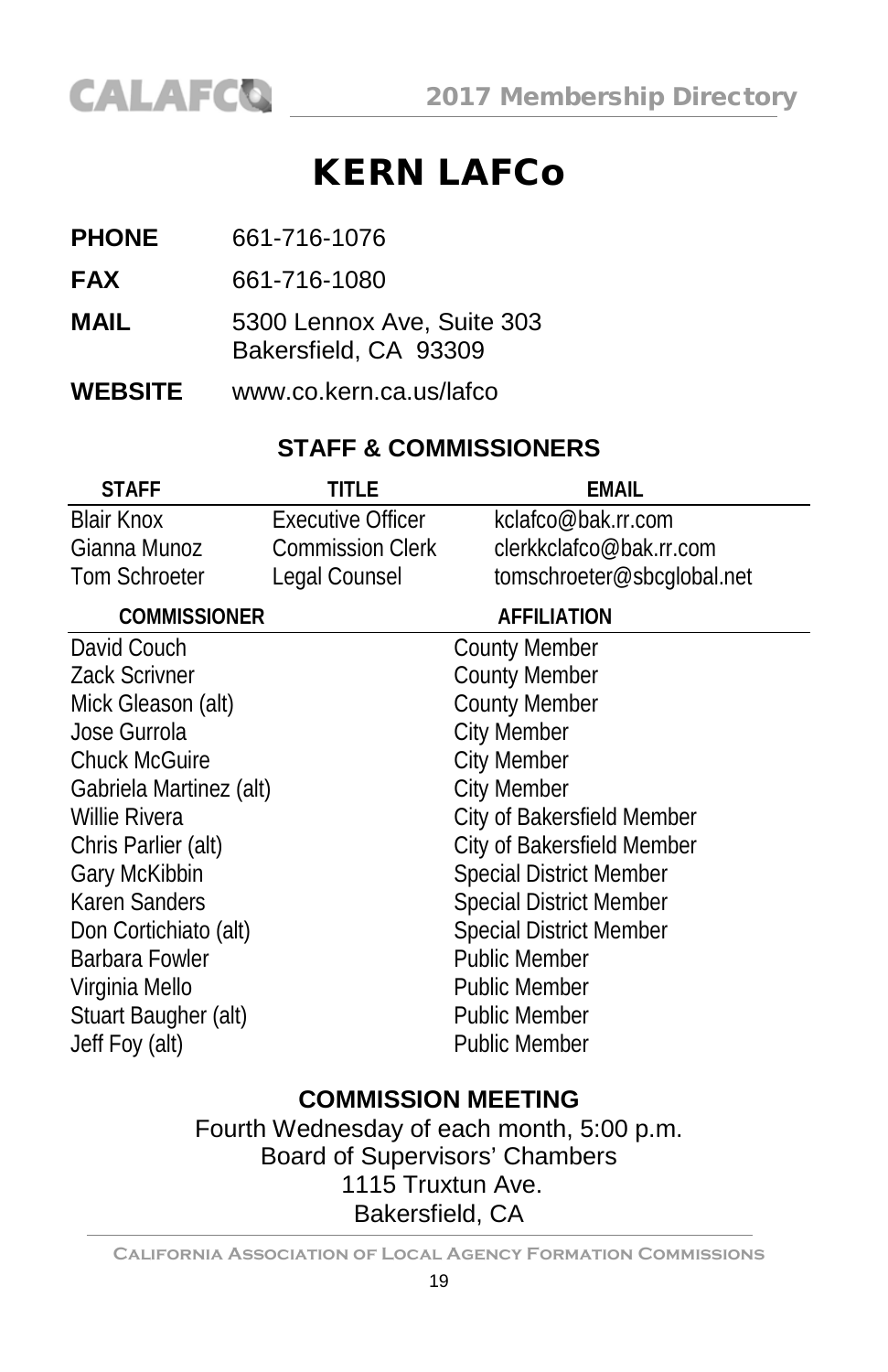# KERN LAFCo

**PHONE** 661-716-1076

**FAX** 661-716-1080

**MAIL** 5300 Lennox Ave, Suite 303
Bakersfield, CA 93309

**WEBSITE** www.co.kern.ca.us/lafco

## STAFF & COMMISSIONERS

| STAFF | TITLE | EMAIL |
|---|---|---|
| Blair Knox | Executive Officer | kclafco@bak.rr.com |
| Gianna Munoz | Commission Clerk | clerkkclafco@bak.rr.com |
| Tom Schroeter | Legal Counsel | tomschroeter@sbcglobal.net |

| COMMISSIONER | AFFILIATION |
|---|---|
| David Couch | County Member |
| Zack Scrivner | County Member |
| Mick Gleason (alt) | County Member |
| Jose Gurrola | City Member |
| Chuck McGuire | City Member |
| Gabriela Martinez (alt) | City Member |
| Willie Rivera | City of Bakersfield Member |
| Chris Parlier (alt) | City of Bakersfield Member |
| Gary McKibbin | Special District Member |
| Karen Sanders | Special District Member |
| Don Cortichiato (alt) | Special District Member |
| Barbara Fowler | Public Member |
| Virginia Mello | Public Member |
| Stuart Baugher (alt) | Public Member |
| Jeff Foy (alt) | Public Member |

## COMMISSION MEETING

Fourth Wednesday of each month, 5:00 p.m.
Board of Supervisors' Chambers
1115 Truxtun Ave.
Bakersfield, CA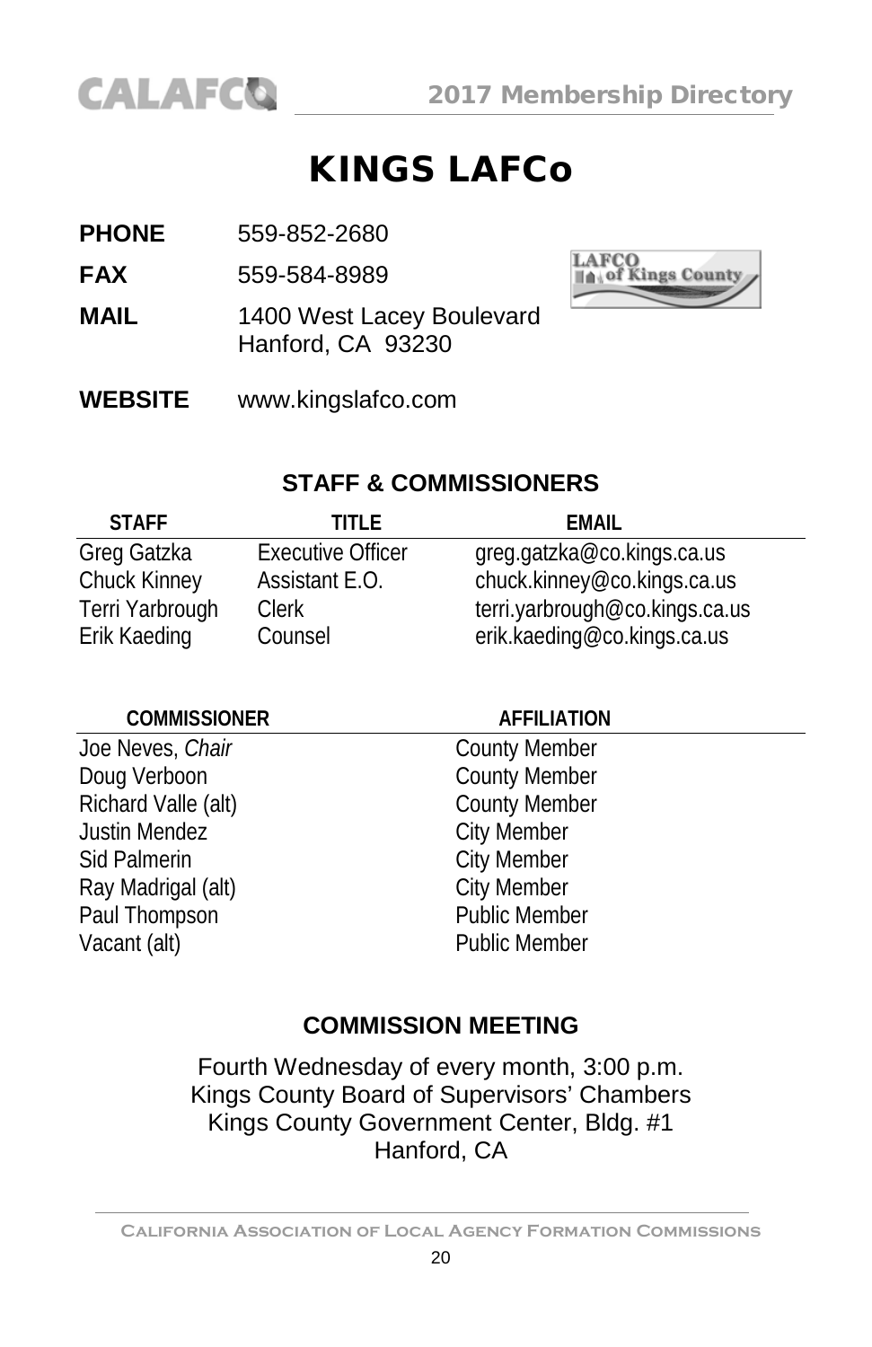# KINGS LAFCo

**PHONE** 559-852-2680

**FAX** 559-584-8989

**MAIL** 1400 West Lacey Boulevard
Hanford, CA 93230

**WEBSITE** www.kingslafco.com

## STAFF & COMMISSIONERS

| STAFF | TITLE | EMAIL |
|---|---|---|
| Greg Gatzka | Executive Officer | greg.gatzka@co.kings.ca.us |
| Chuck Kinney | Assistant E.O. | chuck.kinney@co.kings.ca.us |
| Terri Yarbrough | Clerk | terri.yarbrough@co.kings.ca.us |
| Erik Kaeding | Counsel | erik.kaeding@co.kings.ca.us |

| COMMISSIONER | AFFILIATION |
|---|---|
| Joe Neves, *Chair* | County Member |
| Doug Verboon | County Member |
| Richard Valle (alt) | County Member |
| Justin Mendez | City Member |
| Sid Palmerin | City Member |
| Ray Madrigal (alt) | City Member |
| Paul Thompson | Public Member |
| Vacant (alt) | Public Member |

## COMMISSION MEETING

Fourth Wednesday of every month, 3:00 p.m.
Kings County Board of Supervisors' Chambers
Kings County Government Center, Bldg. #1
Hanford, CA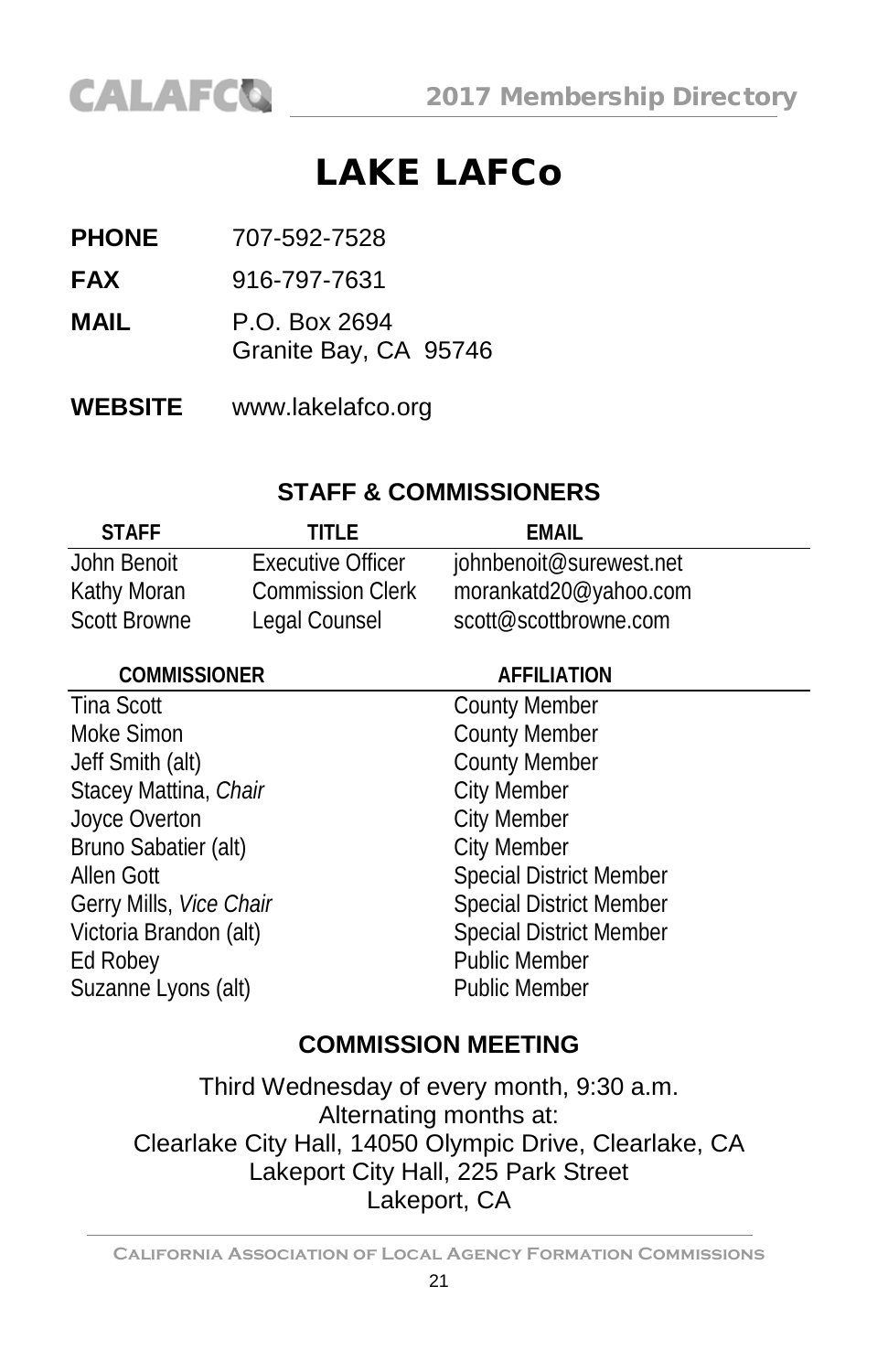# LAKE LAFCo

**PHONE** 707-592-7528

**FAX** 916-797-7631

**MAIL** P.O. Box 2694
Granite Bay, CA 95746

**WEBSITE** www.lakelafco.org

## STAFF & COMMISSIONERS

| STAFF | TITLE | EMAIL |
|---|---|---|
| John Benoit | Executive Officer | johnbenoit@surewest.net |
| Kathy Moran | Commission Clerk | morankatd20@yahoo.com |
| Scott Browne | Legal Counsel | scott@scottbrowne.com |

| COMMISSIONER | AFFILIATION |
|---|---|
| Tina Scott | County Member |
| Moke Simon | County Member |
| Jeff Smith (alt) | County Member |
| Stacey Mattina, *Chair* | City Member |
| Joyce Overton | City Member |
| Bruno Sabatier (alt) | City Member |
| Allen Gott | Special District Member |
| Gerry Mills, *Vice Chair* | Special District Member |
| Victoria Brandon (alt) | Special District Member |
| Ed Robey | Public Member |
| Suzanne Lyons (alt) | Public Member |

## COMMISSION MEETING

Third Wednesday of every month, 9:30 a.m.
Alternating months at:
Clearlake City Hall, 14050 Olympic Drive, Clearlake, CA
Lakeport City Hall, 225 Park Street
Lakeport, CA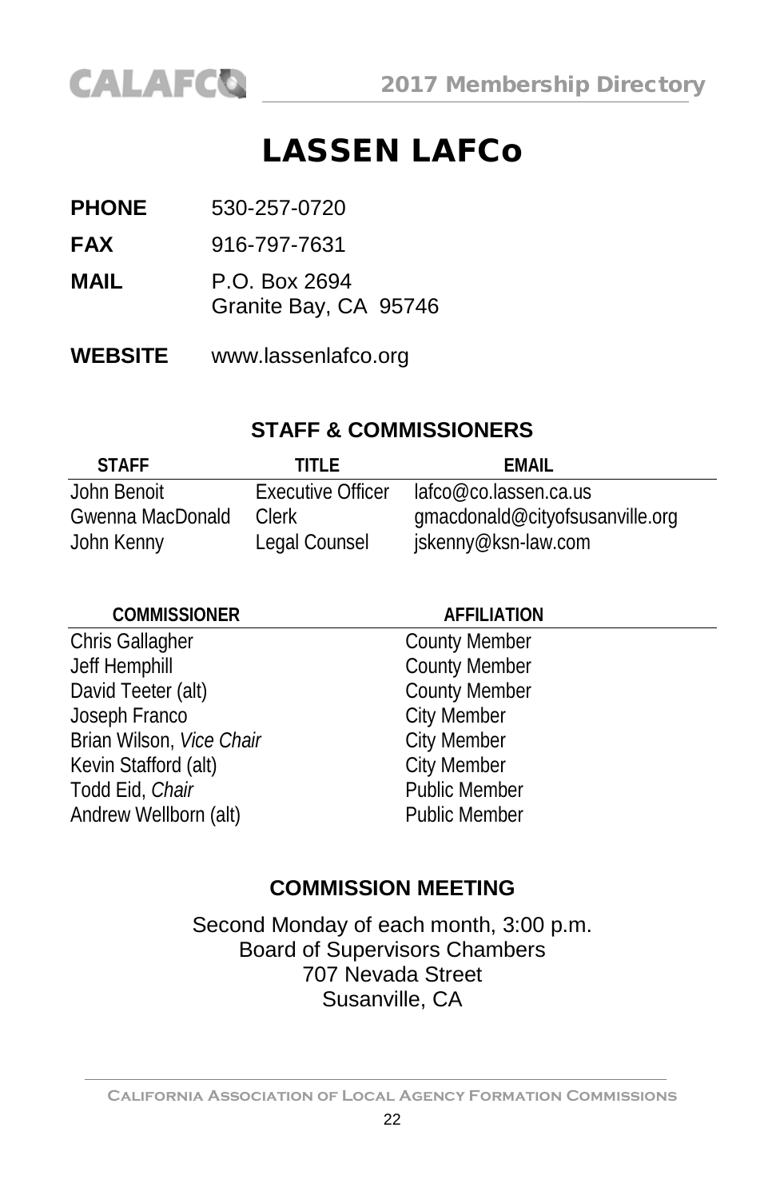# LASSEN LAFCo

**PHONE** 530-257-0720

**FAX** 916-797-7631

**MAIL** P.O. Box 2694
Granite Bay, CA 95746

**WEBSITE** www.lassenlafco.org

## STAFF & COMMISSIONERS

| STAFF | TITLE | EMAIL |
|---|---|---|
| John Benoit | Executive Officer | lafco@co.lassen.ca.us |
| Gwenna MacDonald | Clerk | gmacdonald@cityofsusanville.org |
| John Kenny | Legal Counsel | jskenny@ksn-law.com |

| COMMISSIONER | AFFILIATION |
|---|---|
| Chris Gallagher | County Member |
| Jeff Hemphill | County Member |
| David Teeter (alt) | County Member |
| Joseph Franco | City Member |
| Brian Wilson, *Vice Chair* | City Member |
| Kevin Stafford (alt) | City Member |
| Todd Eid, *Chair* | Public Member |
| Andrew Wellborn (alt) | Public Member |

## COMMISSION MEETING

Second Monday of each month, 3:00 p.m.
Board of Supervisors Chambers
707 Nevada Street
Susanville, CA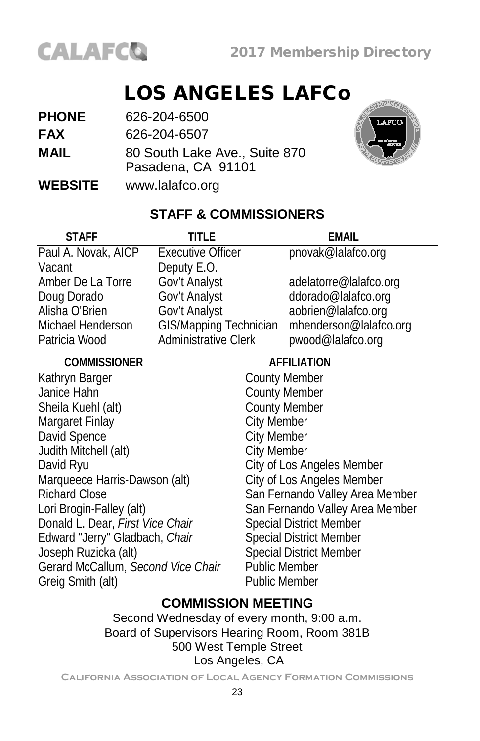# LOS ANGELES LAFCo

**PHONE** 626-204-6500
**FAX** 626-204-6507
**MAIL** 80 South Lake Ave., Suite 870
Pasadena, CA 91101
**WEBSITE** www.lalafco.org

## STAFF & COMMISSIONERS

| STAFF | TITLE | EMAIL |
|---|---|---|
| Paul A. Novak, AICP | Executive Officer | pnovak@lalafco.org |
| Vacant | Deputy E.O. | |
| Amber De La Torre | Gov't Analyst | adelatorre@lalafco.org |
| Doug Dorado | Gov't Analyst | ddorado@lalafco.org |
| Alisha O'Brien | Gov't Analyst | aobrien@lalafco.org |
| Michael Henderson | GIS/Mapping Technician | mhenderson@lalafco.org |
| Patricia Wood | Administrative Clerk | pwood@lalafco.org |

| COMMISSIONER | AFFILIATION |
|---|---|
| Kathryn Barger | County Member |
| Janice Hahn | County Member |
| Sheila Kuehl (alt) | County Member |
| Margaret Finlay | City Member |
| David Spence | City Member |
| Judith Mitchell (alt) | City Member |
| David Ryu | City of Los Angeles Member |
| Marqueece Harris-Dawson (alt) | City of Los Angeles Member |
| Richard Close | San Fernando Valley Area Member |
| Lori Brogin-Falley (alt) | San Fernando Valley Area Member |
| Donald L. Dear, *First Vice Chair* | Special District Member |
| Edward "Jerry" Gladbach, *Chair* | Special District Member |
| Joseph Ruzicka (alt) | Special District Member |
| Gerard McCallum, *Second Vice Chair* | Public Member |
| Greig Smith (alt) | Public Member |

## COMMISSION MEETING

Second Wednesday of every month, 9:00 a.m.
Board of Supervisors Hearing Room, Room 381B
500 West Temple Street
Los Angeles, CA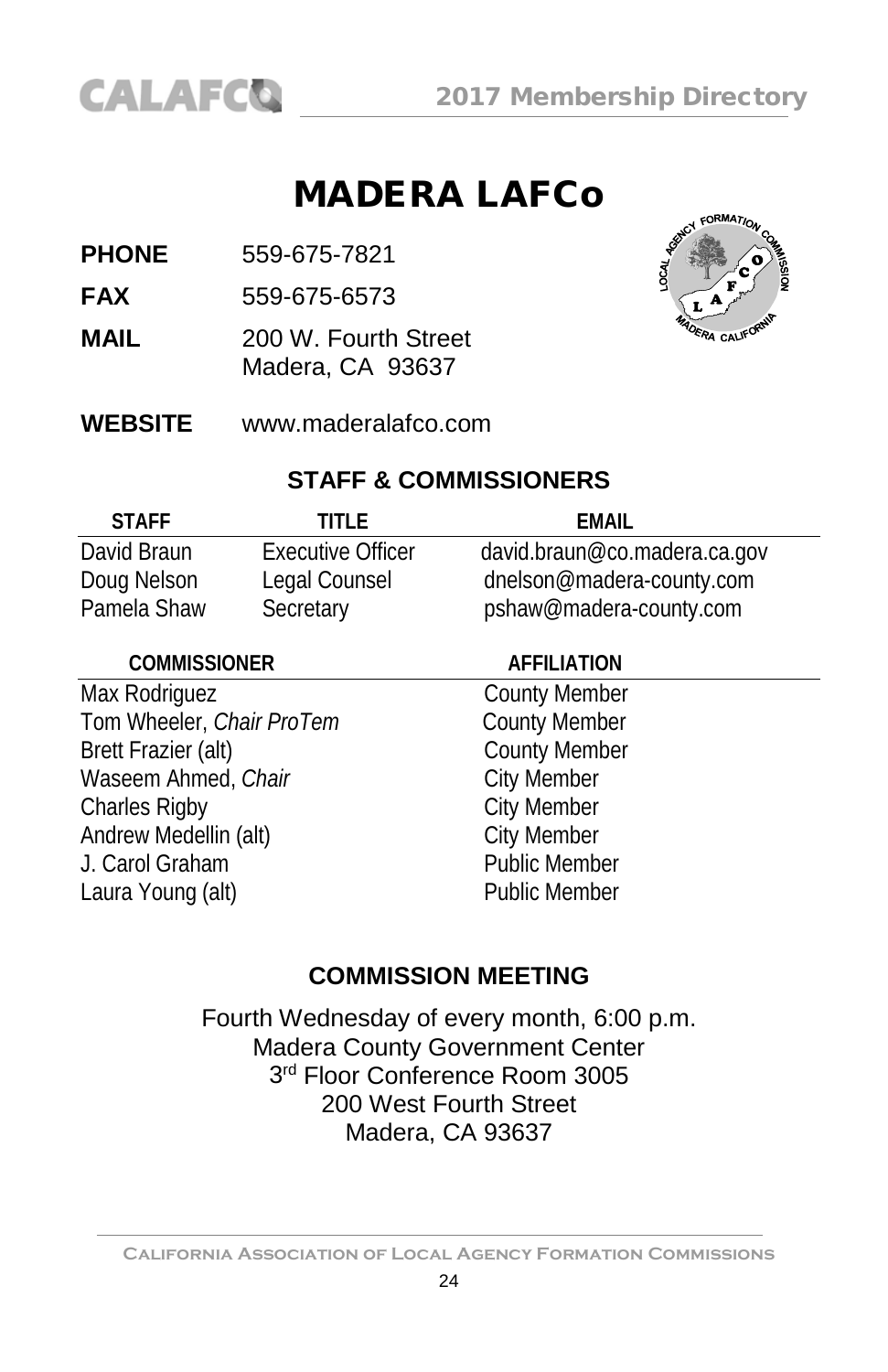# MADERA LAFCo

**PHONE** 559-675-7821

**FAX** 559-675-6573

**MAIL** 200 W. Fourth Street
Madera, CA 93637

**WEBSITE** www.maderalafco.com

## STAFF & COMMISSIONERS

| STAFF | TITLE | EMAIL |
|---|---|---|
| David Braun | Executive Officer | david.braun@co.madera.ca.gov |
| Doug Nelson | Legal Counsel | dnelson@madera-county.com |
| Pamela Shaw | Secretary | pshaw@madera-county.com |

| COMMISSIONER | AFFILIATION |
|---|---|
| Max Rodriguez | County Member |
| Tom Wheeler, *Chair ProTem* | County Member |
| Brett Frazier (alt) | County Member |
| Waseem Ahmed, *Chair* | City Member |
| Charles Rigby | City Member |
| Andrew Medellin (alt) | City Member |
| J. Carol Graham | Public Member |
| Laura Young (alt) | Public Member |

## COMMISSION MEETING

Fourth Wednesday of every month, 6:00 p.m.
Madera County Government Center
3rd Floor Conference Room 3005
200 West Fourth Street
Madera, CA 93637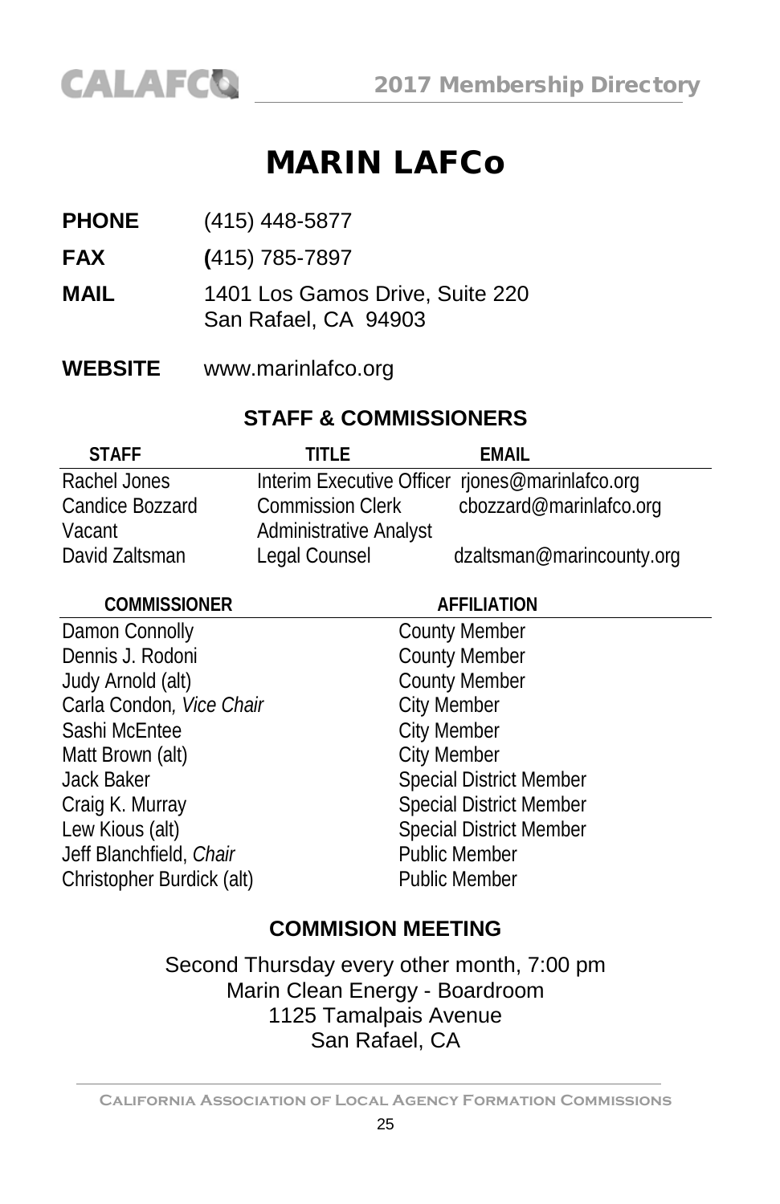# MARIN LAFCo

**PHONE** (415) 448-5877

**FAX** (415) 785-7897

**MAIL** 1401 Los Gamos Drive, Suite 220
San Rafael, CA 94903

**WEBSITE** www.marinlafco.org

## STAFF & COMMISSIONERS

| STAFF | TITLE | EMAIL |
|---|---|---|
| Rachel Jones | Interim Executive Officer | rjones@marinlafco.org |
| Candice Bozzard | Commission Clerk | cbozzard@marinlafco.org |
| Vacant | Administrative Analyst | |
| David Zaltsman | Legal Counsel | dzaltsman@marincounty.org |

| COMMISSIONER | AFFILIATION |
|---|---|
| Damon Connolly | County Member |
| Dennis J. Rodoni | County Member |
| Judy Arnold (alt) | County Member |
| Carla Condon, *Vice Chair* | City Member |
| Sashi McEntee | City Member |
| Matt Brown (alt) | City Member |
| Jack Baker | Special District Member |
| Craig K. Murray | Special District Member |
| Lew Kious (alt) | Special District Member |
| Jeff Blanchfield, *Chair* | Public Member |
| Christopher Burdick (alt) | Public Member |

## COMMISION MEETING

Second Thursday every other month, 7:00 pm
Marin Clean Energy - Boardroom
1125 Tamalpais Avenue
San Rafael, CA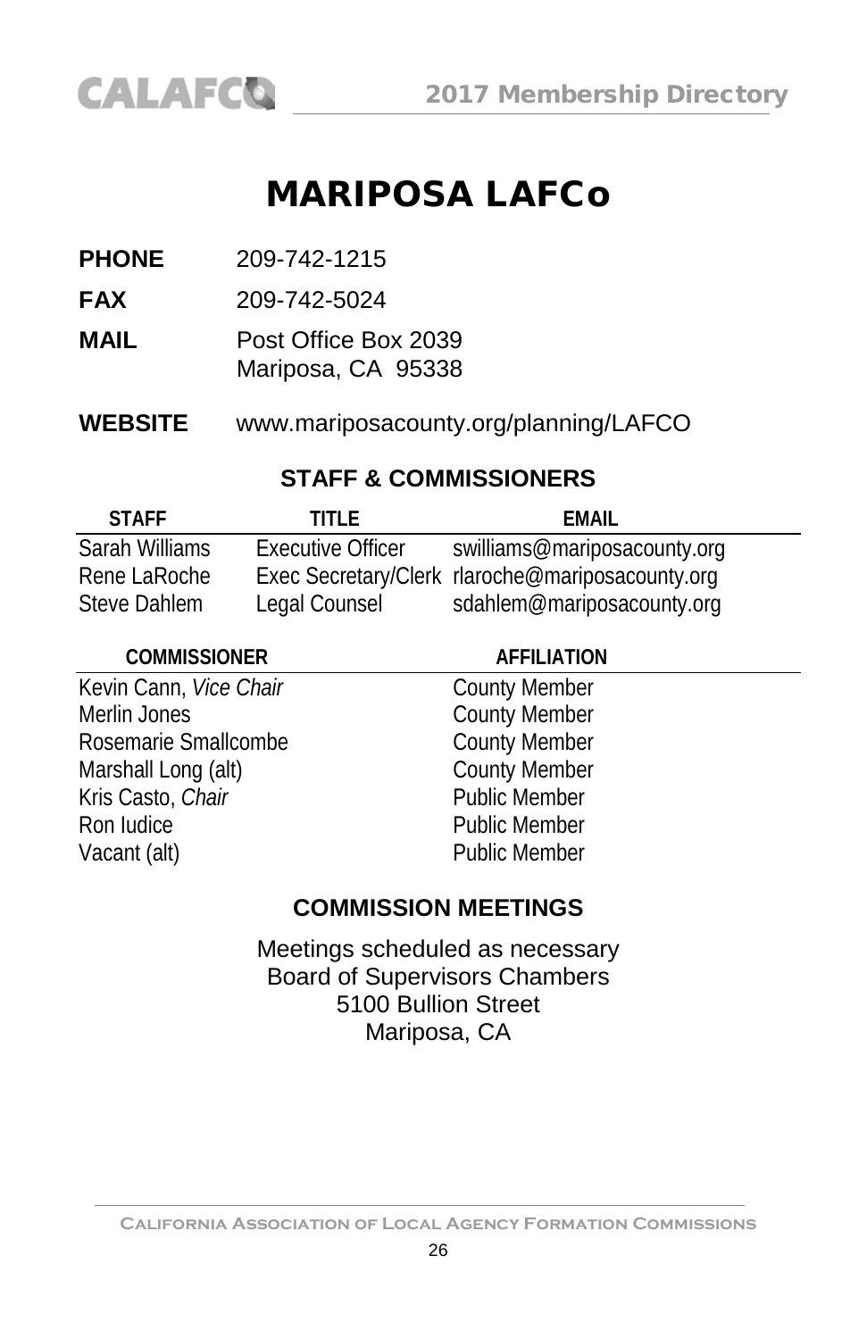# MARIPOSA LAFCo

**PHONE** 209-742-1215

**FAX** 209-742-5024

**MAIL** Post Office Box 2039
Mariposa, CA 95338

**WEBSITE** www.mariposacounty.org/planning/LAFCO

## STAFF & COMMISSIONERS

| STAFF | TITLE | EMAIL |
|---|---|---|
| Sarah Williams | Executive Officer | swilliams@mariposacounty.org |
| Rene LaRoche | Exec Secretary/Clerk | rlaroche@mariposacounty.org |
| Steve Dahlem | Legal Counsel | sdahlem@mariposacounty.org |

| COMMISSIONER | AFFILIATION |
|---|---|
| Kevin Cann, *Vice Chair* | County Member |
| Merlin Jones | County Member |
| Rosemarie Smallcombe | County Member |
| Marshall Long (alt) | County Member |
| Kris Casto, *Chair* | Public Member |
| Ron Iudice | Public Member |
| Vacant (alt) | Public Member |

## COMMISSION MEETINGS

Meetings scheduled as necessary
Board of Supervisors Chambers
5100 Bullion Street
Mariposa, CA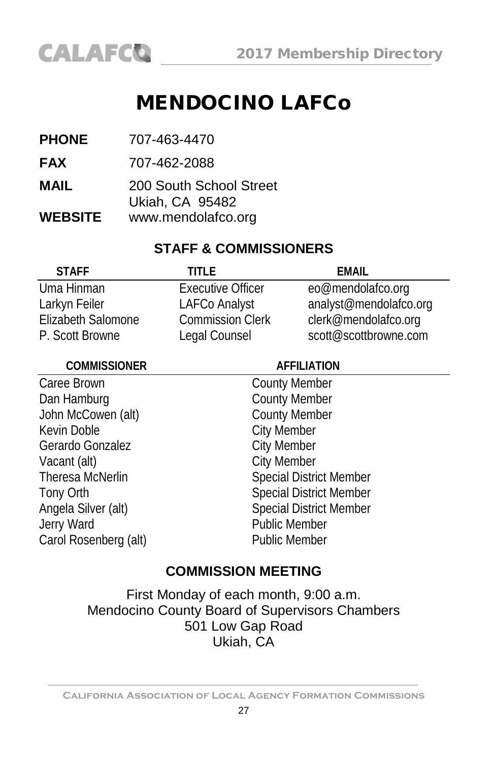# MENDOCINO LAFCo

**PHONE** 707-463-4470

**FAX** 707-462-2088

**MAIL** 200 South School Street
Ukiah, CA 95482

**WEBSITE** www.mendolafco.org

## STAFF & COMMISSIONERS

| STAFF | TITLE | EMAIL |
|---|---|---|
| Uma Hinman | Executive Officer | eo@mendolafco.org |
| Larkyn Feiler | LAFCo Analyst | analyst@mendolafco.org |
| Elizabeth Salomone | Commission Clerk | clerk@mendolafco.org |
| P. Scott Browne | Legal Counsel | scott@scottbrowne.com |

| COMMISSIONER | AFFILIATION |
|---|---|
| Caree Brown | County Member |
| Dan Hamburg | County Member |
| John McCowen (alt) | County Member |
| Kevin Doble | City Member |
| Gerardo Gonzalez | City Member |
| Vacant (alt) | City Member |
| Theresa McNerlin | Special District Member |
| Tony Orth | Special District Member |
| Angela Silver (alt) | Special District Member |
| Jerry Ward | Public Member |
| Carol Rosenberg (alt) | Public Member |

## COMMISSION MEETING

First Monday of each month, 9:00 a.m.
Mendocino County Board of Supervisors Chambers
501 Low Gap Road
Ukiah, CA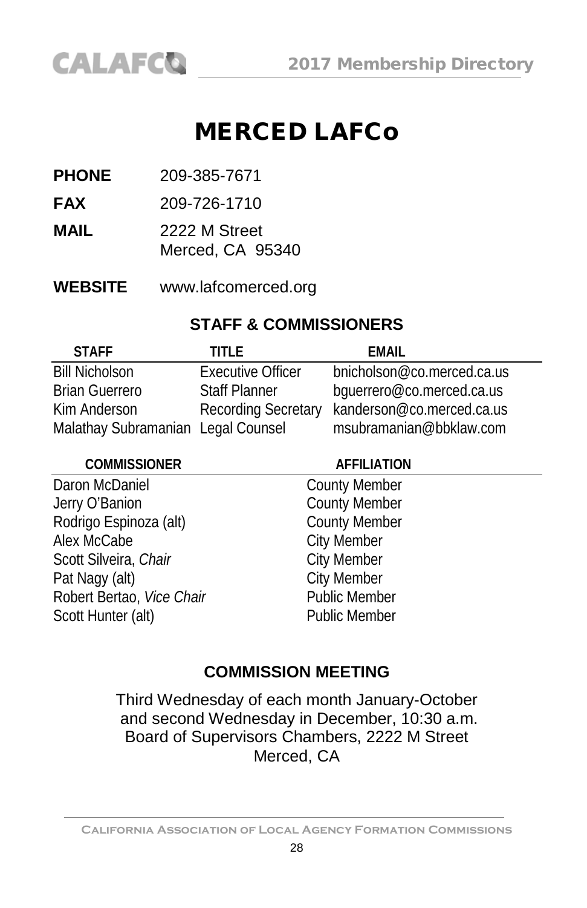# MERCED LAFCo

**PHONE** 209-385-7671

**FAX** 209-726-1710

**MAIL** 2222 M Street
Merced, CA 95340

**WEBSITE** www.lafcomerced.org

## STAFF & COMMISSIONERS

| STAFF | TITLE | EMAIL |
|---|---|---|
| Bill Nicholson | Executive Officer | bnicholson@co.merced.ca.us |
| Brian Guerrero | Staff Planner | bguerrero@co.merced.ca.us |
| Kim Anderson | Recording Secretary | kanderson@co.merced.ca.us |
| Malathay Subramanian | Legal Counsel | msubramanian@bbklaw.com |

| COMMISSIONER | AFFILIATION |
|---|---|
| Daron McDaniel | County Member |
| Jerry O'Banion | County Member |
| Rodrigo Espinoza (alt) | County Member |
| Alex McCabe | City Member |
| Scott Silveira, *Chair* | City Member |
| Pat Nagy (alt) | City Member |
| Robert Bertao, *Vice Chair* | Public Member |
| Scott Hunter (alt) | Public Member |

## COMMISSION MEETING

Third Wednesday of each month January-October and second Wednesday in December, 10:30 a.m.
Board of Supervisors Chambers, 2222 M Street
Merced, CA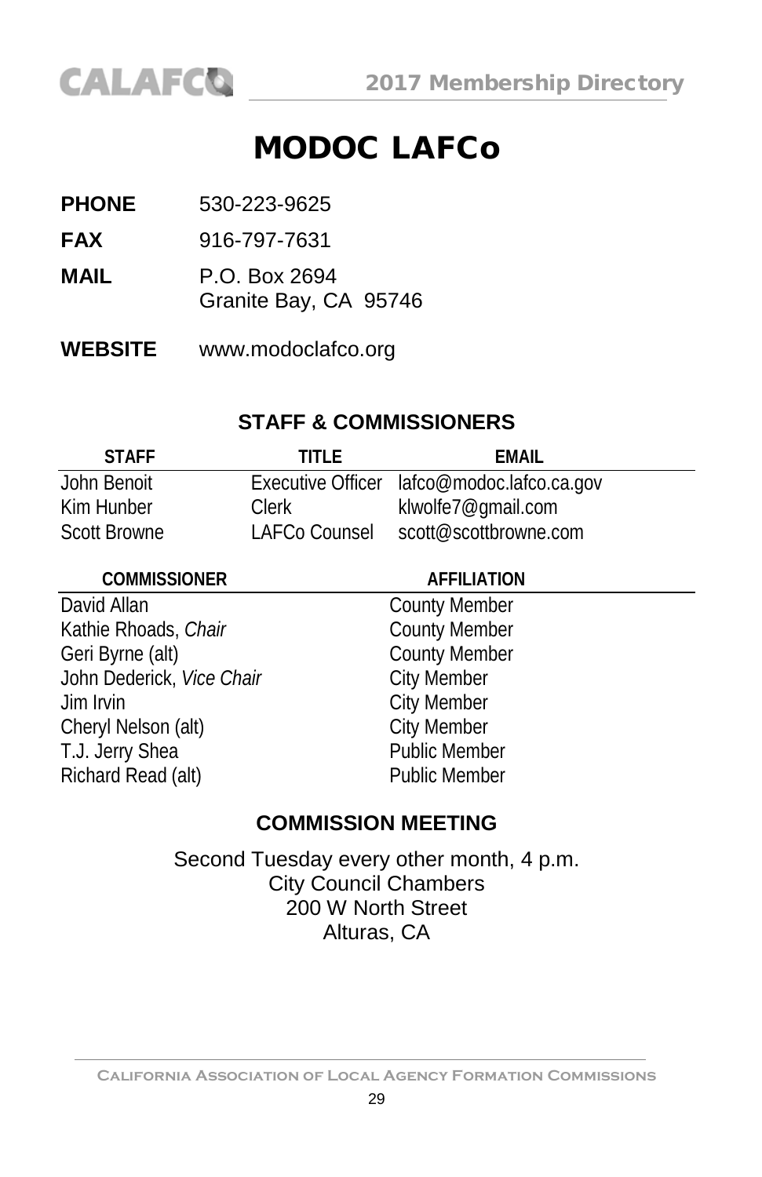# MODOC LAFCo

**PHONE** 530-223-9625

**FAX** 916-797-7631

**MAIL** P.O. Box 2694
Granite Bay, CA 95746

**WEBSITE** www.modoclafco.org

## STAFF & COMMISSIONERS

| STAFF | TITLE | EMAIL |
|---|---|---|
| John Benoit | Executive Officer | lafco@modoc.lafco.ca.gov |
| Kim Hunber | Clerk | klwolfe7@gmail.com |
| Scott Browne | LAFCo Counsel | scott@scottbrowne.com |

| COMMISSIONER | AFFILIATION |
|---|---|
| David Allan | County Member |
| Kathie Rhoads, *Chair* | County Member |
| Geri Byrne (alt) | County Member |
| John Dederick, *Vice Chair* | City Member |
| Jim Irvin | City Member |
| Cheryl Nelson (alt) | City Member |
| T.J. Jerry Shea | Public Member |
| Richard Read (alt) | Public Member |

## COMMISSION MEETING

Second Tuesday every other month, 4 p.m.
City Council Chambers
200 W North Street
Alturas, CA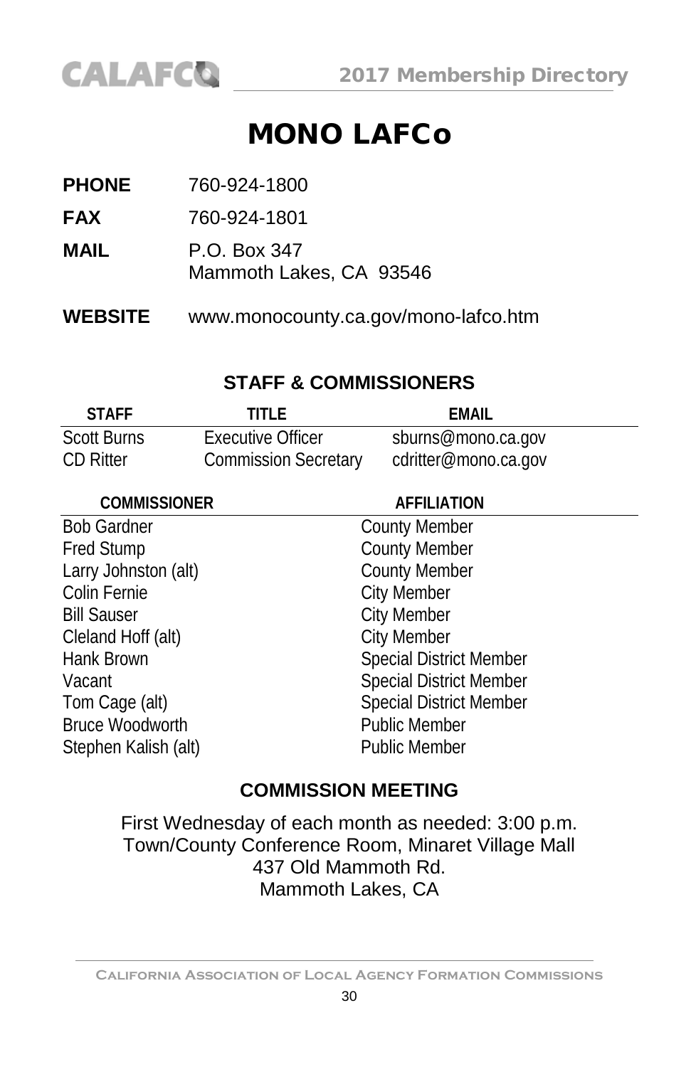# MONO LAFCo

**PHONE** 760-924-1800

**FAX** 760-924-1801

**MAIL** P.O. Box 347
Mammoth Lakes, CA 93546

**WEBSITE** www.monocounty.ca.gov/mono-lafco.htm

## STAFF & COMMISSIONERS

| STAFF | TITLE | EMAIL |
|---|---|---|
| Scott Burns | Executive Officer | sburns@mono.ca.gov |
| CD Ritter | Commission Secretary | cdritter@mono.ca.gov |

| COMMISSIONER | AFFILIATION |
|---|---|
| Bob Gardner | County Member |
| Fred Stump | County Member |
| Larry Johnston (alt) | County Member |
| Colin Fernie | City Member |
| Bill Sauser | City Member |
| Cleland Hoff (alt) | City Member |
| Hank Brown | Special District Member |
| Vacant | Special District Member |
| Tom Cage (alt) | Special District Member |
| Bruce Woodworth | Public Member |
| Stephen Kalish (alt) | Public Member |

## COMMISSION MEETING

First Wednesday of each month as needed: 3:00 p.m.
Town/County Conference Room, Minaret Village Mall
437 Old Mammoth Rd.
Mammoth Lakes, CA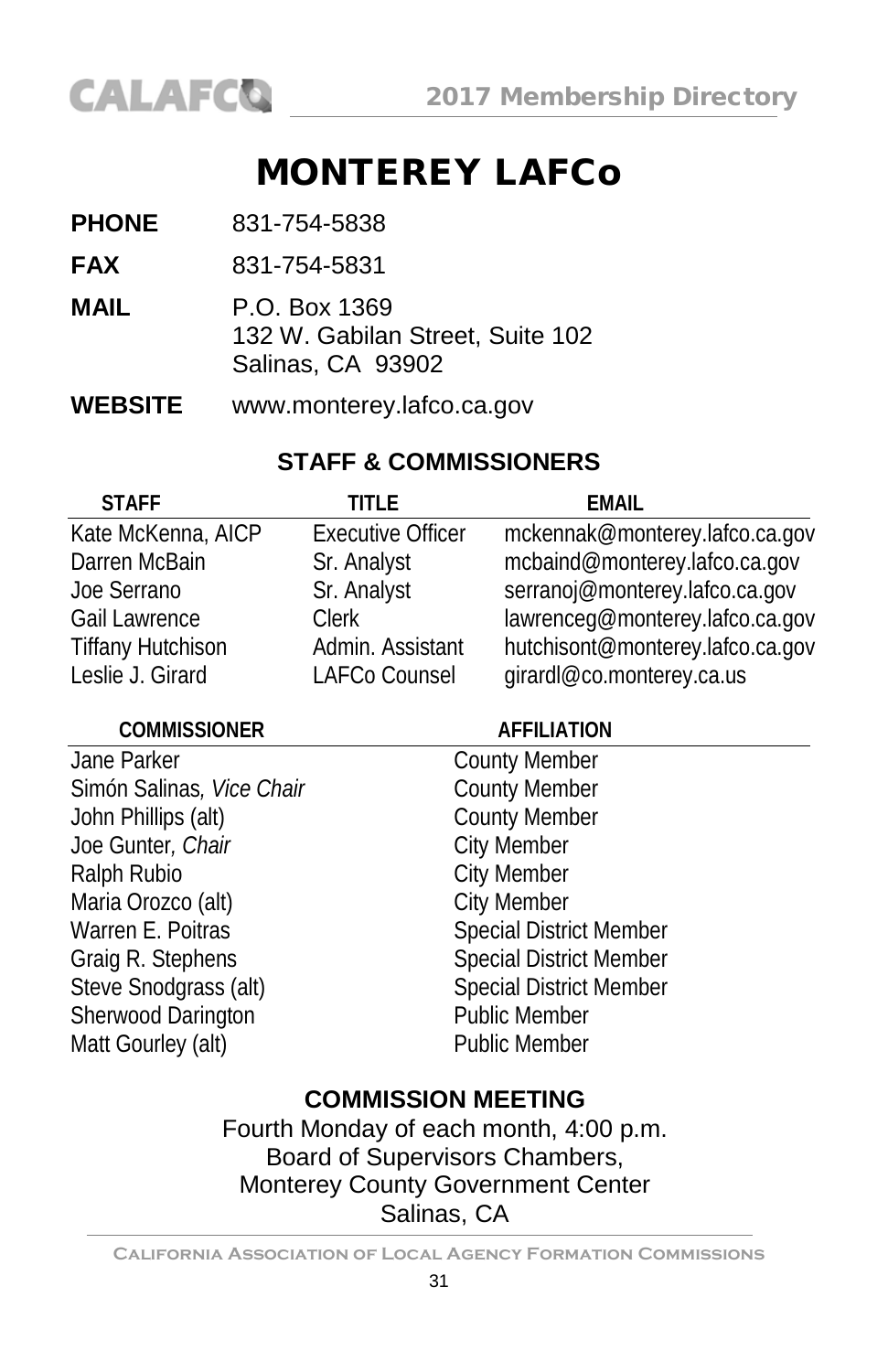# MONTEREY LAFCo

**PHONE** 831-754-5838

**FAX** 831-754-5831

**MAIL** P.O. Box 1369
132 W. Gabilan Street, Suite 102
Salinas, CA 93902

**WEBSITE** www.monterey.lafco.ca.gov

## STAFF & COMMISSIONERS

| STAFF | TITLE | EMAIL |
|---|---|---|
| Kate McKenna, AICP | Executive Officer | mckennak@monterey.lafco.ca.gov |
| Darren McBain | Sr. Analyst | mcbaind@monterey.lafco.ca.gov |
| Joe Serrano | Sr. Analyst | serranoj@monterey.lafco.ca.gov |
| Gail Lawrence | Clerk | lawrenceg@monterey.lafco.ca.gov |
| Tiffany Hutchison | Admin. Assistant | hutchisont@monterey.lafco.ca.gov |
| Leslie J. Girard | LAFCo Counsel | girardl@co.monterey.ca.us |

| COMMISSIONER | AFFILIATION |
|---|---|
| Jane Parker | County Member |
| Simón Salinas, *Vice Chair* | County Member |
| John Phillips (alt) | County Member |
| Joe Gunter, *Chair* | City Member |
| Ralph Rubio | City Member |
| Maria Orozco (alt) | City Member |
| Warren E. Poitras | Special District Member |
| Graig R. Stephens | Special District Member |
| Steve Snodgrass (alt) | Special District Member |
| Sherwood Darington | Public Member |
| Matt Gourley (alt) | Public Member |

## COMMISSION MEETING

Fourth Monday of each month, 4:00 p.m.
Board of Supervisors Chambers,
Monterey County Government Center
Salinas, CA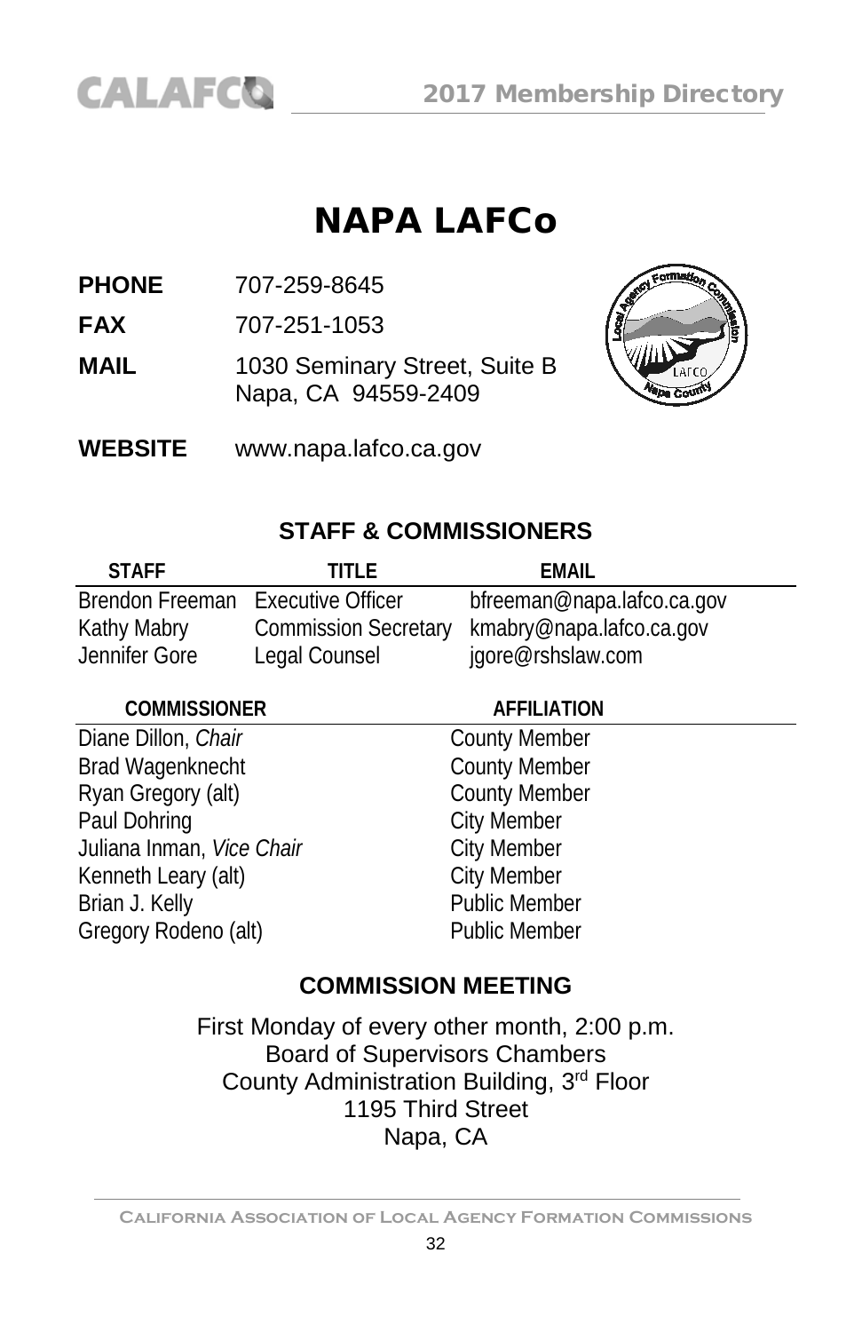# NAPA LAFCo

**PHONE** 707-259-8645

**FAX** 707-251-1053

**MAIL** 1030 Seminary Street, Suite B
Napa, CA 94559-2409

**WEBSITE** www.napa.lafco.ca.gov

## STAFF & COMMISSIONERS

| STAFF | TITLE | EMAIL |
|---|---|---|
| Brendon Freeman | Executive Officer | bfreeman@napa.lafco.ca.gov |
| Kathy Mabry | Commission Secretary | kmabry@napa.lafco.ca.gov |
| Jennifer Gore | Legal Counsel | jgore@rshslaw.com |

| COMMISSIONER | AFFILIATION |
|---|---|
| Diane Dillon, *Chair* | County Member |
| Brad Wagenknecht | County Member |
| Ryan Gregory (alt) | County Member |
| Paul Dohring | City Member |
| Juliana Inman, *Vice Chair* | City Member |
| Kenneth Leary (alt) | City Member |
| Brian J. Kelly | Public Member |
| Gregory Rodeno (alt) | Public Member |

## COMMISSION MEETING

First Monday of every other month, 2:00 p.m.
Board of Supervisors Chambers
County Administration Building, 3rd Floor
1195 Third Street
Napa, CA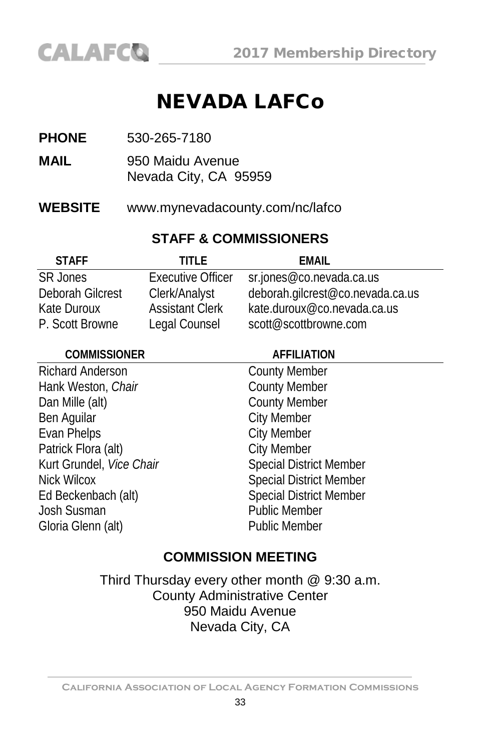# NEVADA LAFCo

**PHONE** 530-265-7180

**MAIL** 950 Maidu Avenue
Nevada City, CA 95959

**WEBSITE** www.mynevadacounty.com/nc/lafco

## STAFF & COMMISSIONERS

| STAFF | TITLE | EMAIL |
|---|---|---|
| SR Jones | Executive Officer | sr.jones@co.nevada.ca.us |
| Deborah Gilcrest | Clerk/Analyst | deborah.gilcrest@co.nevada.ca.us |
| Kate Duroux | Assistant Clerk | kate.duroux@co.nevada.ca.us |
| P. Scott Browne | Legal Counsel | scott@scottbrowne.com |

| COMMISSIONER | AFFILIATION |
|---|---|
| Richard Anderson | County Member |
| Hank Weston, *Chair* | County Member |
| Dan Mille (alt) | County Member |
| Ben Aguilar | City Member |
| Evan Phelps | City Member |
| Patrick Flora (alt) | City Member |
| Kurt Grundel, *Vice Chair* | Special District Member |
| Nick Wilcox | Special District Member |
| Ed Beckenbach (alt) | Special District Member |
| Josh Susman | Public Member |
| Gloria Glenn (alt) | Public Member |

## COMMISSION MEETING

Third Thursday every other month @ 9:30 a.m.
County Administrative Center
950 Maidu Avenue
Nevada City, CA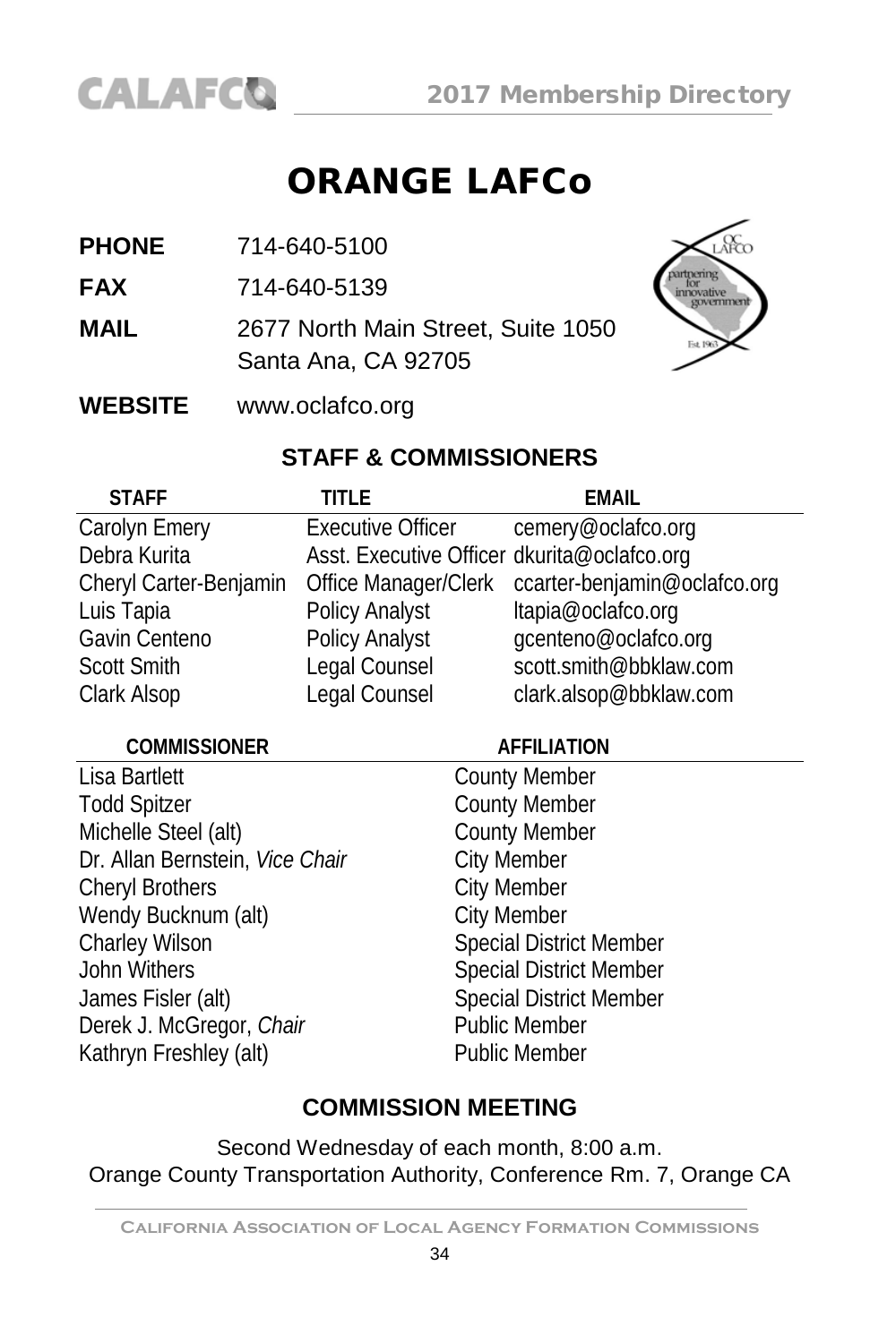# ORANGE LAFCo

**PHONE** 714-640-5100

**FAX** 714-640-5139

**MAIL** 2677 North Main Street, Suite 1050
Santa Ana, CA 92705

**WEBSITE** www.oclafco.org

## STAFF & COMMISSIONERS

| STAFF | TITLE | EMAIL |
|---|---|---|
| Carolyn Emery | Executive Officer | cemery@oclafco.org |
| Debra Kurita | Asst. Executive Officer | dkurita@oclafco.org |
| Cheryl Carter-Benjamin | Office Manager/Clerk | ccarter-benjamin@oclafco.org |
| Luis Tapia | Policy Analyst | ltapia@oclafco.org |
| Gavin Centeno | Policy Analyst | gcenteno@oclafco.org |
| Scott Smith | Legal Counsel | scott.smith@bbklaw.com |
| Clark Alsop | Legal Counsel | clark.alsop@bbklaw.com |

| COMMISSIONER | AFFILIATION |
|---|---|
| Lisa Bartlett | County Member |
| Todd Spitzer | County Member |
| Michelle Steel (alt) | County Member |
| Dr. Allan Bernstein, *Vice Chair* | City Member |
| Cheryl Brothers | City Member |
| Wendy Bucknum (alt) | City Member |
| Charley Wilson | Special District Member |
| John Withers | Special District Member |
| James Fisler (alt) | Special District Member |
| Derek J. McGregor, *Chair* | Public Member |
| Kathryn Freshley (alt) | Public Member |

## COMMISSION MEETING

Second Wednesday of each month, 8:00 a.m.
Orange County Transportation Authority, Conference Rm. 7, Orange CA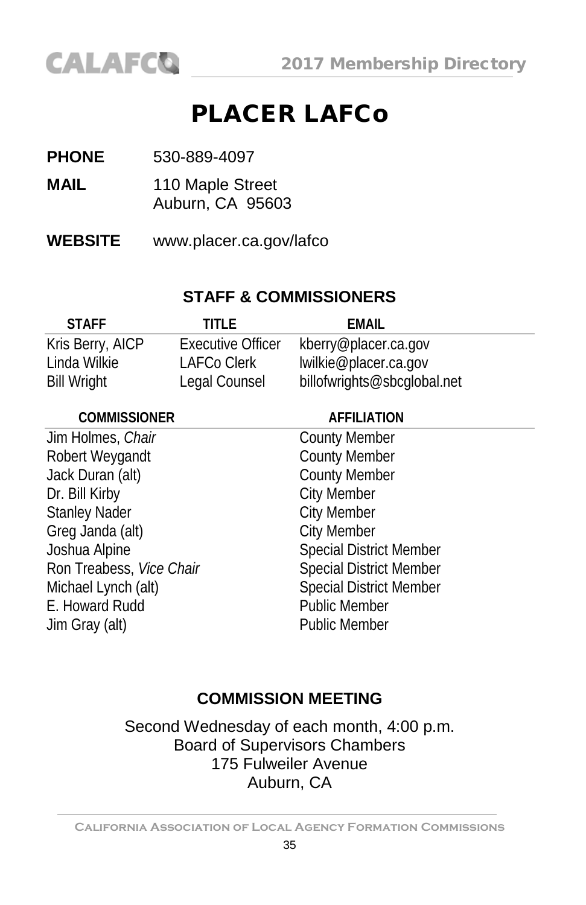# PLACER LAFCo

**PHONE** 530-889-4097

**MAIL** 110 Maple Street
Auburn, CA 95603

**WEBSITE** www.placer.ca.gov/lafco

## STAFF & COMMISSIONERS

| STAFF | TITLE | EMAIL |
|---|---|---|
| Kris Berry, AICP | Executive Officer | kberry@placer.ca.gov |
| Linda Wilkie | LAFCo Clerk | lwilkie@placer.ca.gov |
| Bill Wright | Legal Counsel | billofwrights@sbcglobal.net |

| COMMISSIONER | AFFILIATION |
|---|---|
| Jim Holmes, *Chair* | County Member |
| Robert Weygandt | County Member |
| Jack Duran (alt) | County Member |
| Dr. Bill Kirby | City Member |
| Stanley Nader | City Member |
| Greg Janda (alt) | City Member |
| Joshua Alpine | Special District Member |
| Ron Treabess, *Vice Chair* | Special District Member |
| Michael Lynch (alt) | Special District Member |
| E. Howard Rudd | Public Member |
| Jim Gray (alt) | Public Member |

## COMMISSION MEETING

Second Wednesday of each month, 4:00 p.m.
Board of Supervisors Chambers
175 Fulweiler Avenue
Auburn, CA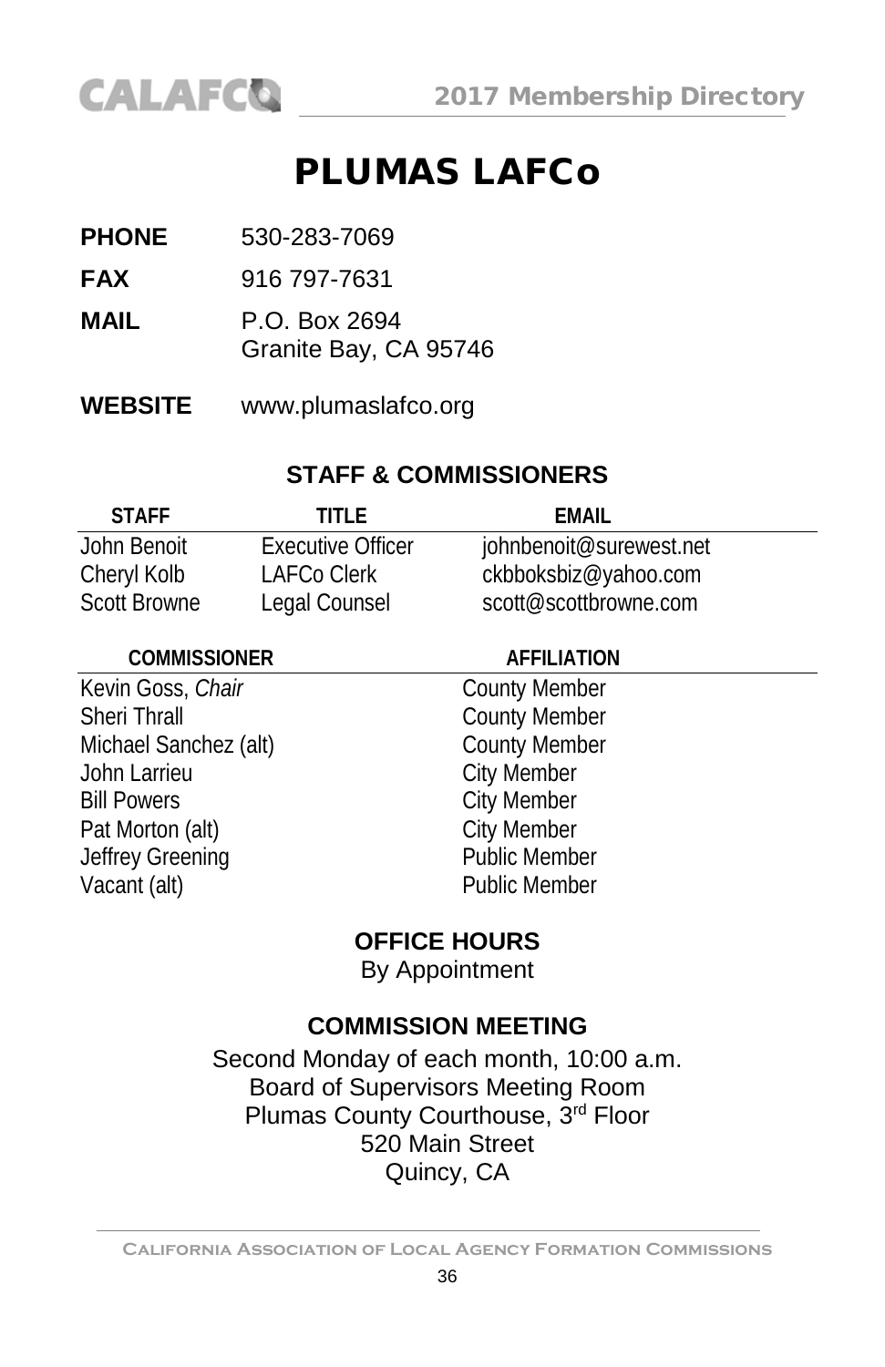# PLUMAS LAFCo

**PHONE** 530-283-7069

**FAX** 916 797-7631

**MAIL** P.O. Box 2694
Granite Bay, CA 95746

**WEBSITE** www.plumaslafco.org

## STAFF & COMMISSIONERS

| STAFF | TITLE | EMAIL |
|---|---|---|
| John Benoit | Executive Officer | johnbenoit@surewest.net |
| Cheryl Kolb | LAFCo Clerk | ckbboksbiz@yahoo.com |
| Scott Browne | Legal Counsel | scott@scottbrowne.com |

| COMMISSIONER | AFFILIATION |
|---|---|
| Kevin Goss, *Chair* | County Member |
| Sheri Thrall | County Member |
| Michael Sanchez (alt) | County Member |
| John Larrieu | City Member |
| Bill Powers | City Member |
| Pat Morton (alt) | City Member |
| Jeffrey Greening | Public Member |
| Vacant (alt) | Public Member |

## OFFICE HOURS

By Appointment

## COMMISSION MEETING

Second Monday of each month, 10:00 a.m.
Board of Supervisors Meeting Room
Plumas County Courthouse, 3rd Floor
520 Main Street
Quincy, CA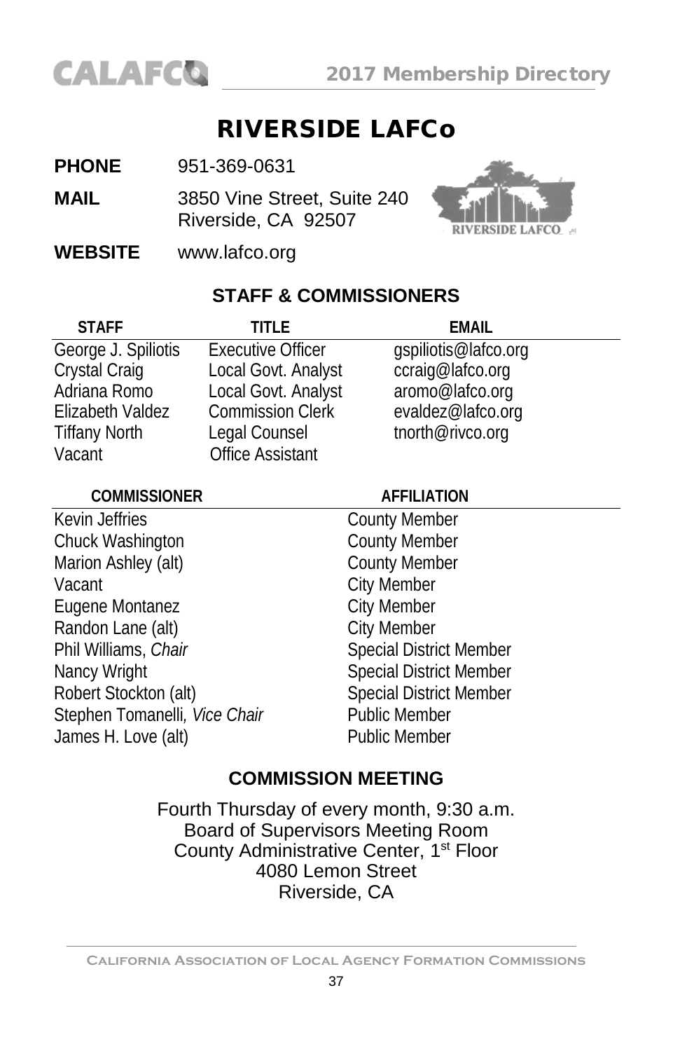# RIVERSIDE LAFCo

**PHONE** 951-369-0631

**MAIL** 3850 Vine Street, Suite 240
Riverside, CA 92507

**WEBSITE** www.lafco.org

## STAFF & COMMISSIONERS

| STAFF | TITLE | EMAIL |
|---|---|---|
| George J. Spiliotis | Executive Officer | gspiliotis@lafco.org |
| Crystal Craig | Local Govt. Analyst | ccraig@lafco.org |
| Adriana Romo | Local Govt. Analyst | aromo@lafco.org |
| Elizabeth Valdez | Commission Clerk | evaldez@lafco.org |
| Tiffany North | Legal Counsel | tnorth@rivco.org |
| Vacant | Office Assistant | |

| COMMISSIONER | AFFILIATION |
|---|---|
| Kevin Jeffries | County Member |
| Chuck Washington | County Member |
| Marion Ashley (alt) | County Member |
| Vacant | City Member |
| Eugene Montanez | City Member |
| Randon Lane (alt) | City Member |
| Phil Williams, *Chair* | Special District Member |
| Nancy Wright | Special District Member |
| Robert Stockton (alt) | Special District Member |
| Stephen Tomanelli, *Vice Chair* | Public Member |
| James H. Love (alt) | Public Member |

## COMMISSION MEETING

Fourth Thursday of every month, 9:30 a.m.
Board of Supervisors Meeting Room
County Administrative Center, 1st Floor
4080 Lemon Street
Riverside, CA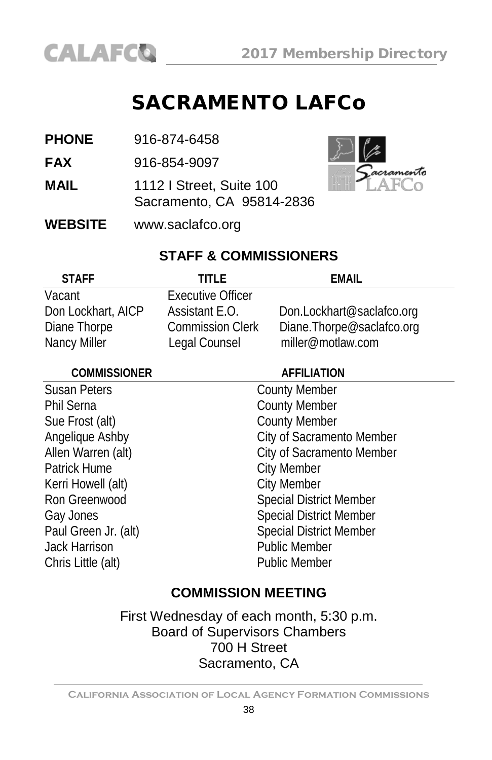# SACRAMENTO LAFCo

**PHONE** 916-874-6458

**FAX** 916-854-9097

**MAIL** 1112 I Street, Suite 100
Sacramento, CA 95814-2836

**WEBSITE** www.saclafco.org

## STAFF & COMMISSIONERS

| STAFF | TITLE | EMAIL |
|---|---|---|
| Vacant | Executive Officer | |
| Don Lockhart, AICP | Assistant E.O. | Don.Lockhart@saclafco.org |
| Diane Thorpe | Commission Clerk | Diane.Thorpe@saclafco.org |
| Nancy Miller | Legal Counsel | miller@motlaw.com |

| COMMISSIONER | AFFILIATION |
|---|---|
| Susan Peters | County Member |
| Phil Serna | County Member |
| Sue Frost (alt) | County Member |
| Angelique Ashby | City of Sacramento Member |
| Allen Warren (alt) | City of Sacramento Member |
| Patrick Hume | City Member |
| Kerri Howell (alt) | City Member |
| Ron Greenwood | Special District Member |
| Gay Jones | Special District Member |
| Paul Green Jr. (alt) | Special District Member |
| Jack Harrison | Public Member |
| Chris Little (alt) | Public Member |

## COMMISSION MEETING

First Wednesday of each month, 5:30 p.m.
Board of Supervisors Chambers
700 H Street
Sacramento, CA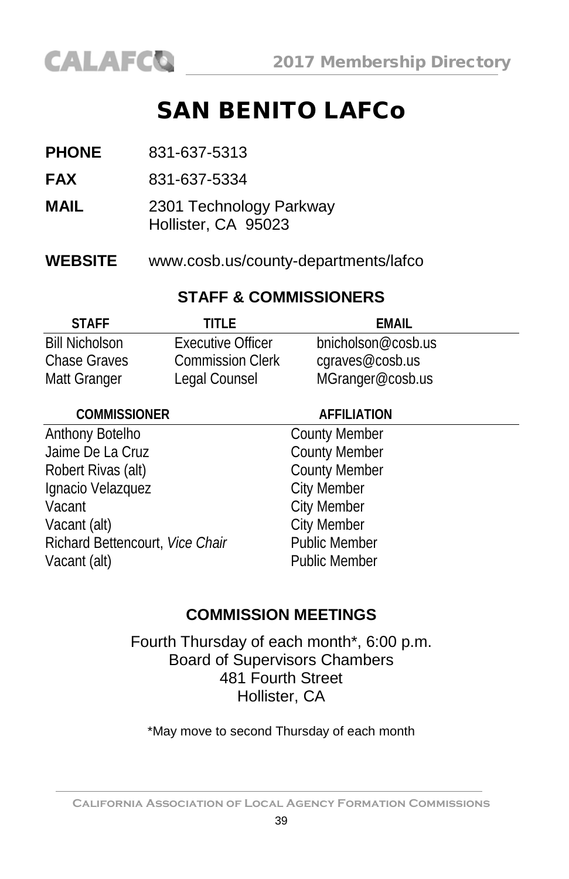# SAN BENITO LAFCo

**PHONE** 831-637-5313

**FAX** 831-637-5334

**MAIL** 2301 Technology Parkway
Hollister, CA 95023

**WEBSITE** www.cosb.us/county-departments/lafco

## STAFF & COMMISSIONERS

| STAFF | TITLE | EMAIL |
|---|---|---|
| Bill Nicholson | Executive Officer | bnicholson@cosb.us |
| Chase Graves | Commission Clerk | cgraves@cosb.us |
| Matt Granger | Legal Counsel | MGranger@cosb.us |

| COMMISSIONER | AFFILIATION |
|---|---|
| Anthony Botelho | County Member |
| Jaime De La Cruz | County Member |
| Robert Rivas (alt) | County Member |
| Ignacio Velazquez | City Member |
| Vacant | City Member |
| Vacant (alt) | City Member |
| Richard Bettencourt, *Vice Chair* | Public Member |
| Vacant (alt) | Public Member |

## COMMISSION MEETINGS

Fourth Thursday of each month*, 6:00 p.m.
Board of Supervisors Chambers
481 Fourth Street
Hollister, CA

*May move to second Thursday of each month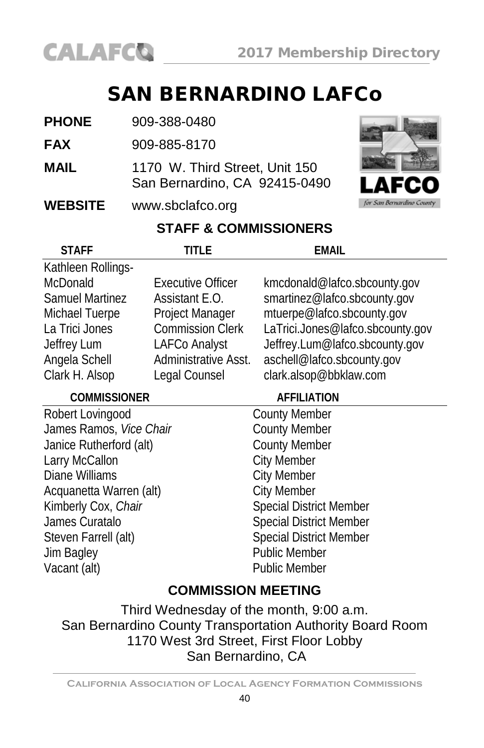# SAN BERNARDINO LAFCo

**PHONE** 909-388-0480

**FAX** 909-885-8170

**MAIL** 1170 W. Third Street, Unit 150
San Bernardino, CA 92415-0490

**WEBSITE** www.sbclafco.org

## STAFF & COMMISSIONERS

| STAFF | TITLE | EMAIL |
|---|---|---|
| Kathleen Rollings-McDonald | Executive Officer | kmcdonald@lafco.sbcounty.gov |
| Samuel Martinez | Assistant E.O. | smartinez@lafco.sbcounty.gov |
| Michael Tuerpe | Project Manager | mtuerpe@lafco.sbcounty.gov |
| La Trici Jones | Commission Clerk | LaTrici.Jones@lafco.sbcounty.gov |
| Jeffrey Lum | LAFCo Analyst | Jeffrey.Lum@lafco.sbcounty.gov |
| Angela Schell | Administrative Asst. | aschell@lafco.sbcounty.gov |
| Clark H. Alsop | Legal Counsel | clark.alsop@bbklaw.com |

| COMMISSIONER | AFFILIATION |
|---|---|
| Robert Lovingood | County Member |
| James Ramos, *Vice Chair* | County Member |
| Janice Rutherford (alt) | County Member |
| Larry McCallon | City Member |
| Diane Williams | City Member |
| Acquanetta Warren (alt) | City Member |
| Kimberly Cox, *Chair* | Special District Member |
| James Curatalo | Special District Member |
| Steven Farrell (alt) | Special District Member |
| Jim Bagley | Public Member |
| Vacant (alt) | Public Member |

## COMMISSION MEETING

Third Wednesday of the month, 9:00 a.m.
San Bernardino County Transportation Authority Board Room
1170 West 3rd Street, First Floor Lobby
San Bernardino, CA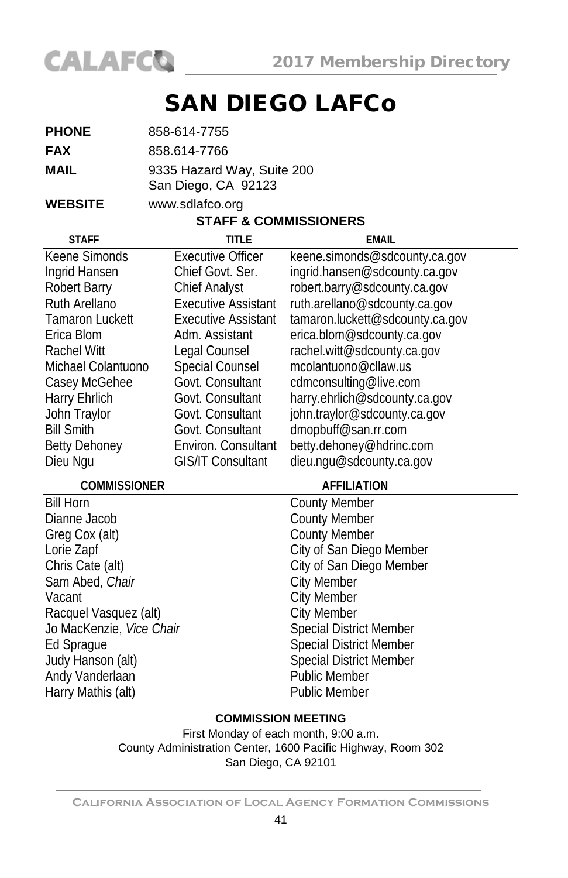# SAN DIEGO LAFCo

**PHONE** 858-614-7755

**FAX** 858.614-7766

**MAIL** 9335 Hazard Way, Suite 200
San Diego, CA 92123

**WEBSITE** www.sdlafco.org

## STAFF & COMMISSIONERS

| STAFF | TITLE | EMAIL |
|---|---|---|
| Keene Simonds | Executive Officer | keene.simonds@sdcounty.ca.gov |
| Ingrid Hansen | Chief Govt. Ser. | ingrid.hansen@sdcounty.ca.gov |
| Robert Barry | Chief Analyst | robert.barry@sdcounty.ca.gov |
| Ruth Arellano | Executive Assistant | ruth.arellano@sdcounty.ca.gov |
| Tamaron Luckett | Executive Assistant | tamaron.luckett@sdcounty.ca.gov |
| Erica Blom | Adm. Assistant | erica.blom@sdcounty.ca.gov |
| Rachel Witt | Legal Counsel | rachel.witt@sdcounty.ca.gov |
| Michael Colantuono | Special Counsel | mcolantuono@cllaw.us |
| Casey McGehee | Govt. Consultant | cdmconsulting@live.com |
| Harry Ehrlich | Govt. Consultant | harry.ehrlich@sdcounty.ca.gov |
| John Traylor | Govt. Consultant | john.traylor@sdcounty.ca.gov |
| Bill Smith | Govt. Consultant | dmopbuff@san.rr.com |
| Betty Dehoney | Environ. Consultant | betty.dehoney@hdrinc.com |
| Dieu Ngu | GIS/IT Consultant | dieu.ngu@sdcounty.ca.gov |

| COMMISSIONER | AFFILIATION |
|---|---|
| Bill Horn | County Member |
| Dianne Jacob | County Member |
| Greg Cox (alt) | County Member |
| Lorie Zapf | City of San Diego Member |
| Chris Cate (alt) | City of San Diego Member |
| Sam Abed, *Chair* | City Member |
| Vacant | City Member |
| Racquel Vasquez (alt) | City Member |
| Jo MacKenzie, *Vice Chair* | Special District Member |
| Ed Sprague | Special District Member |
| Judy Hanson (alt) | Special District Member |
| Andy Vanderlaan | Public Member |
| Harry Mathis (alt) | Public Member |

**COMMISSION MEETING**

First Monday of each month, 9:00 a.m.
County Administration Center, 1600 Pacific Highway, Room 302
San Diego, CA 92101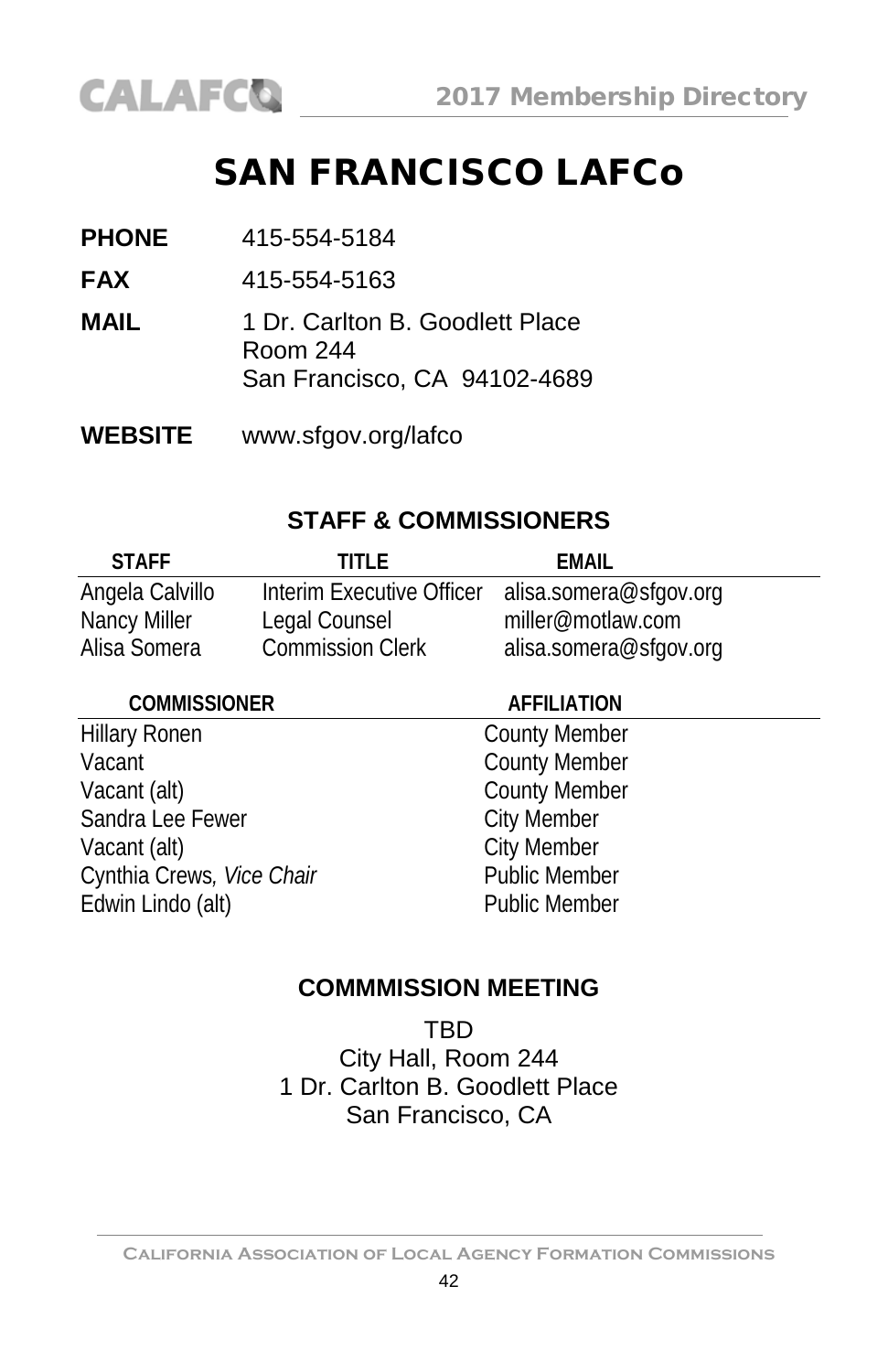# SAN FRANCISCO LAFCo

**PHONE** 415-554-5184

**FAX** 415-554-5163

**MAIL** 1 Dr. Carlton B. Goodlett Place
Room 244
San Francisco, CA 94102-4689

**WEBSITE** www.sfgov.org/lafco

## STAFF & COMMISSIONERS

| STAFF | TITLE | EMAIL |
|---|---|---|
| Angela Calvillo | Interim Executive Officer | alisa.somera@sfgov.org |
| Nancy Miller | Legal Counsel | miller@motlaw.com |
| Alisa Somera | Commission Clerk | alisa.somera@sfgov.org |

| COMMISSIONER | AFFILIATION |
|---|---|
| Hillary Ronen | County Member |
| Vacant | County Member |
| Vacant (alt) | County Member |
| Sandra Lee Fewer | City Member |
| Vacant (alt) | City Member |
| Cynthia Crews, *Vice Chair* | Public Member |
| Edwin Lindo (alt) | Public Member |

## COMMMISSION MEETING

TBD
City Hall, Room 244
1 Dr. Carlton B. Goodlett Place
San Francisco, CA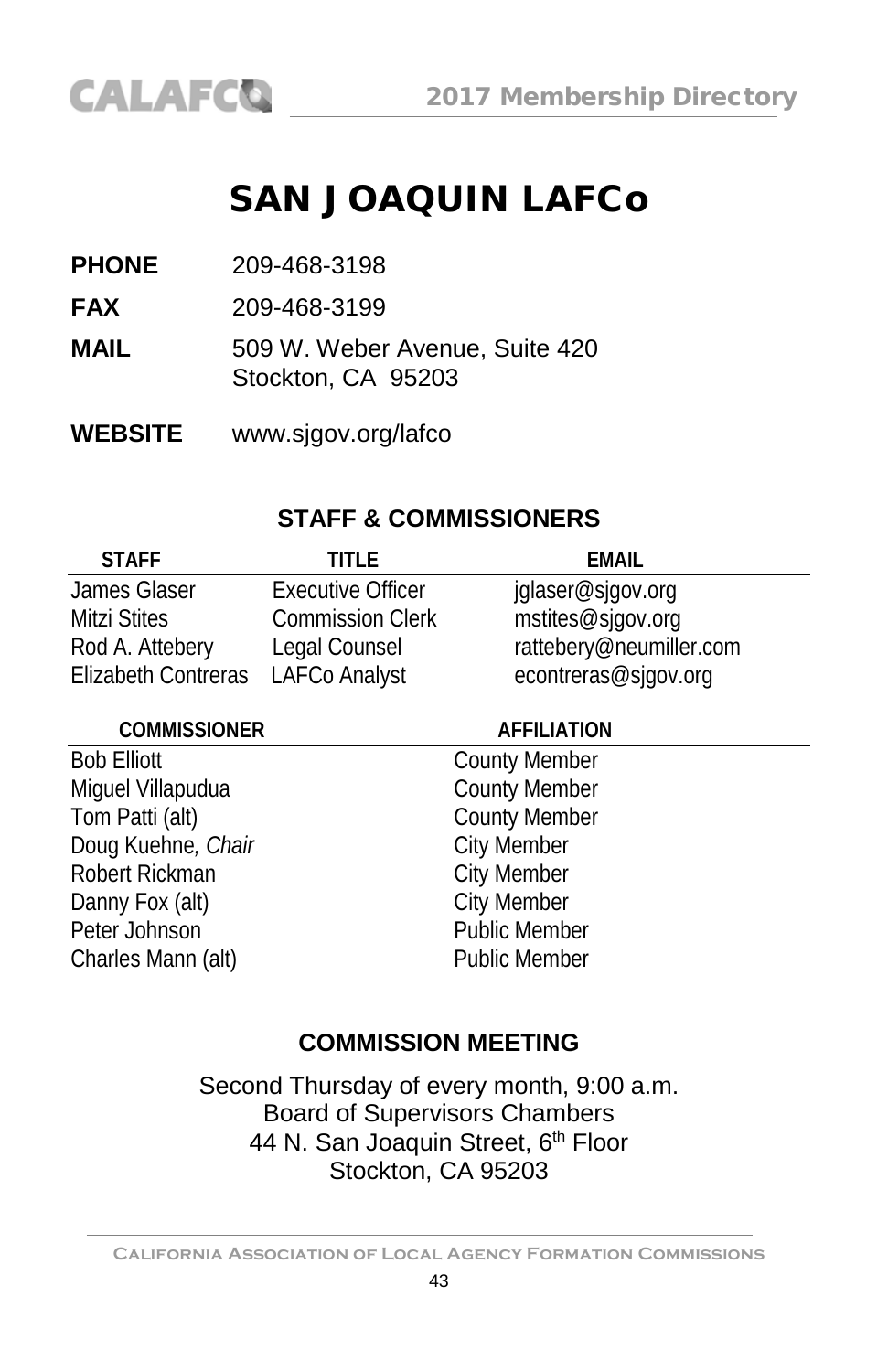# SAN JOAQUIN LAFCo

**PHONE** 209-468-3198

**FAX** 209-468-3199

**MAIL** 509 W. Weber Avenue, Suite 420
Stockton, CA 95203

**WEBSITE** www.sjgov.org/lafco

## STAFF & COMMISSIONERS

| STAFF | TITLE | EMAIL |
|---|---|---|
| James Glaser | Executive Officer | jglaser@sjgov.org |
| Mitzi Stites | Commission Clerk | mstites@sjgov.org |
| Rod A. Attebery | Legal Counsel | rattebery@neumiller.com |
| Elizabeth Contreras | LAFCo Analyst | econtreras@sjgov.org |

| COMMISSIONER | AFFILIATION |
|---|---|
| Bob Elliott | County Member |
| Miguel Villapudua | County Member |
| Tom Patti (alt) | County Member |
| Doug Kuehne, *Chair* | City Member |
| Robert Rickman | City Member |
| Danny Fox (alt) | City Member |
| Peter Johnson | Public Member |
| Charles Mann (alt) | Public Member |

## COMMISSION MEETING

Second Thursday of every month, 9:00 a.m.
Board of Supervisors Chambers
44 N. San Joaquin Street, 6th Floor
Stockton, CA 95203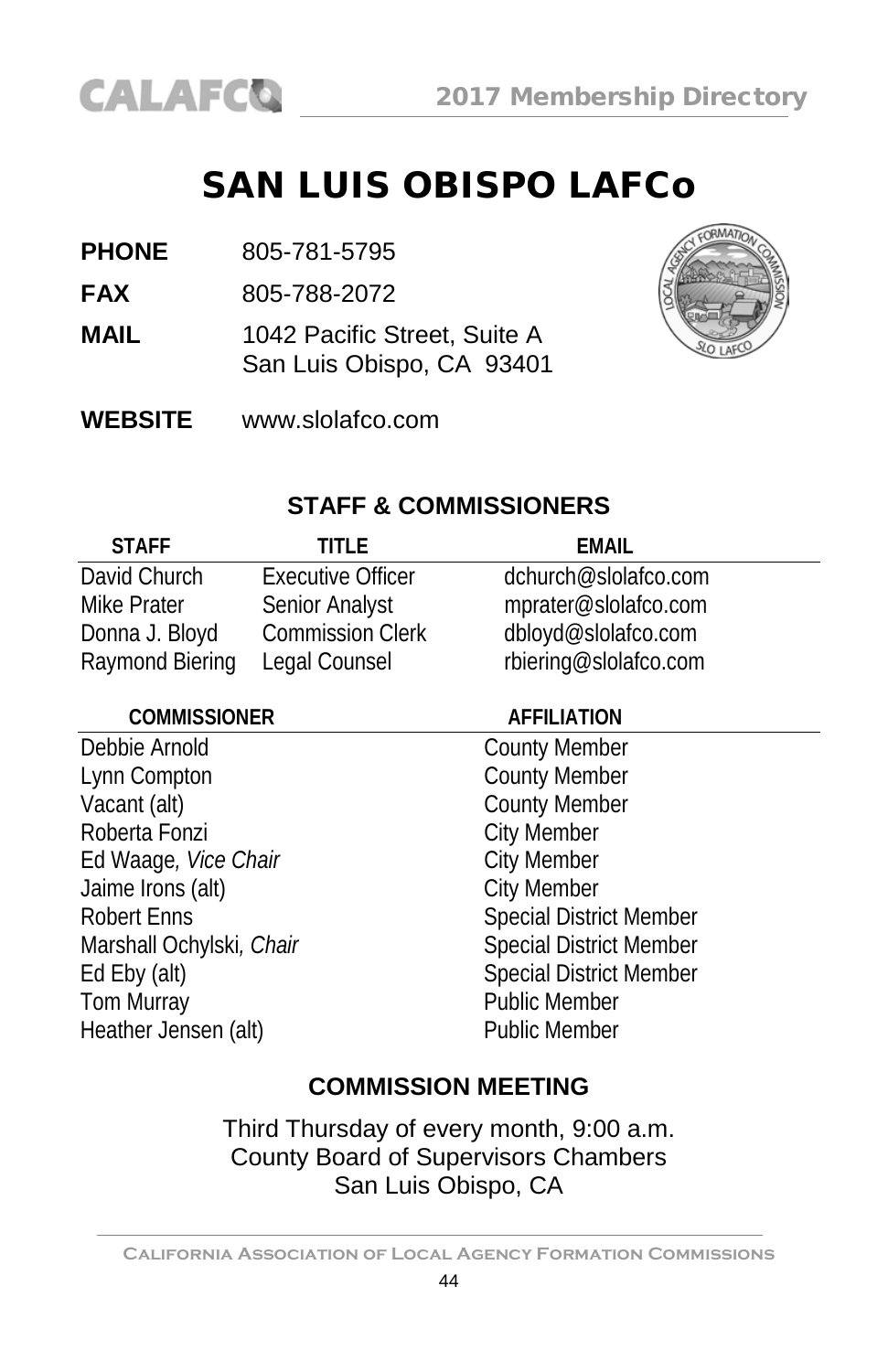# SAN LUIS OBISPO LAFCo

**PHONE** 805-781-5795

**FAX** 805-788-2072

**MAIL** 1042 Pacific Street, Suite A
San Luis Obispo, CA 93401

**WEBSITE** www.slolafco.com

## STAFF & COMMISSIONERS

| STAFF | TITLE | EMAIL |
|---|---|---|
| David Church | Executive Officer | dchurch@slolafco.com |
| Mike Prater | Senior Analyst | mprater@slolafco.com |
| Donna J. Bloyd | Commission Clerk | dbloyd@slolafco.com |
| Raymond Biering | Legal Counsel | rbiering@slolafco.com |

| COMMISSIONER | AFFILIATION |
|---|---|
| Debbie Arnold | County Member |
| Lynn Compton | County Member |
| Vacant (alt) | County Member |
| Roberta Fonzi | City Member |
| Ed Waage, *Vice Chair* | City Member |
| Jaime Irons (alt) | City Member |
| Robert Enns | Special District Member |
| Marshall Ochylski, *Chair* | Special District Member |
| Ed Eby (alt) | Special District Member |
| Tom Murray | Public Member |
| Heather Jensen (alt) | Public Member |

## COMMISSION MEETING

Third Thursday of every month, 9:00 a.m.
County Board of Supervisors Chambers
San Luis Obispo, CA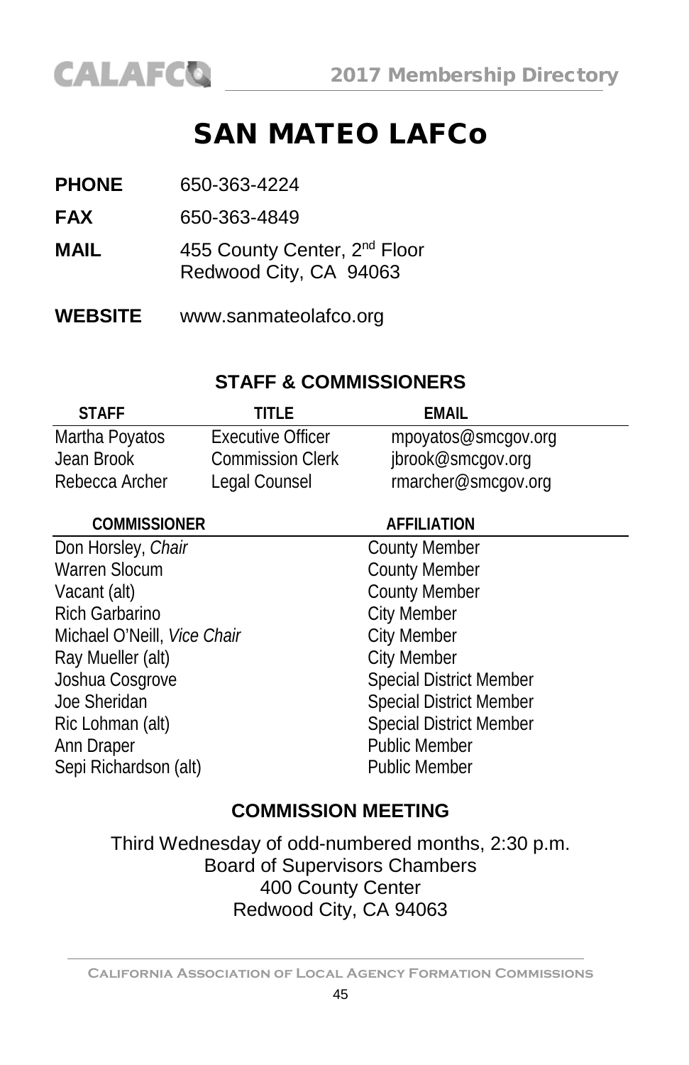# SAN MATEO LAFCo

**PHONE** 650-363-4224

**FAX** 650-363-4849

**MAIL** 455 County Center, 2nd Floor
Redwood City, CA 94063

**WEBSITE** www.sanmateolafco.org

## STAFF & COMMISSIONERS

| STAFF | TITLE | EMAIL |
|---|---|---|
| Martha Poyatos | Executive Officer | mpoyatos@smcgov.org |
| Jean Brook | Commission Clerk | jbrook@smcgov.org |
| Rebecca Archer | Legal Counsel | rmarcher@smcgov.org |

| COMMISSIONER | AFFILIATION |
|---|---|
| Don Horsley, *Chair* | County Member |
| Warren Slocum | County Member |
| Vacant (alt) | County Member |
| Rich Garbarino | City Member |
| Michael O'Neill, *Vice Chair* | City Member |
| Ray Mueller (alt) | City Member |
| Joshua Cosgrove | Special District Member |
| Joe Sheridan | Special District Member |
| Ric Lohman (alt) | Special District Member |
| Ann Draper | Public Member |
| Sepi Richardson (alt) | Public Member |

## COMMISSION MEETING

Third Wednesday of odd-numbered months, 2:30 p.m.
Board of Supervisors Chambers
400 County Center
Redwood City, CA 94063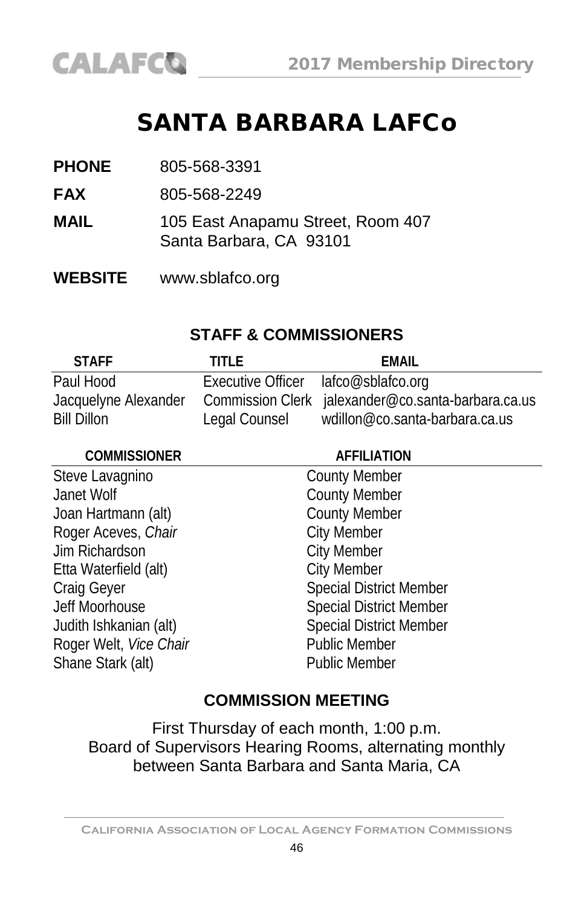# SANTA BARBARA LAFCo

**PHONE** 805-568-3391

**FAX** 805-568-2249

**MAIL** 105 East Anapamu Street, Room 407
Santa Barbara, CA 93101

**WEBSITE** www.sblafco.org

## STAFF & COMMISSIONERS

| STAFF | TITLE | EMAIL |
|---|---|---|
| Paul Hood | Executive Officer | lafco@sblafco.org |
| Jacquelyne Alexander | Commission Clerk | jalexander@co.santa-barbara.ca.us |
| Bill Dillon | Legal Counsel | wdillon@co.santa-barbara.ca.us |

| COMMISSIONER | AFFILIATION |
|---|---|
| Steve Lavagnino | County Member |
| Janet Wolf | County Member |
| Joan Hartmann (alt) | County Member |
| Roger Aceves, *Chair* | City Member |
| Jim Richardson | City Member |
| Etta Waterfield (alt) | City Member |
| Craig Geyer | Special District Member |
| Jeff Moorhouse | Special District Member |
| Judith Ishkanian (alt) | Special District Member |
| Roger Welt, *Vice Chair* | Public Member |
| Shane Stark (alt) | Public Member |

## COMMISSION MEETING

First Thursday of each month, 1:00 p.m.
Board of Supervisors Hearing Rooms, alternating monthly between Santa Barbara and Santa Maria, CA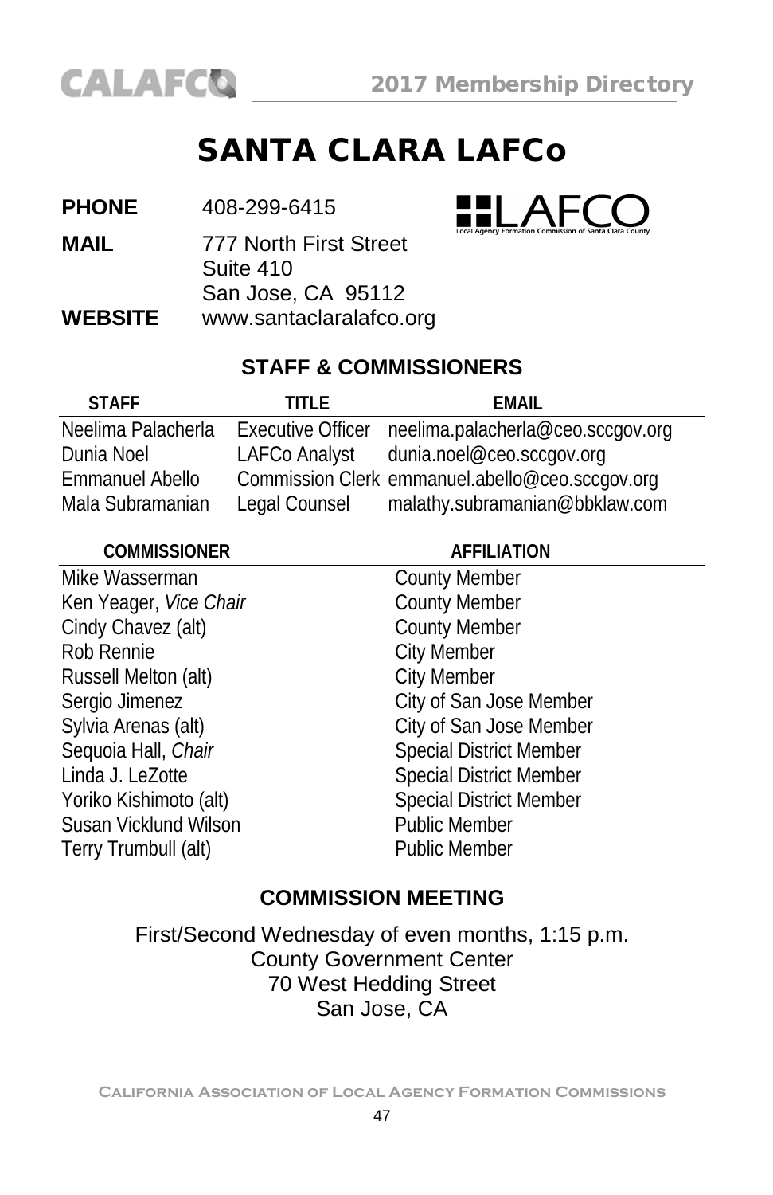# SANTA CLARA LAFCo

**PHONE** 408-299-6415

**MAIL** 777 North First Street
Suite 410
San Jose, CA 95112

**WEBSITE** www.santaclaralafco.org

## STAFF & COMMISSIONERS

| STAFF | TITLE | EMAIL |
|---|---|---|
| Neelima Palacherla | Executive Officer | neelima.palacherla@ceo.sccgov.org |
| Dunia Noel | LAFCo Analyst | dunia.noel@ceo.sccgov.org |
| Emmanuel Abello | Commission Clerk | emmanuel.abello@ceo.sccgov.org |
| Mala Subramanian | Legal Counsel | malathy.subramanian@bbklaw.com |

| COMMISSIONER | AFFILIATION |
|---|---|
| Mike Wasserman | County Member |
| Ken Yeager, *Vice Chair* | County Member |
| Cindy Chavez (alt) | County Member |
| Rob Rennie | City Member |
| Russell Melton (alt) | City Member |
| Sergio Jimenez | City of San Jose Member |
| Sylvia Arenas (alt) | City of San Jose Member |
| Sequoia Hall, *Chair* | Special District Member |
| Linda J. LeZotte | Special District Member |
| Yoriko Kishimoto (alt) | Special District Member |
| Susan Vicklund Wilson | Public Member |
| Terry Trumbull (alt) | Public Member |

## COMMISSION MEETING

First/Second Wednesday of even months, 1:15 p.m.
County Government Center
70 West Hedding Street
San Jose, CA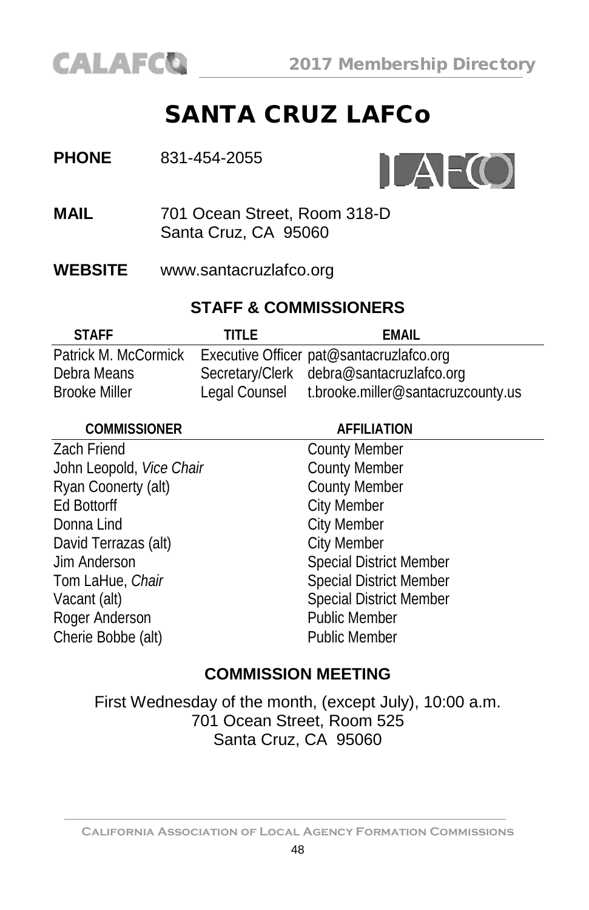# SANTA CRUZ LAFCo

**PHONE** 831-454-2055

**MAIL** 701 Ocean Street, Room 318-D
Santa Cruz, CA 95060

**WEBSITE** www.santacruzlafco.org

## STAFF & COMMISSIONERS

| STAFF | TITLE | EMAIL |
|---|---|---|
| Patrick M. McCormick | Executive Officer | pat@santacruzlafco.org |
| Debra Means | Secretary/Clerk | debra@santacruzlafco.org |
| Brooke Miller | Legal Counsel | t.brooke.miller@santacruzcounty.us |

| COMMISSIONER | AFFILIATION |
|---|---|
| Zach Friend | County Member |
| John Leopold, *Vice Chair* | County Member |
| Ryan Coonerty (alt) | County Member |
| Ed Bottorff | City Member |
| Donna Lind | City Member |
| David Terrazas (alt) | City Member |
| Jim Anderson | Special District Member |
| Tom LaHue, *Chair* | Special District Member |
| Vacant (alt) | Special District Member |
| Roger Anderson | Public Member |
| Cherie Bobbe (alt) | Public Member |

## COMMISSION MEETING

First Wednesday of the month, (except July), 10:00 a.m.
701 Ocean Street, Room 525
Santa Cruz, CA 95060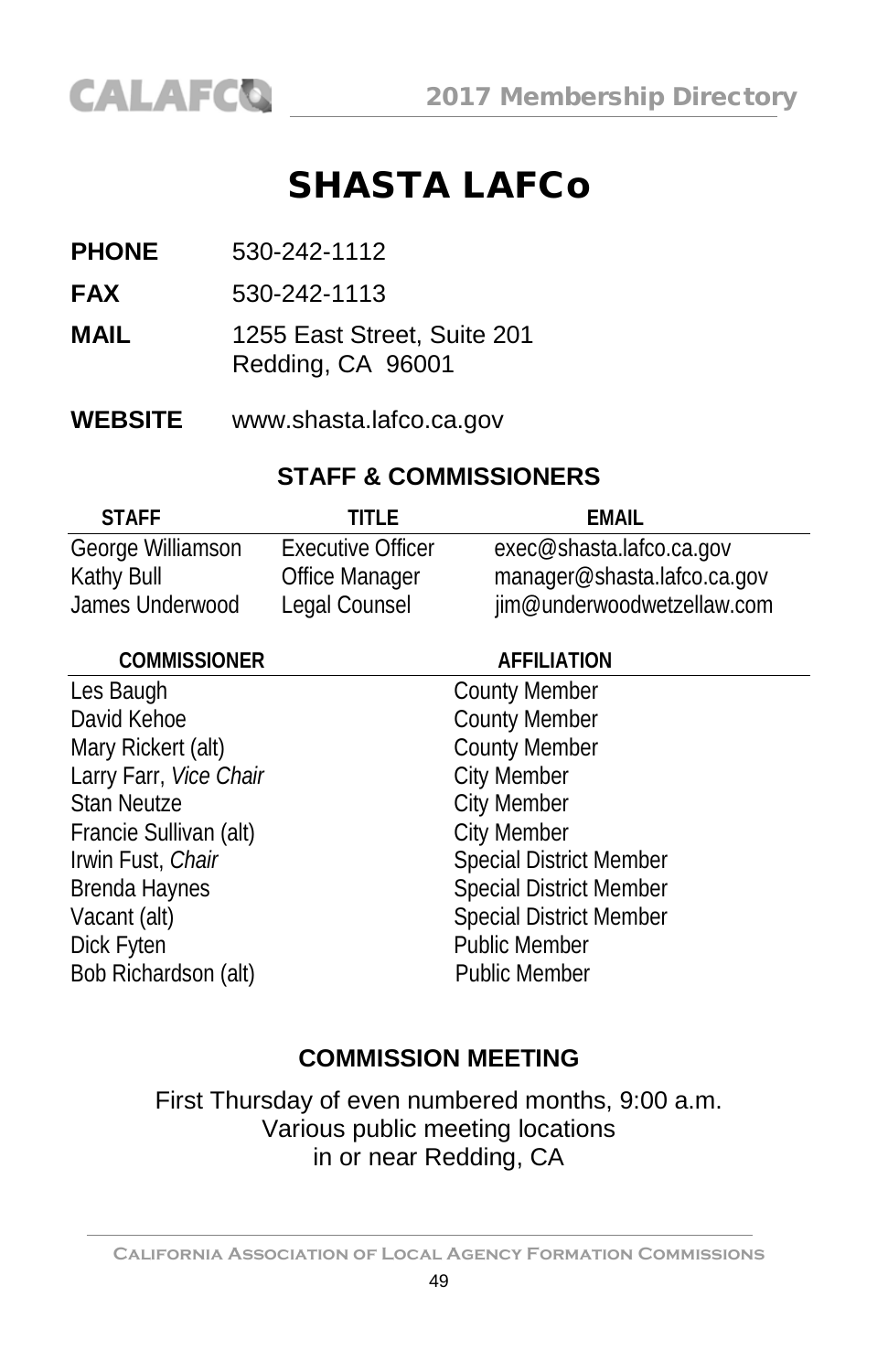# SHASTA LAFCo

**PHONE** 530-242-1112

**FAX** 530-242-1113

**MAIL** 1255 East Street, Suite 201
Redding, CA 96001

**WEBSITE** www.shasta.lafco.ca.gov

## STAFF & COMMISSIONERS

| STAFF | TITLE | EMAIL |
|---|---|---|
| George Williamson | Executive Officer | exec@shasta.lafco.ca.gov |
| Kathy Bull | Office Manager | manager@shasta.lafco.ca.gov |
| James Underwood | Legal Counsel | jim@underwoodwetzellaw.com |

| COMMISSIONER | AFFILIATION |
|---|---|
| Les Baugh | County Member |
| David Kehoe | County Member |
| Mary Rickert (alt) | County Member |
| Larry Farr, *Vice Chair* | City Member |
| Stan Neutze | City Member |
| Francie Sullivan (alt) | City Member |
| Irwin Fust, *Chair* | Special District Member |
| Brenda Haynes | Special District Member |
| Vacant (alt) | Special District Member |
| Dick Fyten | Public Member |
| Bob Richardson (alt) | Public Member |

## COMMISSION MEETING

First Thursday of even numbered months, 9:00 a.m.
Various public meeting locations
in or near Redding, CA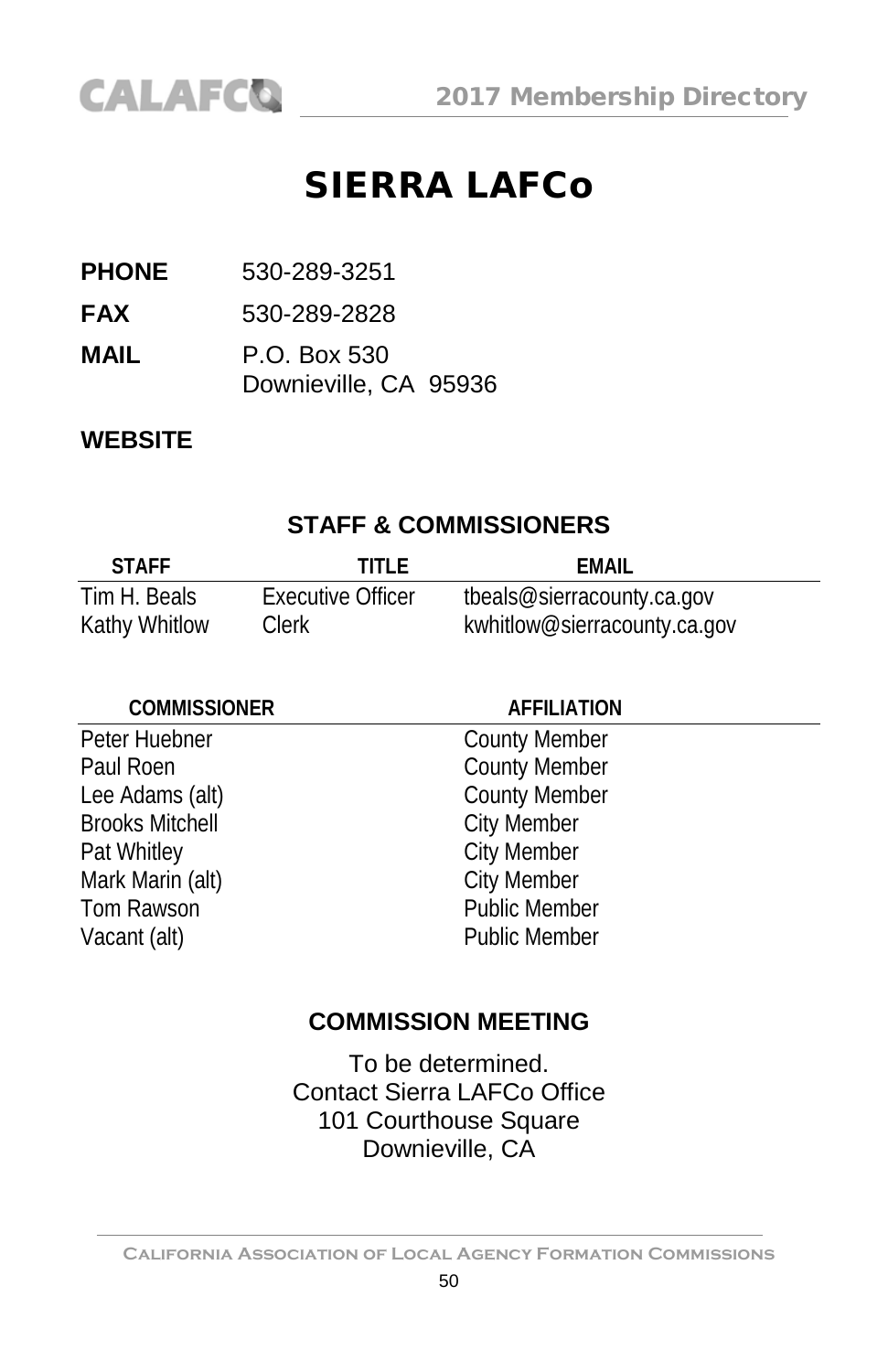# SIERRA LAFCo

**PHONE** 530-289-3251

**FAX** 530-289-2828

**MAIL** P.O. Box 530
Downieville, CA 95936

**WEBSITE**

## STAFF & COMMISSIONERS

| STAFF | TITLE | EMAIL |
|---|---|---|
| Tim H. Beals | Executive Officer | tbeals@sierracounty.ca.gov |
| Kathy Whitlow | Clerk | kwhitlow@sierracounty.ca.gov |

| COMMISSIONER | AFFILIATION |
|---|---|
| Peter Huebner | County Member |
| Paul Roen | County Member |
| Lee Adams (alt) | County Member |
| Brooks Mitchell | City Member |
| Pat Whitley | City Member |
| Mark Marin (alt) | City Member |
| Tom Rawson | Public Member |
| Vacant (alt) | Public Member |

## COMMISSION MEETING

To be determined.
Contact Sierra LAFCo Office
101 Courthouse Square
Downieville, CA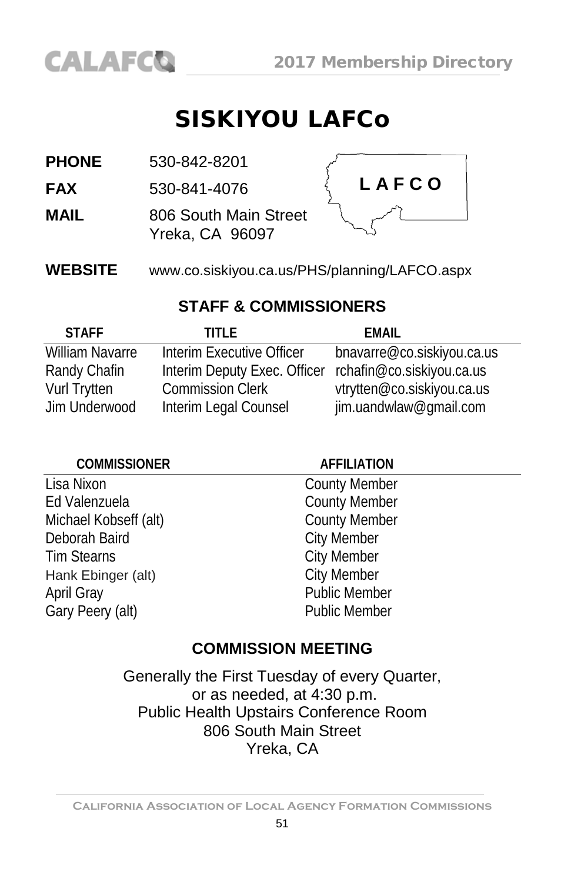# SISKIYOU LAFCo

**PHONE** 530-842-8201

**FAX** 530-841-4076

**MAIL** 806 South Main Street
Yreka, CA 96097

**WEBSITE** www.co.siskiyou.ca.us/PHS/planning/LAFCO.aspx

## STAFF & COMMISSIONERS

| STAFF | TITLE | EMAIL |
|---|---|---|
| William Navarre | Interim Executive Officer | bnavarre@co.siskiyou.ca.us |
| Randy Chafin | Interim Deputy Exec. Officer | rchafin@co.siskiyou.ca.us |
| Vurl Trytten | Commission Clerk | vtrytten@co.siskiyou.ca.us |
| Jim Underwood | Interim Legal Counsel | jim.uandwlaw@gmail.com |

| COMMISSIONER | AFFILIATION |
|---|---|
| Lisa Nixon | County Member |
| Ed Valenzuela | County Member |
| Michael Kobseff (alt) | County Member |
| Deborah Baird | City Member |
| Tim Stearns | City Member |
| Hank Ebinger (alt) | City Member |
| April Gray | Public Member |
| Gary Peery (alt) | Public Member |

## COMMISSION MEETING

Generally the First Tuesday of every Quarter,
or as needed, at 4:30 p.m.
Public Health Upstairs Conference Room
806 South Main Street
Yreka, CA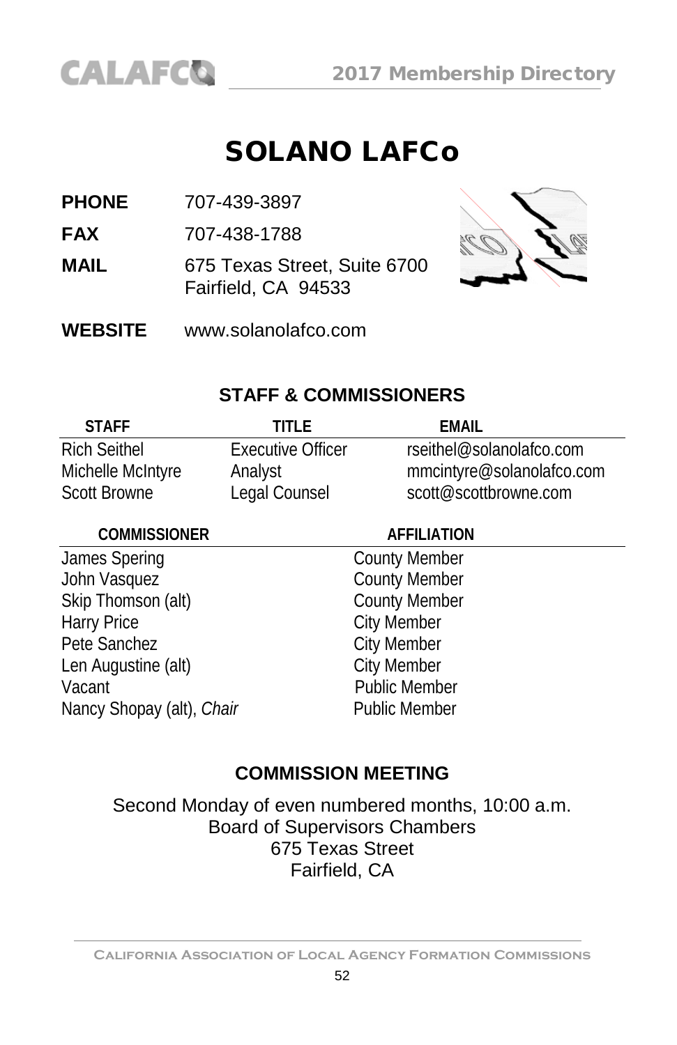# SOLANO LAFCo

**PHONE** 707-439-3897

**FAX** 707-438-1788

**MAIL** 675 Texas Street, Suite 6700
Fairfield, CA 94533

**WEBSITE** www.solanolafco.com

## STAFF & COMMISSIONERS

| STAFF | TITLE | EMAIL |
|---|---|---|
| Rich Seithel | Executive Officer | rseithel@solanolafco.com |
| Michelle McIntyre | Analyst | mmcintyre@solanolafco.com |
| Scott Browne | Legal Counsel | scott@scottbrowne.com |

| COMMISSIONER | AFFILIATION |
|---|---|
| James Spering | County Member |
| John Vasquez | County Member |
| Skip Thomson (alt) | County Member |
| Harry Price | City Member |
| Pete Sanchez | City Member |
| Len Augustine (alt) | City Member |
| Vacant | Public Member |
| Nancy Shopay (alt), *Chair* | Public Member |

## COMMISSION MEETING

Second Monday of even numbered months, 10:00 a.m.
Board of Supervisors Chambers
675 Texas Street
Fairfield, CA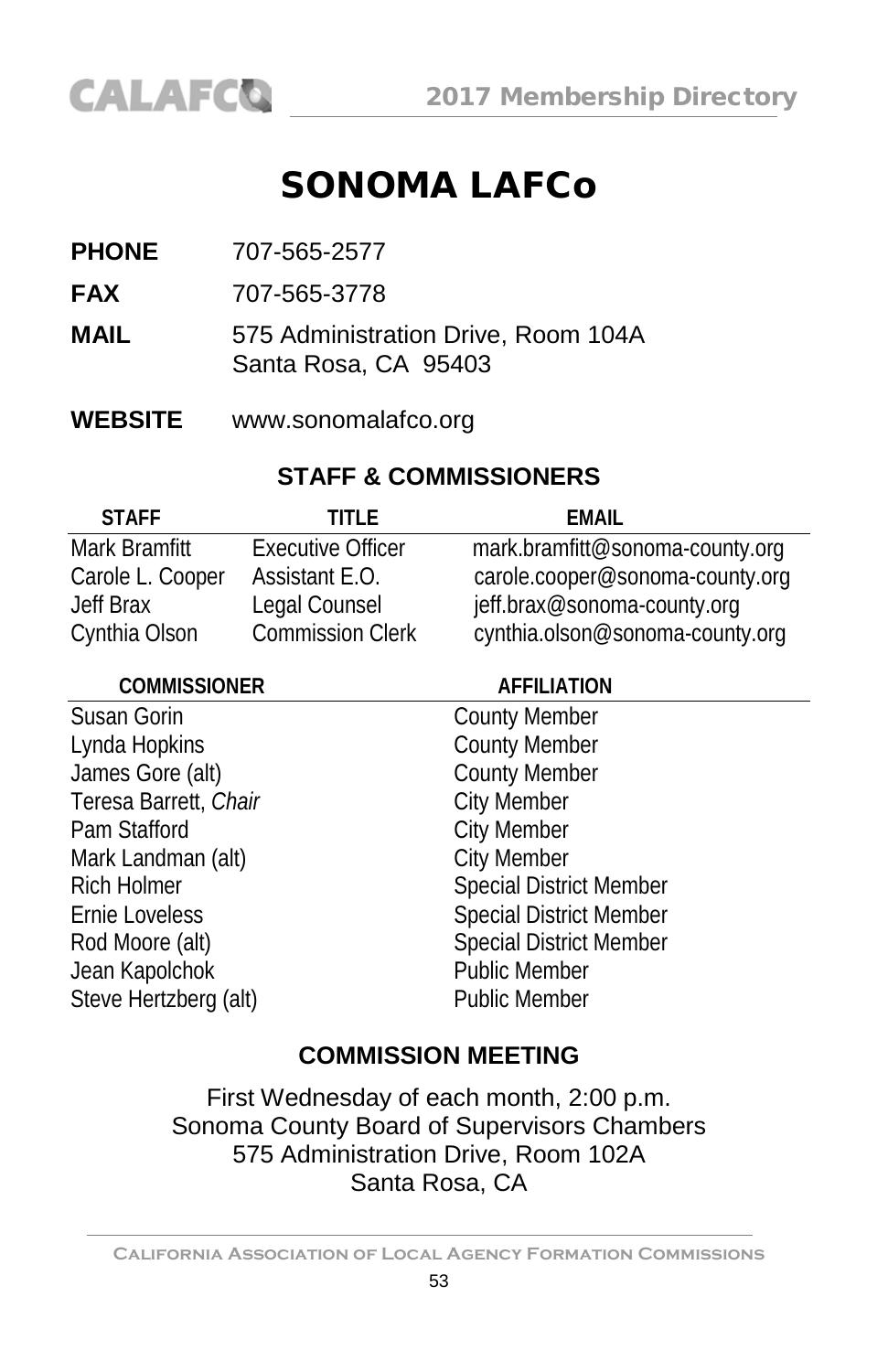# SONOMA LAFCo

**PHONE** 707-565-2577

**FAX** 707-565-3778

**MAIL** 575 Administration Drive, Room 104A
Santa Rosa, CA 95403

**WEBSITE** www.sonomalafco.org

## STAFF & COMMISSIONERS

| STAFF | TITLE | EMAIL |
|---|---|---|
| Mark Bramfitt | Executive Officer | mark.bramfitt@sonoma-county.org |
| Carole L. Cooper | Assistant E.O. | carole.cooper@sonoma-county.org |
| Jeff Brax | Legal Counsel | jeff.brax@sonoma-county.org |
| Cynthia Olson | Commission Clerk | cynthia.olson@sonoma-county.org |

| COMMISSIONER | AFFILIATION |
|---|---|
| Susan Gorin | County Member |
| Lynda Hopkins | County Member |
| James Gore (alt) | County Member |
| Teresa Barrett, *Chair* | City Member |
| Pam Stafford | City Member |
| Mark Landman (alt) | City Member |
| Rich Holmer | Special District Member |
| Ernie Loveless | Special District Member |
| Rod Moore (alt) | Special District Member |
| Jean Kapolchok | Public Member |
| Steve Hertzberg (alt) | Public Member |

## COMMISSION MEETING

First Wednesday of each month, 2:00 p.m.
Sonoma County Board of Supervisors Chambers
575 Administration Drive, Room 102A
Santa Rosa, CA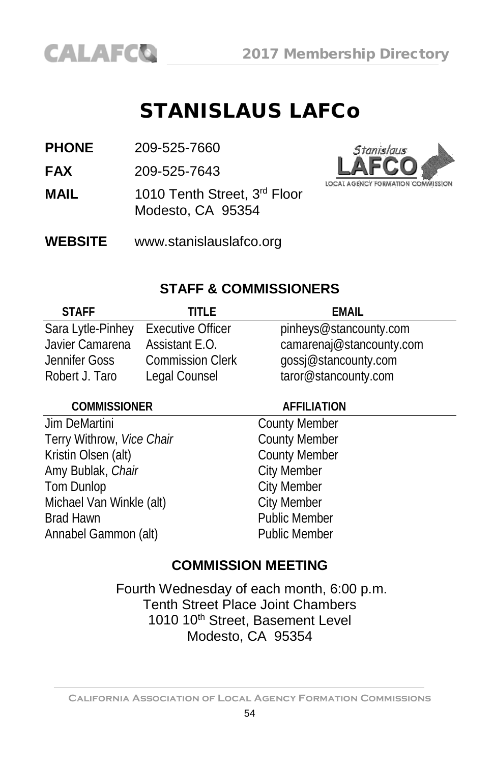# STANISLAUS LAFCo

**PHONE** 209-525-7660

**FAX** 209-525-7643

**MAIL** 1010 Tenth Street, 3rd Floor
Modesto, CA 95354

**WEBSITE** www.stanislauslafco.org

## STAFF & COMMISSIONERS

| STAFF | TITLE | EMAIL |
|---|---|---|
| Sara Lytle-Pinhey | Executive Officer | pinheys@stancounty.com |
| Javier Camarena | Assistant E.O. | camarenaj@stancounty.com |
| Jennifer Goss | Commission Clerk | gossj@stancounty.com |
| Robert J. Taro | Legal Counsel | taror@stancounty.com |

| COMMISSIONER | AFFILIATION |
|---|---|
| Jim DeMartini | County Member |
| Terry Withrow, *Vice Chair* | County Member |
| Kristin Olsen (alt) | County Member |
| Amy Bublak, *Chair* | City Member |
| Tom Dunlop | City Member |
| Michael Van Winkle (alt) | City Member |
| Brad Hawn | Public Member |
| Annabel Gammon (alt) | Public Member |

## COMMISSION MEETING

Fourth Wednesday of each month, 6:00 p.m.
Tenth Street Place Joint Chambers
1010 10th Street, Basement Level
Modesto, CA 95354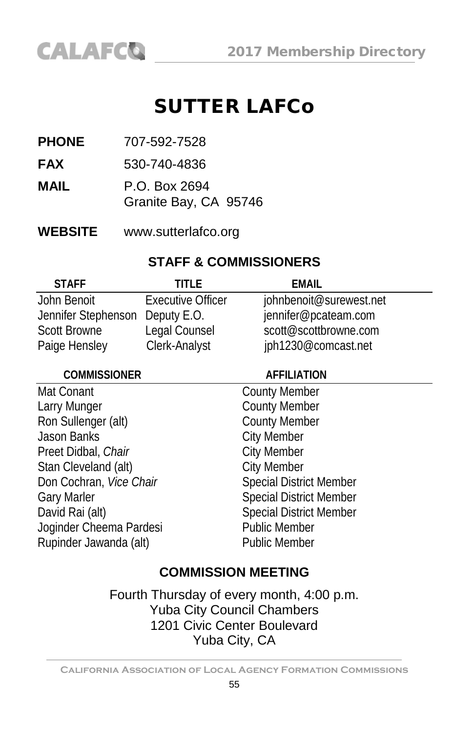# SUTTER LAFCo

**PHONE** 707-592-7528

**FAX** 530-740-4836

**MAIL** P.O. Box 2694
Granite Bay, CA 95746

**WEBSITE** www.sutterlafco.org

## STAFF & COMMISSIONERS

| STAFF | TITLE | EMAIL |
|---|---|---|
| John Benoit | Executive Officer | johnbenoit@surewest.net |
| Jennifer Stephenson | Deputy E.O. | jennifer@pcateam.com |
| Scott Browne | Legal Counsel | scott@scottbrowne.com |
| Paige Hensley | Clerk-Analyst | jph1230@comcast.net |

| COMMISSIONER | AFFILIATION |
|---|---|
| Mat Conant | County Member |
| Larry Munger | County Member |
| Ron Sullenger (alt) | County Member |
| Jason Banks | City Member |
| Preet Didbal, *Chair* | City Member |
| Stan Cleveland (alt) | City Member |
| Don Cochran, *Vice Chair* | Special District Member |
| Gary Marler | Special District Member |
| David Rai (alt) | Special District Member |
| Joginder Cheema Pardesi | Public Member |
| Rupinder Jawanda (alt) | Public Member |

## COMMISSION MEETING

Fourth Thursday of every month, 4:00 p.m.
Yuba City Council Chambers
1201 Civic Center Boulevard
Yuba City, CA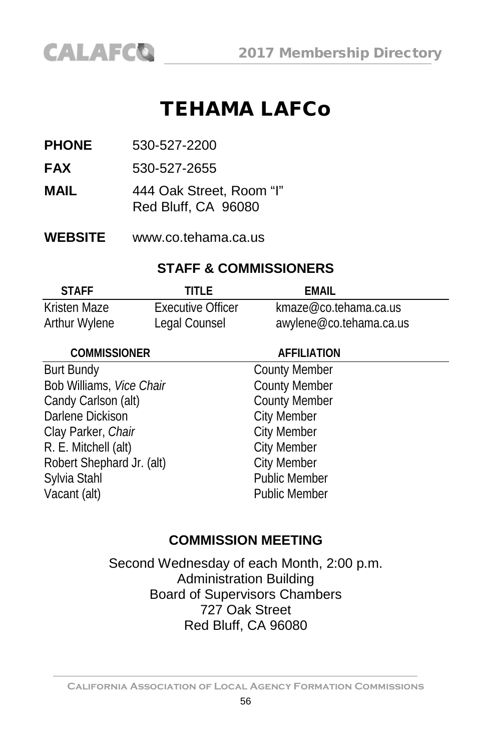# TEHAMA LAFCo

**PHONE** 530-527-2200

**FAX** 530-527-2655

**MAIL** 444 Oak Street, Room "I"
Red Bluff, CA 96080

**WEBSITE** www.co.tehama.ca.us

## STAFF & COMMISSIONERS

| STAFF | TITLE | EMAIL |
|---|---|---|
| Kristen Maze | Executive Officer | kmaze@co.tehama.ca.us |
| Arthur Wylene | Legal Counsel | awylene@co.tehama.ca.us |

| COMMISSIONER | AFFILIATION |
|---|---|
| Burt Bundy | County Member |
| Bob Williams, *Vice Chair* | County Member |
| Candy Carlson (alt) | County Member |
| Darlene Dickison | City Member |
| Clay Parker, *Chair* | City Member |
| R. E. Mitchell (alt) | City Member |
| Robert Shephard Jr. (alt) | City Member |
| Sylvia Stahl | Public Member |
| Vacant (alt) | Public Member |

## COMMISSION MEETING

Second Wednesday of each Month, 2:00 p.m.
Administration Building
Board of Supervisors Chambers
727 Oak Street
Red Bluff, CA 96080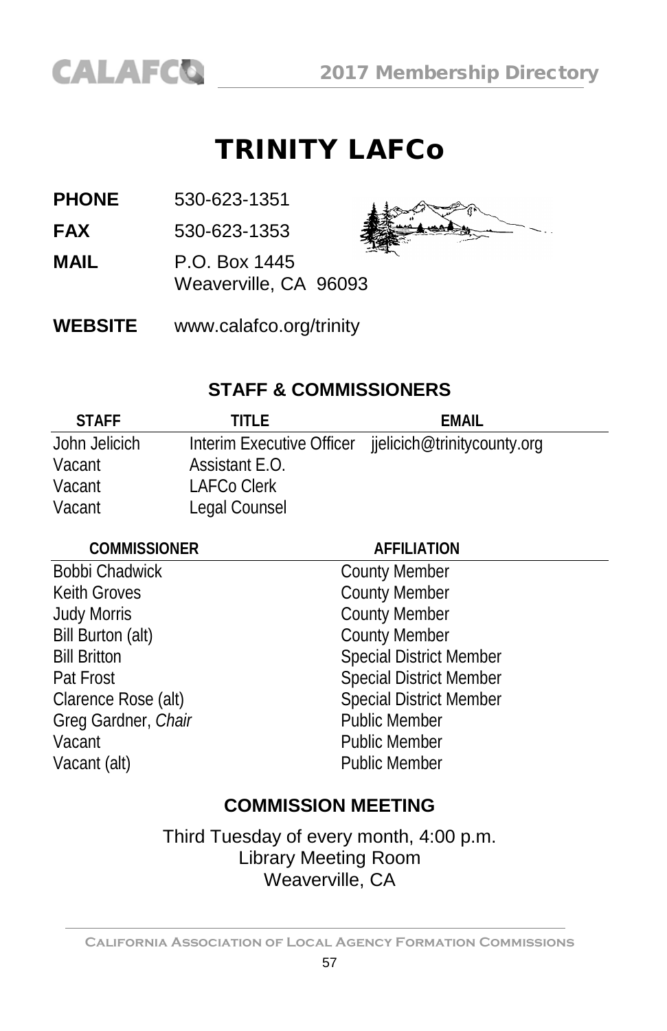# TRINITY LAFCo

**PHONE** 530-623-1351

**FAX** 530-623-1353

**MAIL** P.O. Box 1445
Weaverville, CA 96093

**WEBSITE** www.calafco.org/trinity

## STAFF & COMMISSIONERS

| STAFF | TITLE | EMAIL |
|---|---|---|
| John Jelicich | Interim Executive Officer | jjelicich@trinitycounty.org |
| Vacant | Assistant E.O. | |
| Vacant | LAFCo Clerk | |
| Vacant | Legal Counsel | |

| COMMISSIONER | AFFILIATION |
|---|---|
| Bobbi Chadwick | County Member |
| Keith Groves | County Member |
| Judy Morris | County Member |
| Bill Burton (alt) | County Member |
| Bill Britton | Special District Member |
| Pat Frost | Special District Member |
| Clarence Rose (alt) | Special District Member |
| Greg Gardner, *Chair* | Public Member |
| Vacant | Public Member |
| Vacant (alt) | Public Member |

## COMMISSION MEETING

Third Tuesday of every month, 4:00 p.m.
Library Meeting Room
Weaverville, CA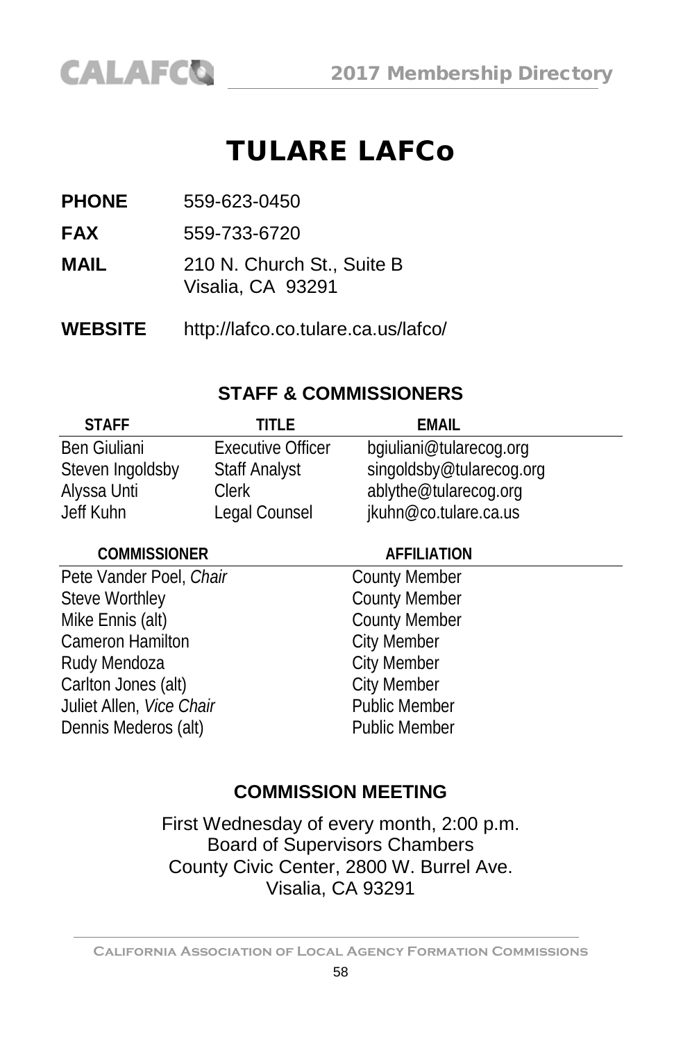# TULARE LAFCo

**PHONE** 559-623-0450

**FAX** 559-733-6720

**MAIL** 210 N. Church St., Suite B
Visalia, CA 93291

**WEBSITE** http://lafco.co.tulare.ca.us/lafco/

## STAFF & COMMISSIONERS

| STAFF | TITLE | EMAIL |
|---|---|---|
| Ben Giuliani | Executive Officer | bgiuliani@tularecog.org |
| Steven Ingoldsby | Staff Analyst | singoldsby@tularecog.org |
| Alyssa Unti | Clerk | ablythe@tularecog.org |
| Jeff Kuhn | Legal Counsel | jkuhn@co.tulare.ca.us |

| COMMISSIONER | AFFILIATION |
|---|---|
| Pete Vander Poel, *Chair* | County Member |
| Steve Worthley | County Member |
| Mike Ennis (alt) | County Member |
| Cameron Hamilton | City Member |
| Rudy Mendoza | City Member |
| Carlton Jones (alt) | City Member |
| Juliet Allen, *Vice Chair* | Public Member |
| Dennis Mederos (alt) | Public Member |

## COMMISSION MEETING

First Wednesday of every month, 2:00 p.m.
Board of Supervisors Chambers
County Civic Center, 2800 W. Burrel Ave.
Visalia, CA 93291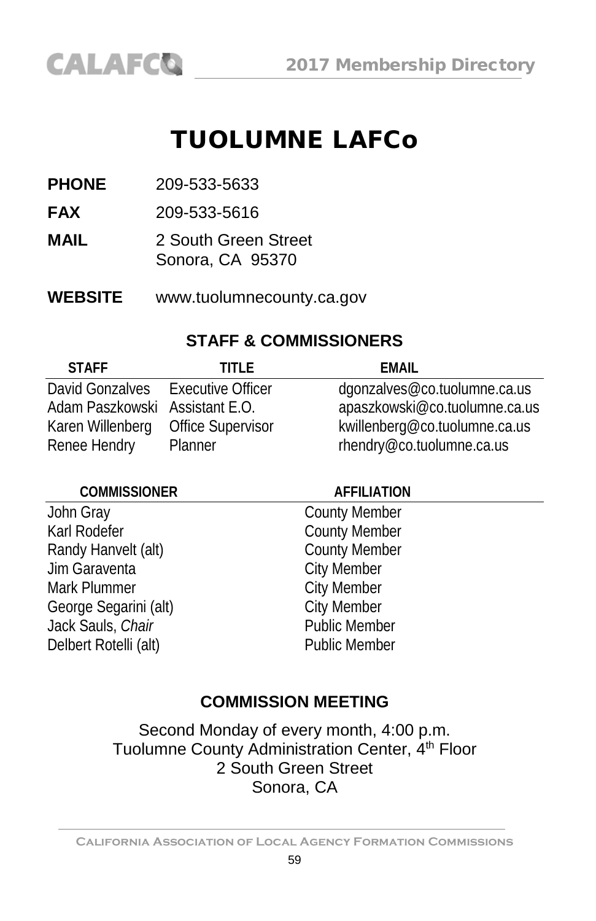# TUOLUMNE LAFCo

**PHONE** 209-533-5633

**FAX** 209-533-5616

**MAIL** 2 South Green Street
Sonora, CA 95370

**WEBSITE** www.tuolumnecounty.ca.gov

## STAFF & COMMISSIONERS

| STAFF | TITLE | EMAIL |
|---|---|---|
| David Gonzalves | Executive Officer | dgonzalves@co.tuolumne.ca.us |
| Adam Paszkowski | Assistant E.O. | apaszkowski@co.tuolumne.ca.us |
| Karen Willenberg | Office Supervisor | kwillenberg@co.tuolumne.ca.us |
| Renee Hendry | Planner | rhendry@co.tuolumne.ca.us |

| COMMISSIONER | AFFILIATION |
|---|---|
| John Gray | County Member |
| Karl Rodefer | County Member |
| Randy Hanvelt (alt) | County Member |
| Jim Garaventa | City Member |
| Mark Plummer | City Member |
| George Segarini (alt) | City Member |
| Jack Sauls, *Chair* | Public Member |
| Delbert Rotelli (alt) | Public Member |

## COMMISSION MEETING

Second Monday of every month, 4:00 p.m.
Tuolumne County Administration Center, 4th Floor
2 South Green Street
Sonora, CA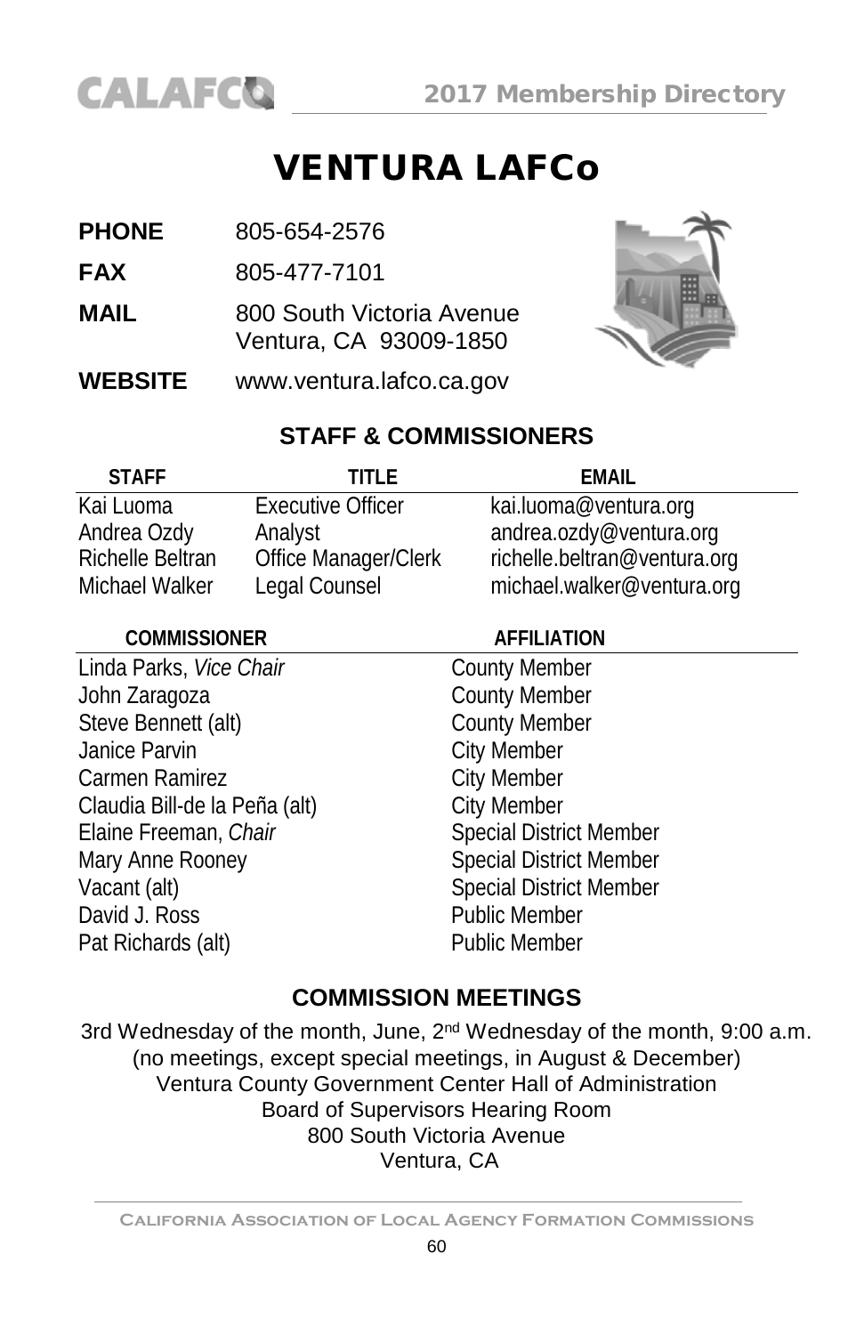# VENTURA LAFCo

**PHONE** 805-654-2576

**FAX** 805-477-7101

**MAIL** 800 South Victoria Avenue
Ventura, CA 93009-1850

**WEBSITE** www.ventura.lafco.ca.gov

## STAFF & COMMISSIONERS

| STAFF | TITLE | EMAIL |
|---|---|---|
| Kai Luoma | Executive Officer | kai.luoma@ventura.org |
| Andrea Ozdy | Analyst | andrea.ozdy@ventura.org |
| Richelle Beltran | Office Manager/Clerk | richelle.beltran@ventura.org |
| Michael Walker | Legal Counsel | michael.walker@ventura.org |

| COMMISSIONER | AFFILIATION |
|---|---|
| Linda Parks, *Vice Chair* | County Member |
| John Zaragoza | County Member |
| Steve Bennett (alt) | County Member |
| Janice Parvin | City Member |
| Carmen Ramirez | City Member |
| Claudia Bill-de la Peña (alt) | City Member |
| Elaine Freeman, *Chair* | Special District Member |
| Mary Anne Rooney | Special District Member |
| Vacant (alt) | Special District Member |
| David J. Ross | Public Member |
| Pat Richards (alt) | Public Member |

## COMMISSION MEETINGS

3rd Wednesday of the month, June, 2nd Wednesday of the month, 9:00 a.m.
(no meetings, except special meetings, in August & December)
Ventura County Government Center Hall of Administration
Board of Supervisors Hearing Room
800 South Victoria Avenue
Ventura, CA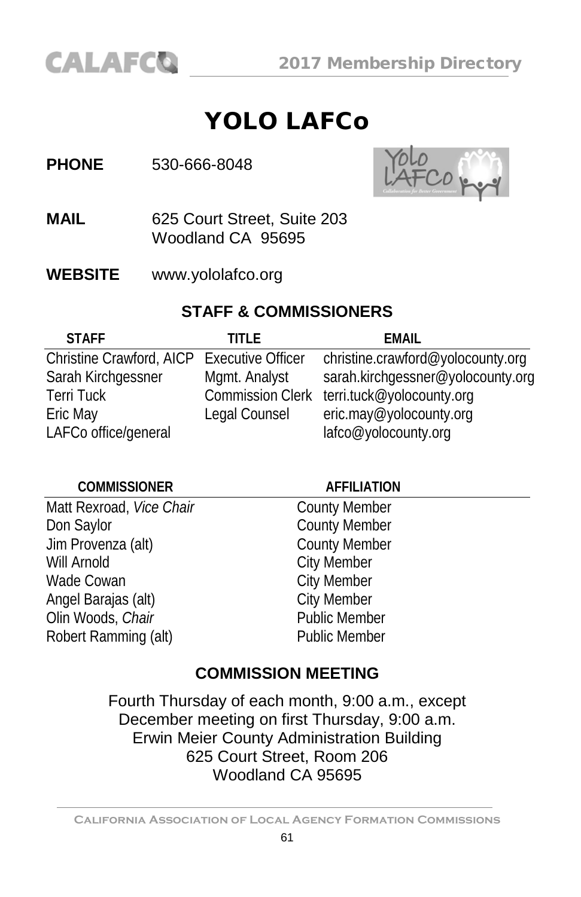# YOLO LAFCo

**PHONE** 530-666-8048

**MAIL** 625 Court Street, Suite 203
Woodland CA 95695

**WEBSITE** www.yololafco.org

## STAFF & COMMISSIONERS

| STAFF | TITLE | EMAIL |
|---|---|---|
| Christine Crawford, AICP | Executive Officer | christine.crawford@yolocounty.org |
| Sarah Kirchgessner | Mgmt. Analyst | sarah.kirchgessner@yolocounty.org |
| Terri Tuck | Commission Clerk | terri.tuck@yolocounty.org |
| Eric May | Legal Counsel | eric.may@yolocounty.org |
| LAFCo office/general | | lafco@yolocounty.org |

| COMMISSIONER | AFFILIATION |
|---|---|
| Matt Rexroad, *Vice Chair* | County Member |
| Don Saylor | County Member |
| Jim Provenza (alt) | County Member |
| Will Arnold | City Member |
| Wade Cowan | City Member |
| Angel Barajas (alt) | City Member |
| Olin Woods, *Chair* | Public Member |
| Robert Ramming (alt) | Public Member |

## COMMISSION MEETING

Fourth Thursday of each month, 9:00 a.m., except
December meeting on first Thursday, 9:00 a.m.
Erwin Meier County Administration Building
625 Court Street, Room 206
Woodland CA 95695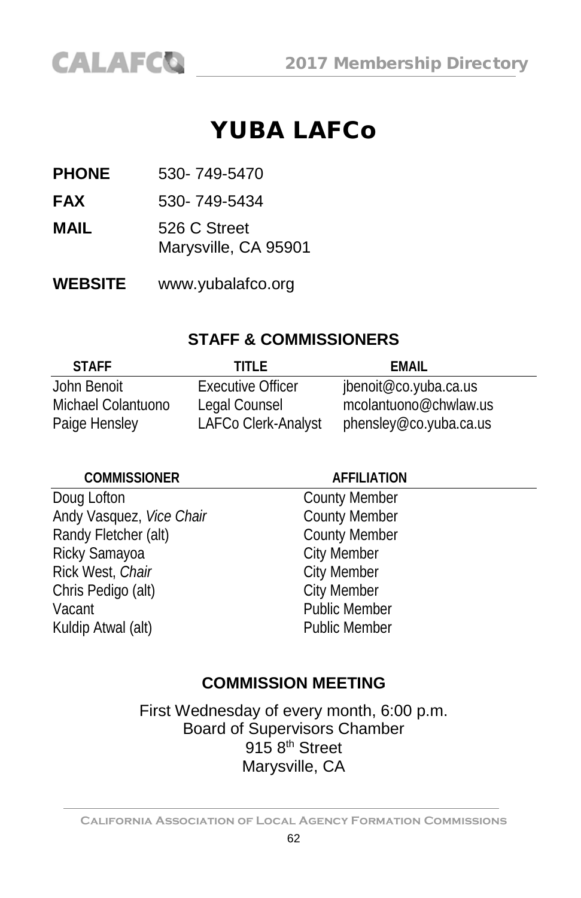# YUBA LAFCo

**PHONE** 530- 749-5470

**FAX** 530- 749-5434

**MAIL** 526 C Street
Marysville, CA 95901

**WEBSITE** www.yubalafco.org

## STAFF & COMMISSIONERS

| STAFF | TITLE | EMAIL |
|---|---|---|
| John Benoit | Executive Officer | jbenoit@co.yuba.ca.us |
| Michael Colantuono | Legal Counsel | mcolantuono@chwlaw.us |
| Paige Hensley | LAFCo Clerk-Analyst | phensley@co.yuba.ca.us |

| COMMISSIONER | AFFILIATION |
|---|---|
| Doug Lofton | County Member |
| Andy Vasquez, *Vice Chair* | County Member |
| Randy Fletcher (alt) | County Member |
| Ricky Samayoa | City Member |
| Rick West, *Chair* | City Member |
| Chris Pedigo (alt) | City Member |
| Vacant | Public Member |
| Kuldip Atwal (alt) | Public Member |

## COMMISSION MEETING

First Wednesday of every month, 6:00 p.m.
Board of Supervisors Chamber
915 8th Street
Marysville, CA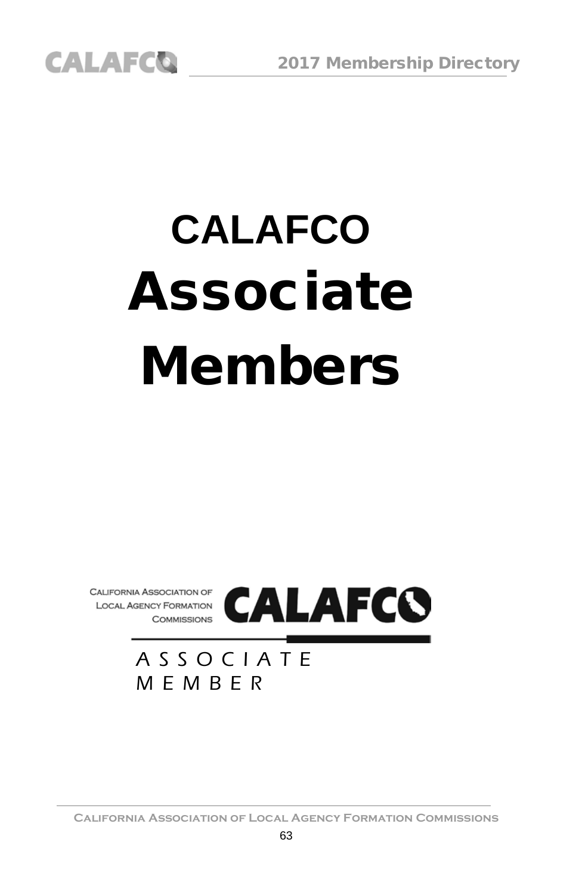# CALAFCO Associate Members

CALIFORNIA ASSOCIATION OF LOCAL AGENCY FORMATION COMMISSIONS

**CALAFCO**

ASSOCIATE MEMBER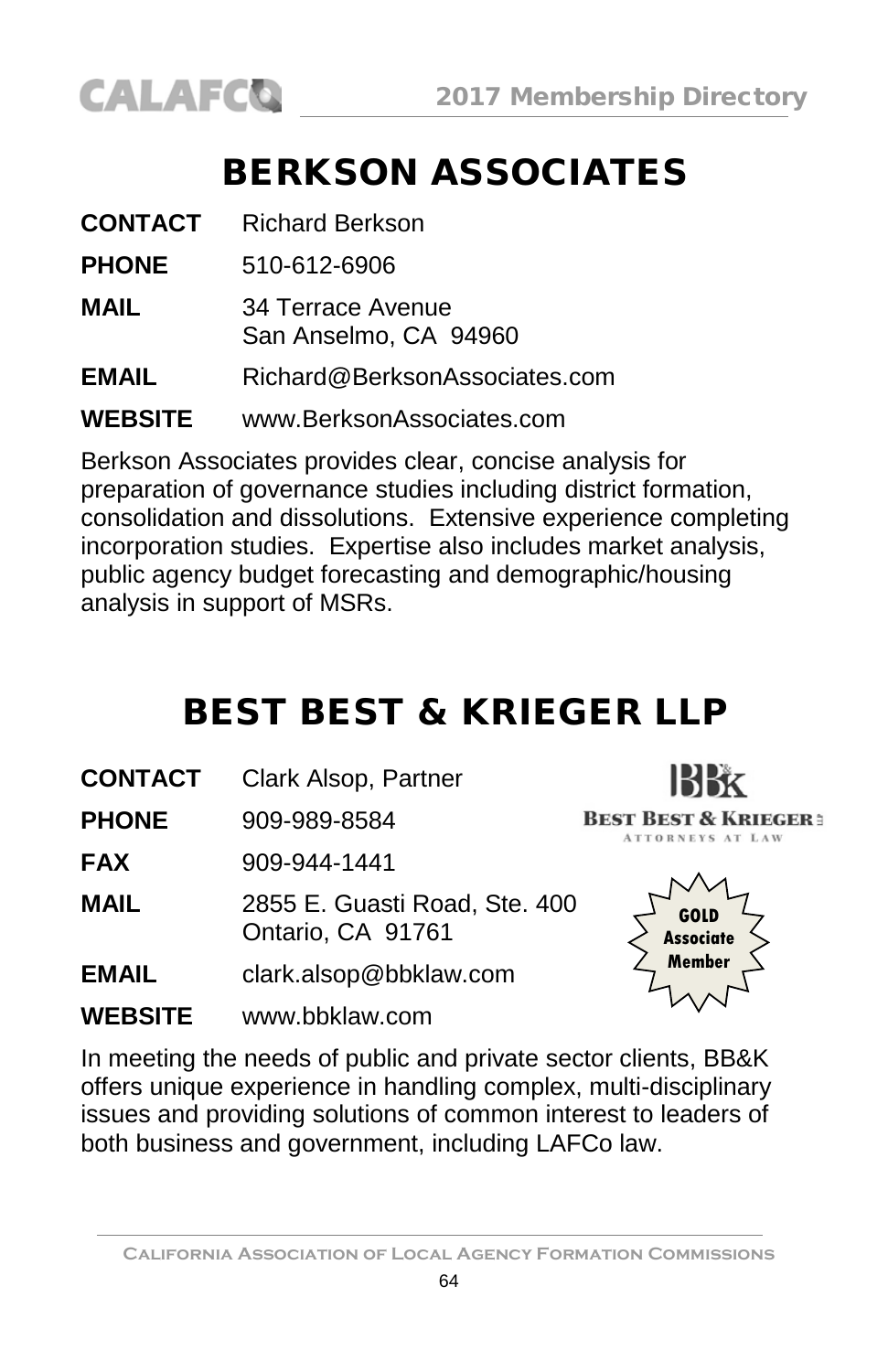# BERKSON ASSOCIATES

**CONTACT** Richard Berkson

**PHONE** 510-612-6906

**MAIL** 34 Terrace Avenue
San Anselmo, CA 94960

**EMAIL** Richard@BerksonAssociates.com

**WEBSITE** www.BerksonAssociates.com

Berkson Associates provides clear, concise analysis for preparation of governance studies including district formation, consolidation and dissolutions. Extensive experience completing incorporation studies. Expertise also includes market analysis, public agency budget forecasting and demographic/housing analysis in support of MSRs.

# BEST BEST & KRIEGER LLP

**CONTACT** Clark Alsop, Partner

**PHONE** 909-989-8584

**FAX** 909-944-1441

**MAIL** 2855 E. Guasti Road, Ste. 400
Ontario, CA 91761

**EMAIL** clark.alsop@bbklaw.com

**WEBSITE** www.bbklaw.com

GOLD Associate Member

In meeting the needs of public and private sector clients, BB&K offers unique experience in handling complex, multi-disciplinary issues and providing solutions of common interest to leaders of both business and government, including LAFCo law.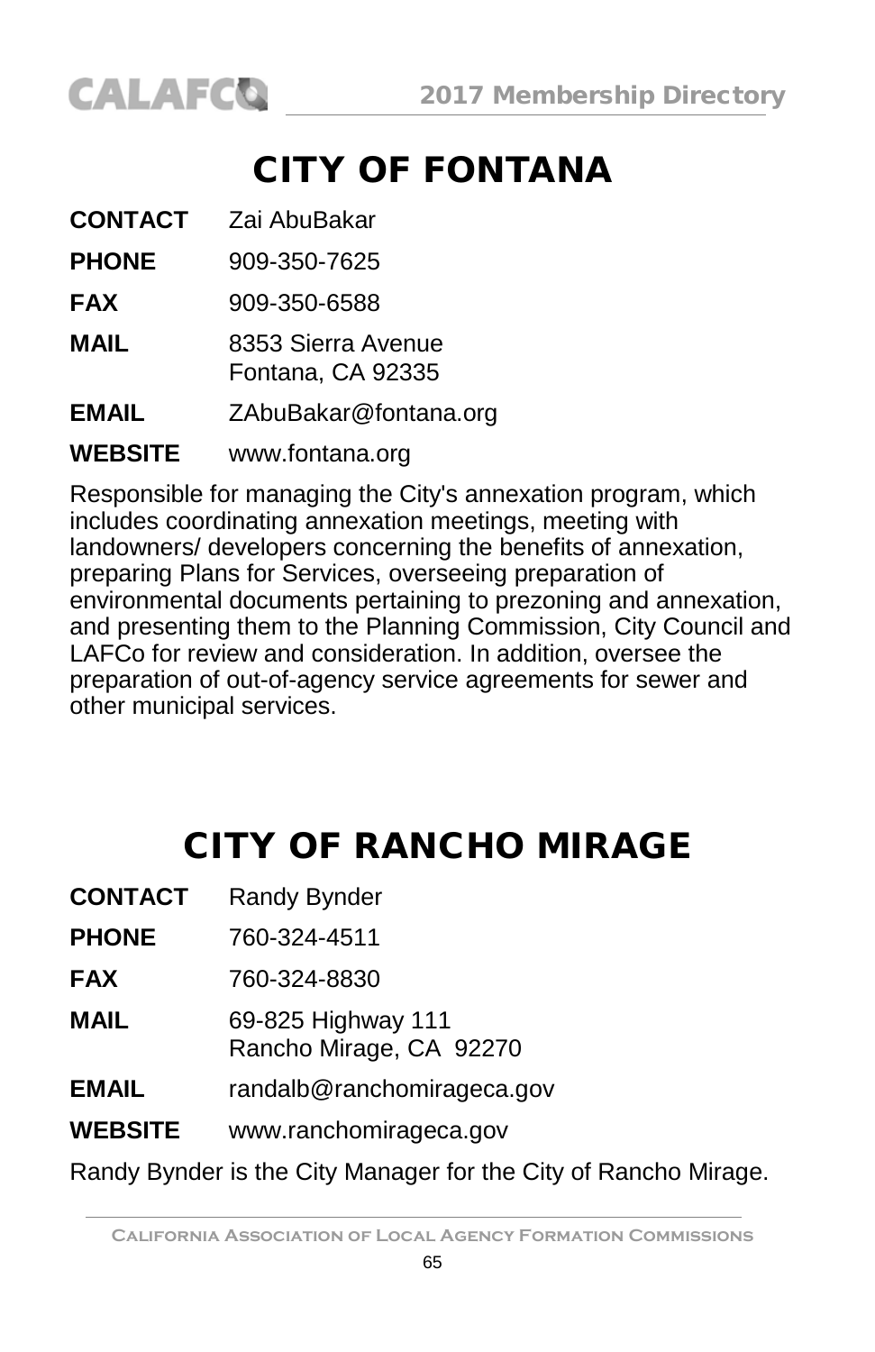# CITY OF FONTANA

**CONTACT** Zai AbuBakar

**PHONE** 909-350-7625

**FAX** 909-350-6588

**MAIL** 8353 Sierra Avenue
Fontana, CA 92335

**EMAIL** ZAbuBakar@fontana.org

**WEBSITE** www.fontana.org

Responsible for managing the City's annexation program, which includes coordinating annexation meetings, meeting with landowners/ developers concerning the benefits of annexation, preparing Plans for Services, overseeing preparation of environmental documents pertaining to prezoning and annexation, and presenting them to the Planning Commission, City Council and LAFCo for review and consideration. In addition, oversee the preparation of out-of-agency service agreements for sewer and other municipal services.

# CITY OF RANCHO MIRAGE

**CONTACT** Randy Bynder

**PHONE** 760-324-4511

**FAX** 760-324-8830

**MAIL** 69-825 Highway 111
Rancho Mirage, CA 92270

**EMAIL** randalb@ranchomirageca.gov

**WEBSITE** www.ranchomirageca.gov

Randy Bynder is the City Manager for the City of Rancho Mirage.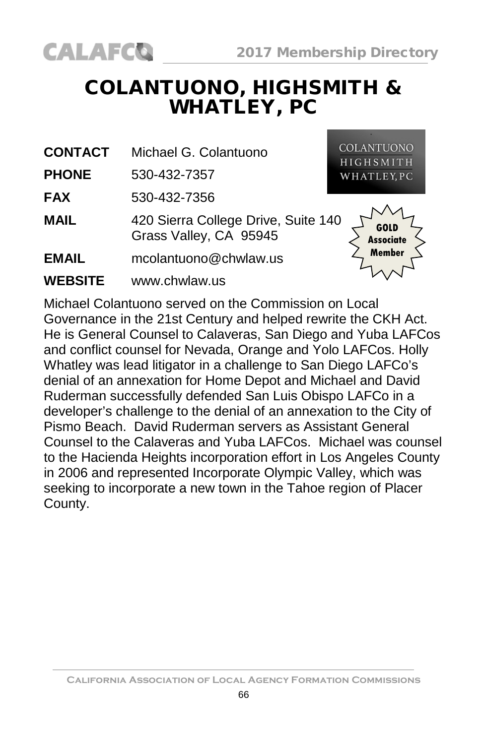# COLANTUONO, HIGHSMITH & WHATLEY, PC

COLANTUONO HIGHSMITH WHATLEY, PC

GOLD Associate Member

| | |
|---|---|
| **CONTACT** | Michael G. Colantuono |
| **PHONE** | 530-432-7357 |
| **FAX** | 530-432-7356 |
| **MAIL** | 420 Sierra College Drive, Suite 140<br>Grass Valley, CA 95945 |
| **EMAIL** | mcolantuono@chwlaw.us |
| **WEBSITE** | www.chwlaw.us |

Michael Colantuono served on the Commission on Local Governance in the 21st Century and helped rewrite the CKH Act. He is General Counsel to Calaveras, San Diego and Yuba LAFCos and conflict counsel for Nevada, Orange and Yolo LAFCos. Holly Whatley was lead litigator in a challenge to San Diego LAFCo's denial of an annexation for Home Depot and Michael and David Ruderman successfully defended San Luis Obispo LAFCo in a developer's challenge to the denial of an annexation to the City of Pismo Beach. David Ruderman servers as Assistant General Counsel to the Calaveras and Yuba LAFCos. Michael was counsel to the Hacienda Heights incorporation effort in Los Angeles County in 2006 and represented Incorporate Olympic Valley, which was seeking to incorporate a new town in the Tahoe region of Placer County.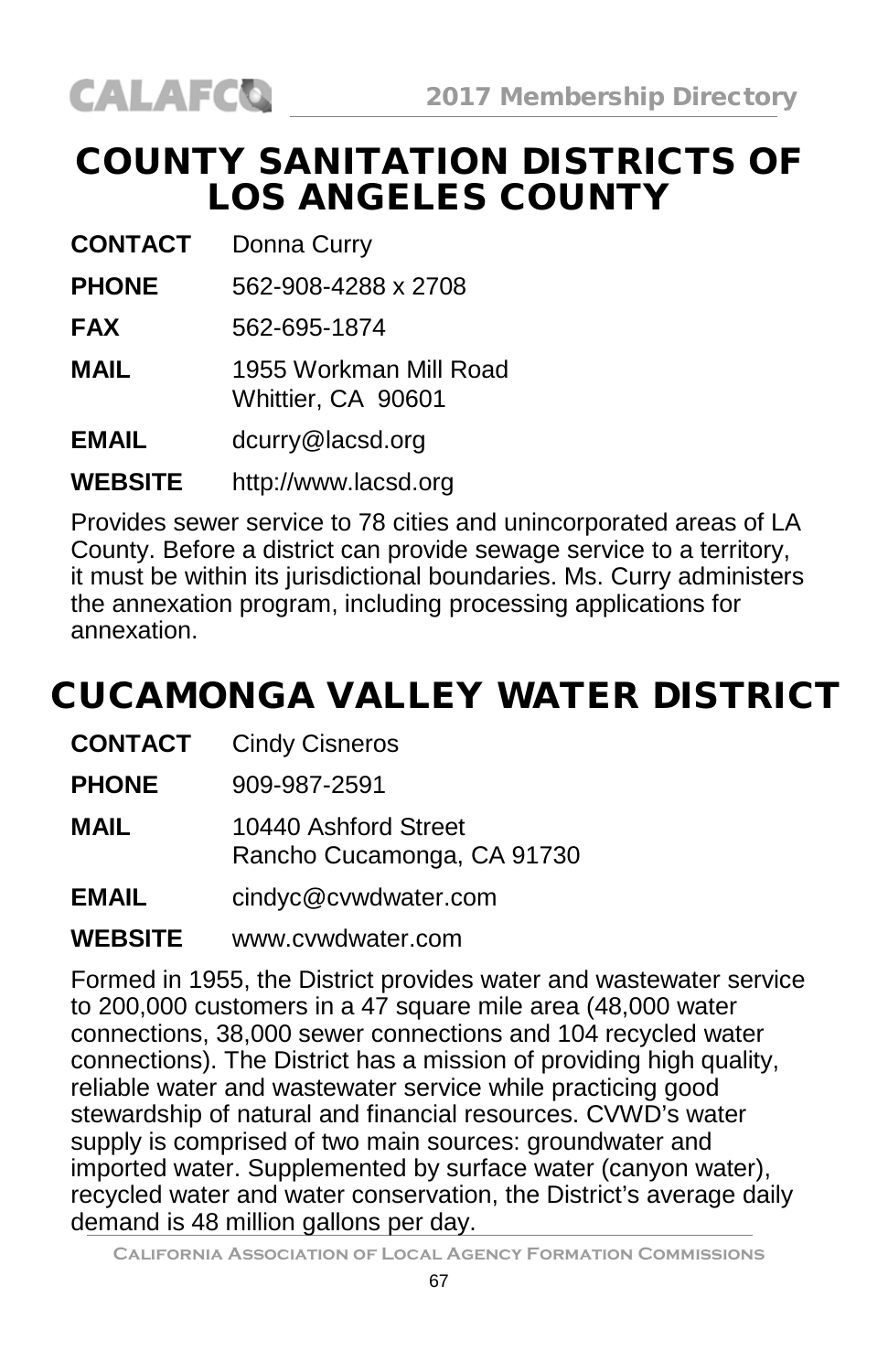# COUNTY SANITATION DISTRICTS OF LOS ANGELES COUNTY

**CONTACT** Donna Curry

**PHONE** 562-908-4288 x 2708

**FAX** 562-695-1874

**MAIL** 1955 Workman Mill Road
Whittier, CA 90601

**EMAIL** dcurry@lacsd.org

**WEBSITE** http://www.lacsd.org

Provides sewer service to 78 cities and unincorporated areas of LA County. Before a district can provide sewage service to a territory, it must be within its jurisdictional boundaries. Ms. Curry administers the annexation program, including processing applications for annexation.

# CUCAMONGA VALLEY WATER DISTRICT

**CONTACT** Cindy Cisneros

**PHONE** 909-987-2591

**MAIL** 10440 Ashford Street
Rancho Cucamonga, CA 91730

**EMAIL** cindyc@cvwdwater.com

**WEBSITE** www.cvwdwater.com

Formed in 1955, the District provides water and wastewater service to 200,000 customers in a 47 square mile area (48,000 water connections, 38,000 sewer connections and 104 recycled water connections). The District has a mission of providing high quality, reliable water and wastewater service while practicing good stewardship of natural and financial resources. CVWD's water supply is comprised of two main sources: groundwater and imported water. Supplemented by surface water (canyon water), recycled water and water conservation, the District's average daily demand is 48 million gallons per day.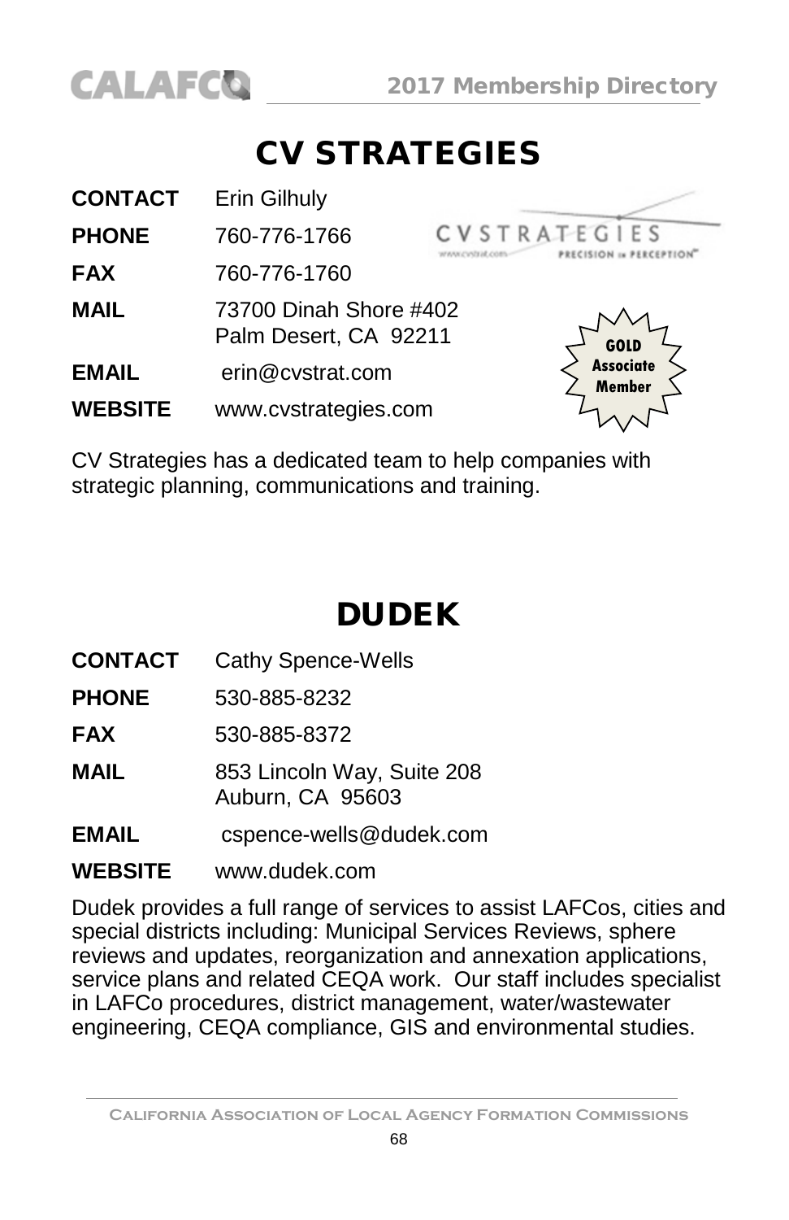# CV STRATEGIES

**CONTACT** Erin Gilhuly

**PHONE** 760-776-1766

**FAX** 760-776-1760

**MAIL** 73700 Dinah Shore #402
Palm Desert, CA 92211

**EMAIL** erin@cvstrat.com

**WEBSITE** www.cvstrategies.com

GOLD Associate Member

CV Strategies has a dedicated team to help companies with strategic planning, communications and training.

# DUDEK

**CONTACT** Cathy Spence-Wells

**PHONE** 530-885-8232

**FAX** 530-885-8372

**MAIL** 853 Lincoln Way, Suite 208
Auburn, CA 95603

**EMAIL** cspence-wells@dudek.com

**WEBSITE** www.dudek.com

Dudek provides a full range of services to assist LAFCos, cities and special districts including: Municipal Services Reviews, sphere reviews and updates, reorganization and annexation applications, service plans and related CEQA work. Our staff includes specialist in LAFCo procedures, district management, water/wastewater engineering, CEQA compliance, GIS and environmental studies.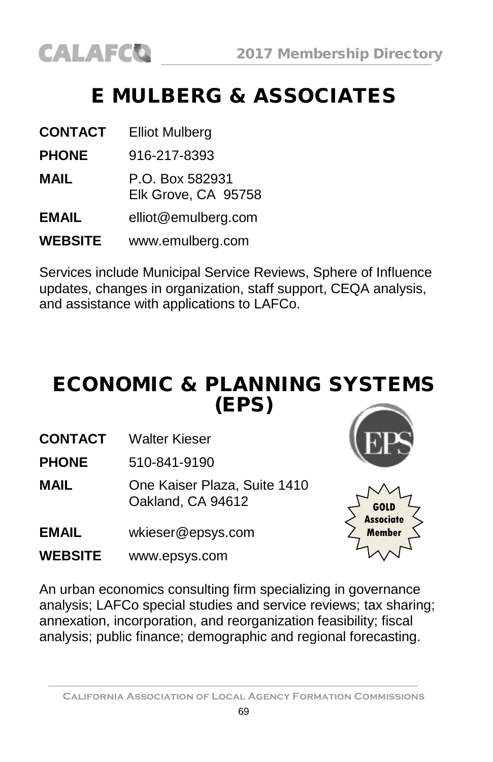# E MULBERG & ASSOCIATES

**CONTACT** Elliot Mulberg

**PHONE** 916-217-8393

**MAIL** P.O. Box 582931
Elk Grove, CA 95758

**EMAIL** elliot@emulberg.com

**WEBSITE** www.emulberg.com

Services include Municipal Service Reviews, Sphere of Influence updates, changes in organization, staff support, CEQA analysis, and assistance with applications to LAFCo.

# ECONOMIC & PLANNING SYSTEMS (EPS)

**CONTACT** Walter Kieser

**PHONE** 510-841-9190

**MAIL** One Kaiser Plaza, Suite 1410
Oakland, CA 94612

**EMAIL** wkieser@epsys.com

**WEBSITE** www.epsys.com

GOLD Associate Member

An urban economics consulting firm specializing in governance analysis; LAFCo special studies and service reviews; tax sharing; annexation, incorporation, and reorganization feasibility; fiscal analysis; public finance; demographic and regional forecasting.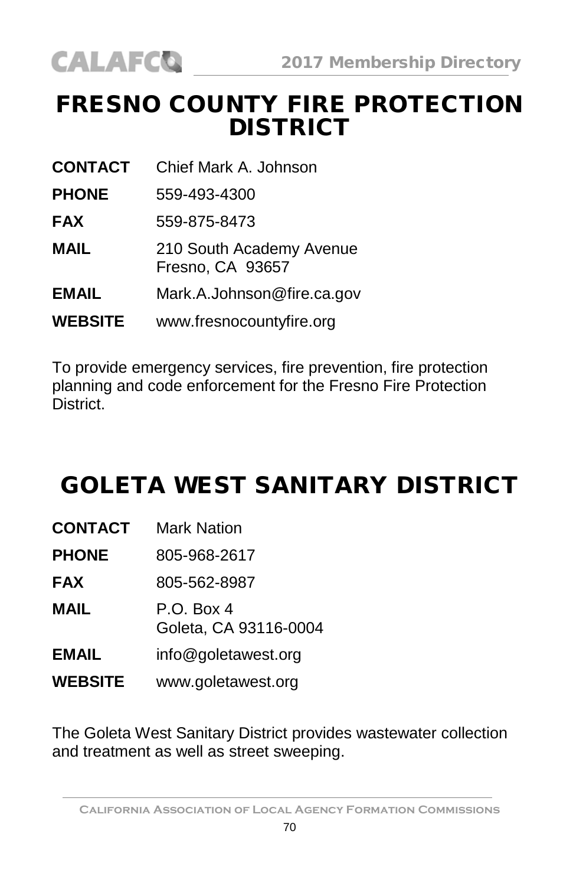# FRESNO COUNTY FIRE PROTECTION DISTRICT

**CONTACT** Chief Mark A. Johnson

**PHONE** 559-493-4300

**FAX** 559-875-8473

**MAIL** 210 South Academy Avenue
Fresno, CA 93657

**EMAIL** Mark.A.Johnson@fire.ca.gov

**WEBSITE** www.fresnocountyfire.org

To provide emergency services, fire prevention, fire protection planning and code enforcement for the Fresno Fire Protection District.

# GOLETA WEST SANITARY DISTRICT

**CONTACT** Mark Nation

**PHONE** 805-968-2617

**FAX** 805-562-8987

**MAIL** P.O. Box 4
Goleta, CA 93116-0004

**EMAIL** info@goletawest.org

**WEBSITE** www.goletawest.org

The Goleta West Sanitary District provides wastewater collection and treatment as well as street sweeping.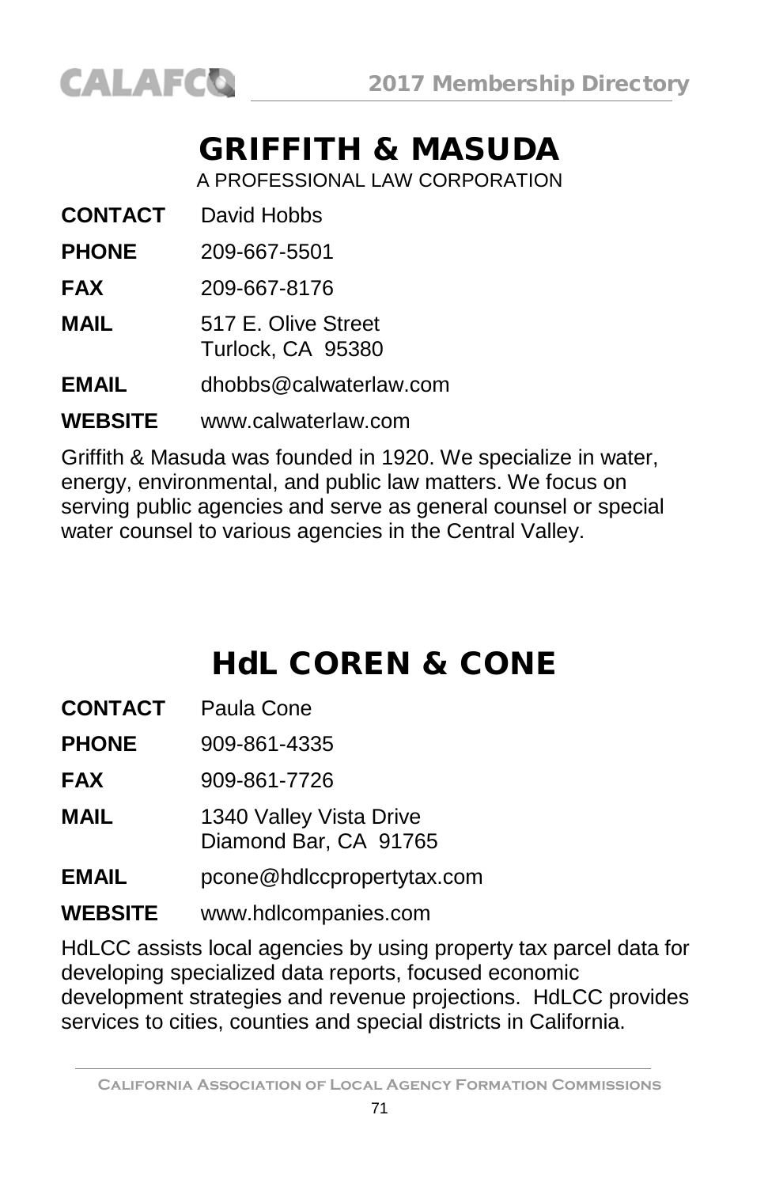# GRIFFITH & MASUDA

A PROFESSIONAL LAW CORPORATION

**CONTACT** David Hobbs

**PHONE** 209-667-5501

**FAX** 209-667-8176

**MAIL** 517 E. Olive Street
Turlock, CA 95380

**EMAIL** dhobbs@calwaterlaw.com

**WEBSITE** www.calwaterlaw.com

Griffith & Masuda was founded in 1920. We specialize in water, energy, environmental, and public law matters. We focus on serving public agencies and serve as general counsel or special water counsel to various agencies in the Central Valley.

# HdL COREN & CONE

**CONTACT** Paula Cone

**PHONE** 909-861-4335

**FAX** 909-861-7726

**MAIL** 1340 Valley Vista Drive
Diamond Bar, CA 91765

**EMAIL** pcone@hdlccpropertytax.com

**WEBSITE** www.hdlcompanies.com

HdLCC assists local agencies by using property tax parcel data for developing specialized data reports, focused economic development strategies and revenue projections. HdLCC provides services to cities, counties and special districts in California.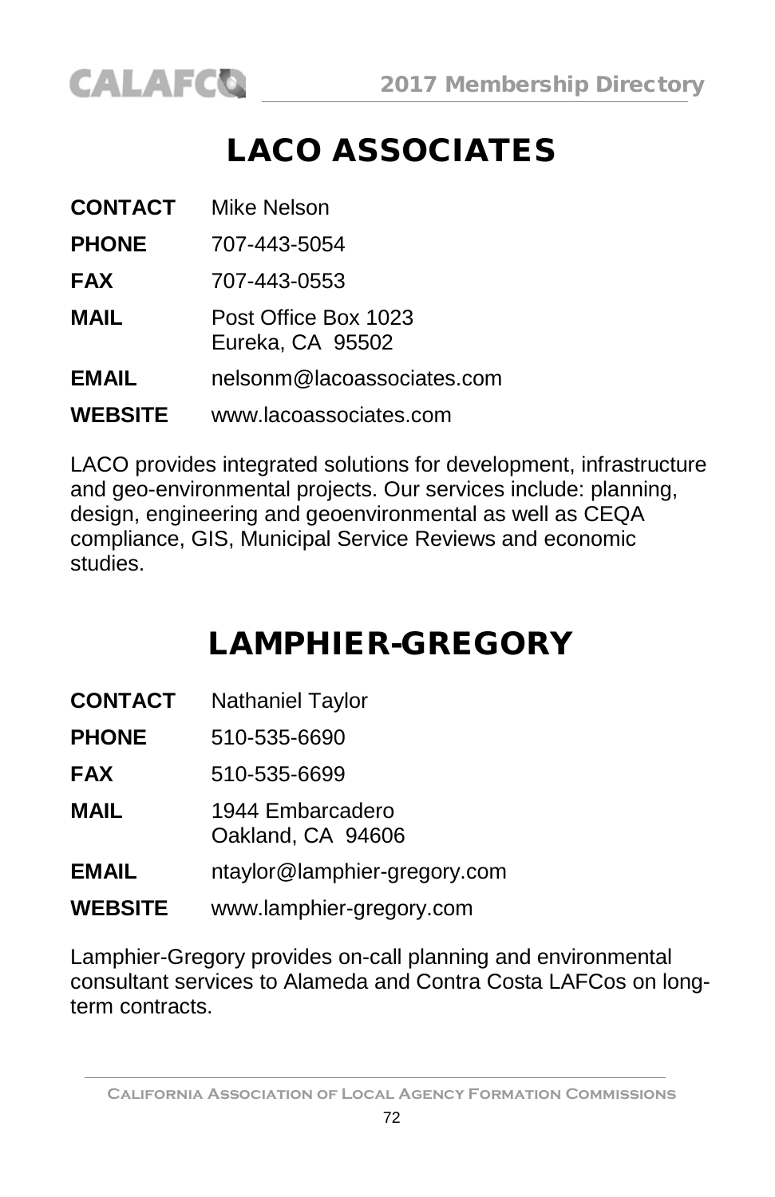# LACO ASSOCIATES

| | |
|---|---|
| **CONTACT** | Mike Nelson |
| **PHONE** | 707-443-5054 |
| **FAX** | 707-443-0553 |
| **MAIL** | Post Office Box 1023<br>Eureka, CA 95502 |
| **EMAIL** | nelsonm@lacoassociates.com |
| **WEBSITE** | www.lacoassociates.com |

LACO provides integrated solutions for development, infrastructure and geo-environmental projects. Our services include: planning, design, engineering and geoenvironmental as well as CEQA compliance, GIS, Municipal Service Reviews and economic studies.

# LAMPHIER-GREGORY

| | |
|---|---|
| **CONTACT** | Nathaniel Taylor |
| **PHONE** | 510-535-6690 |
| **FAX** | 510-535-6699 |
| **MAIL** | 1944 Embarcadero<br>Oakland, CA 94606 |
| **EMAIL** | ntaylor@lamphier-gregory.com |
| **WEBSITE** | www.lamphier-gregory.com |

Lamphier-Gregory provides on-call planning and environmental consultant services to Alameda and Contra Costa LAFCos on long-term contracts.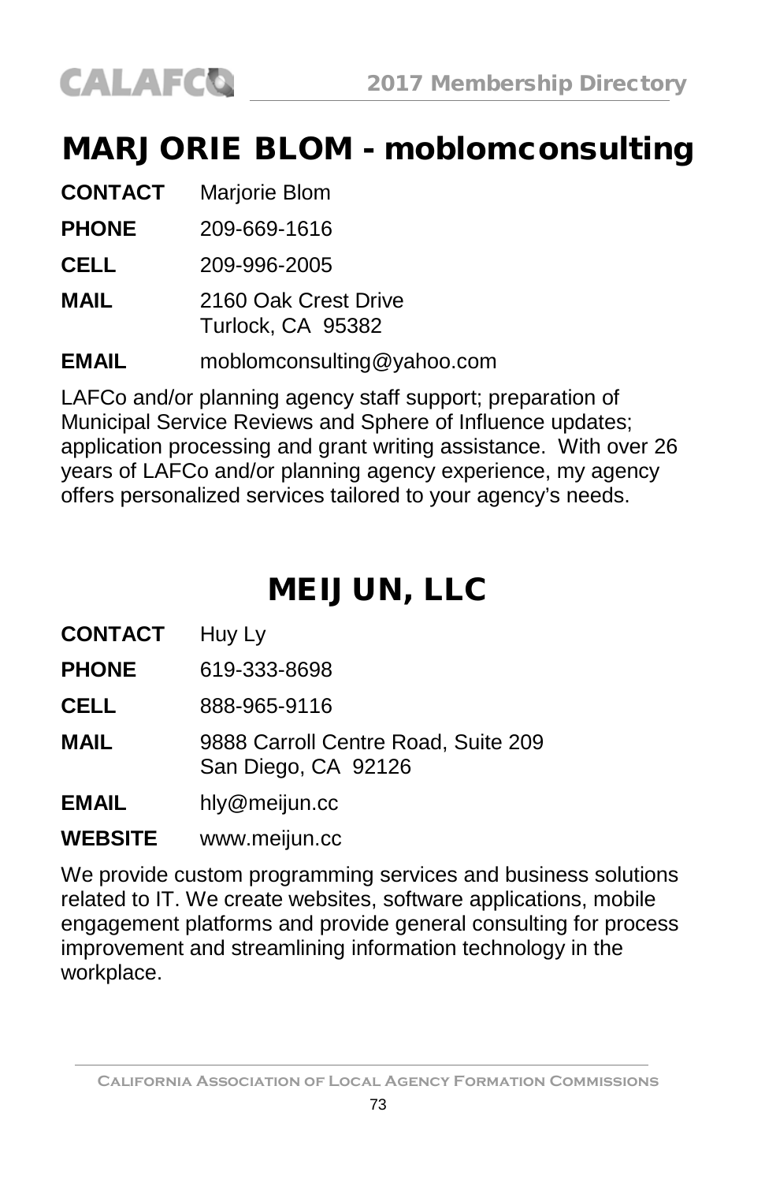# MARJORIE BLOM - moblomconsulting

**CONTACT** Marjorie Blom

**PHONE** 209-669-1616

**CELL** 209-996-2005

**MAIL** 2160 Oak Crest Drive
Turlock, CA 95382

**EMAIL** moblomconsulting@yahoo.com

LAFCo and/or planning agency staff support; preparation of Municipal Service Reviews and Sphere of Influence updates; application processing and grant writing assistance. With over 26 years of LAFCo and/or planning agency experience, my agency offers personalized services tailored to your agency's needs.

# MEIJUN, LLC

**CONTACT** Huy Ly

**PHONE** 619-333-8698

**CELL** 888-965-9116

**MAIL** 9888 Carroll Centre Road, Suite 209
San Diego, CA 92126

**EMAIL** hly@meijun.cc

**WEBSITE** www.meijun.cc

We provide custom programming services and business solutions related to IT. We create websites, software applications, mobile engagement platforms and provide general consulting for process improvement and streamlining information technology in the workplace.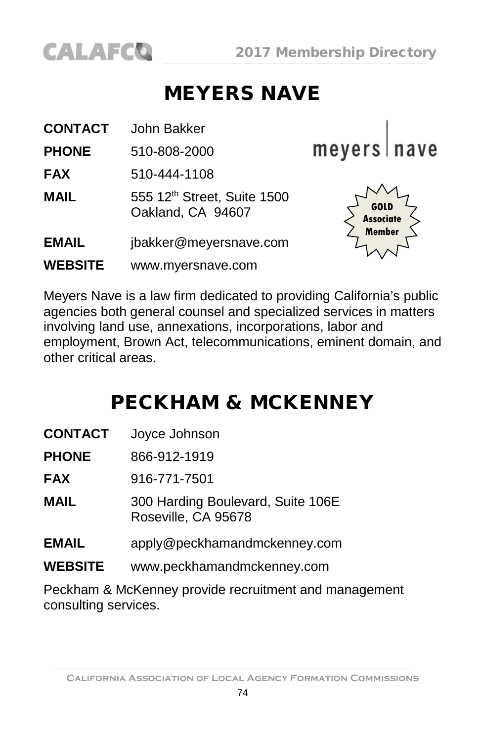# MEYERS NAVE

**CONTACT** John Bakker

**PHONE** 510-808-2000

**FAX** 510-444-1108

**MAIL** 555 12th Street, Suite 1500
Oakland, CA 94607

**EMAIL** jbakker@meyersnave.com

**WEBSITE** www.myersnave.com

GOLD Associate Member

Meyers Nave is a law firm dedicated to providing California's public agencies both general counsel and specialized services in matters involving land use, annexations, incorporations, labor and employment, Brown Act, telecommunications, eminent domain, and other critical areas.

# PECKHAM & MCKENNEY

**CONTACT** Joyce Johnson

**PHONE** 866-912-1919

**FAX** 916-771-7501

**MAIL** 300 Harding Boulevard, Suite 106E
Roseville, CA 95678

**EMAIL** apply@peckhamandmckenney.com

**WEBSITE** www.peckhamandmckenney.com

Peckham & McKenney provide recruitment and management consulting services.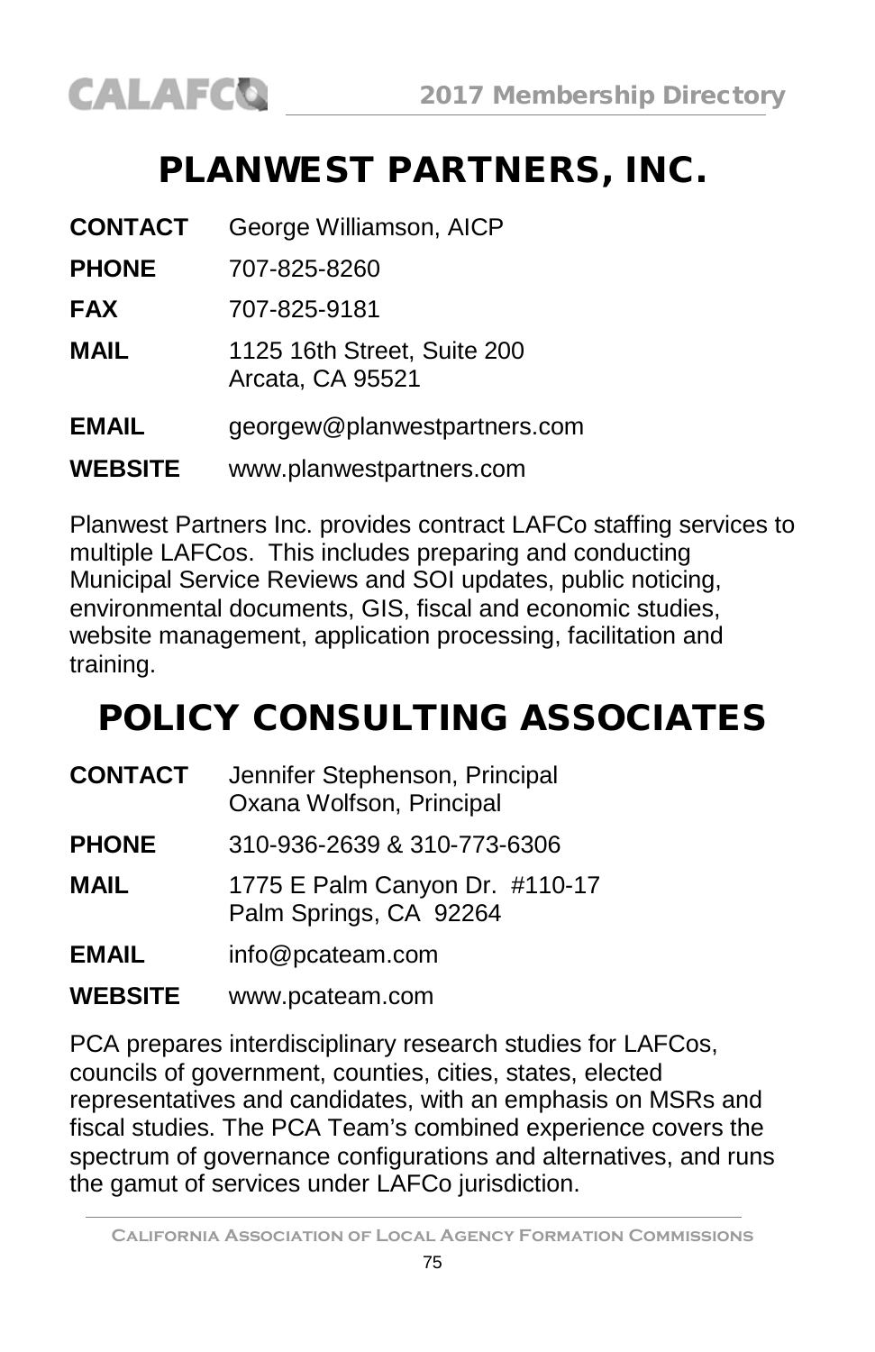# PLANWEST PARTNERS, INC.

**CONTACT** George Williamson, AICP

**PHONE** 707-825-8260

**FAX** 707-825-9181

**MAIL** 1125 16th Street, Suite 200
Arcata, CA 95521

**EMAIL** georgew@planwestpartners.com

**WEBSITE** www.planwestpartners.com

Planwest Partners Inc. provides contract LAFCo staffing services to multiple LAFCos. This includes preparing and conducting Municipal Service Reviews and SOI updates, public noticing, environmental documents, GIS, fiscal and economic studies, website management, application processing, facilitation and training.

# POLICY CONSULTING ASSOCIATES

**CONTACT** Jennifer Stephenson, Principal
Oxana Wolfson, Principal

**PHONE** 310-936-2639 & 310-773-6306

**MAIL** 1775 E Palm Canyon Dr. #110-17
Palm Springs, CA 92264

**EMAIL** info@pcateam.com

**WEBSITE** www.pcateam.com

PCA prepares interdisciplinary research studies for LAFCos, councils of government, counties, cities, states, elected representatives and candidates, with an emphasis on MSRs and fiscal studies. The PCA Team's combined experience covers the spectrum of governance configurations and alternatives, and runs the gamut of services under LAFCo jurisdiction.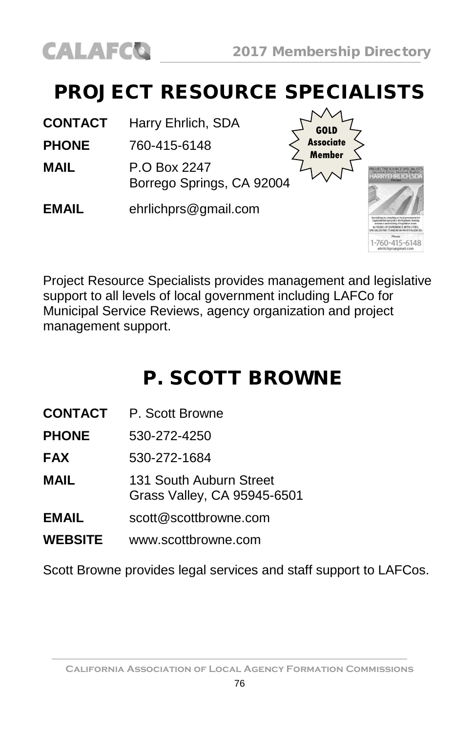# PROJECT RESOURCE SPECIALISTS

**GOLD Associate Member**

| | |
|---|---|
| **CONTACT** | Harry Ehrlich, SDA |
| **PHONE** | 760-415-6148 |
| **MAIL** | P.O Box 2247<br>Borrego Springs, CA 92004 |
| **EMAIL** | ehrlichprs@gmail.com |

Project Resource Specialists provides management and legislative support to all levels of local government including LAFCo for Municipal Service Reviews, agency organization and project management support.

# P. SCOTT BROWNE

| | |
|---|---|
| **CONTACT** | P. Scott Browne |
| **PHONE** | 530-272-4250 |
| **FAX** | 530-272-1684 |
| **MAIL** | 131 South Auburn Street<br>Grass Valley, CA 95945-6501 |
| **EMAIL** | scott@scottbrowne.com |
| **WEBSITE** | www.scottbrowne.com |

Scott Browne provides legal services and staff support to LAFCos.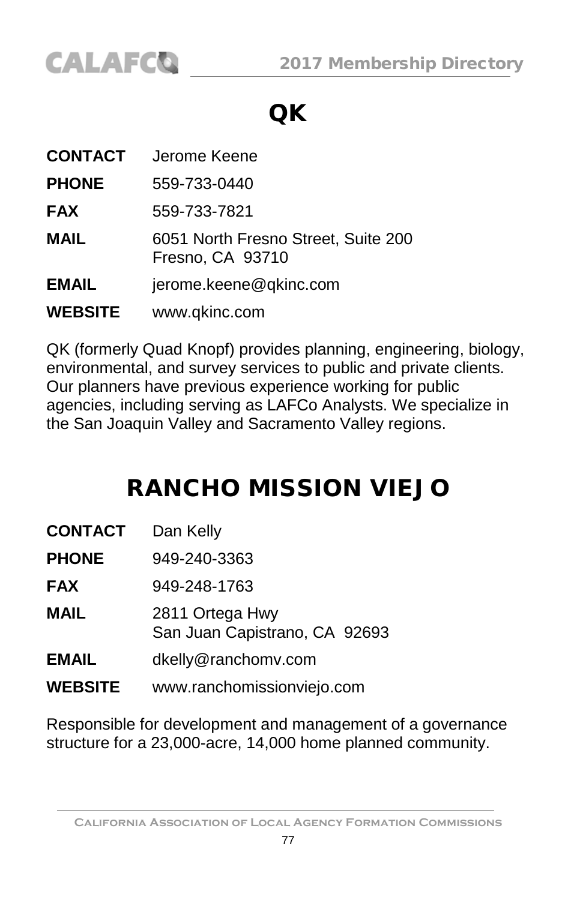# QK

**CONTACT** Jerome Keene

**PHONE** 559-733-0440

**FAX** 559-733-7821

**MAIL** 6051 North Fresno Street, Suite 200
Fresno, CA 93710

**EMAIL** jerome.keene@qkinc.com

**WEBSITE** www.qkinc.com

QK (formerly Quad Knopf) provides planning, engineering, biology, environmental, and survey services to public and private clients. Our planners have previous experience working for public agencies, including serving as LAFCo Analysts. We specialize in the San Joaquin Valley and Sacramento Valley regions.

# RANCHO MISSION VIEJO

**CONTACT** Dan Kelly

**PHONE** 949-240-3363

**FAX** 949-248-1763

**MAIL** 2811 Ortega Hwy
San Juan Capistrano, CA 92693

**EMAIL** dkelly@ranchomv.com

**WEBSITE** www.ranchomissionviejo.com

Responsible for development and management of a governance structure for a 23,000-acre, 14,000 home planned community.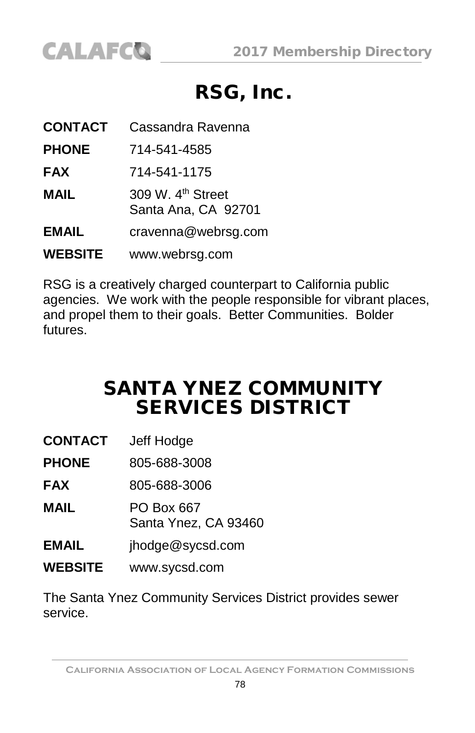# RSG, Inc.

| | |
|---|---|
| **CONTACT** | Cassandra Ravenna |
| **PHONE** | 714-541-4585 |
| **FAX** | 714-541-1175 |
| **MAIL** | 309 W. 4th Street<br>Santa Ana, CA 92701 |
| **EMAIL** | cravenna@webrsg.com |
| **WEBSITE** | www.webrsg.com |

RSG is a creatively charged counterpart to California public agencies. We work with the people responsible for vibrant places, and propel them to their goals. Better Communities. Bolder futures.

# SANTA YNEZ COMMUNITY SERVICES DISTRICT

| | |
|---|---|
| **CONTACT** | Jeff Hodge |
| **PHONE** | 805-688-3008 |
| **FAX** | 805-688-3006 |
| **MAIL** | PO Box 667<br>Santa Ynez, CA 93460 |
| **EMAIL** | jhodge@sycsd.com |
| **WEBSITE** | www.sycsd.com |

The Santa Ynez Community Services District provides sewer service.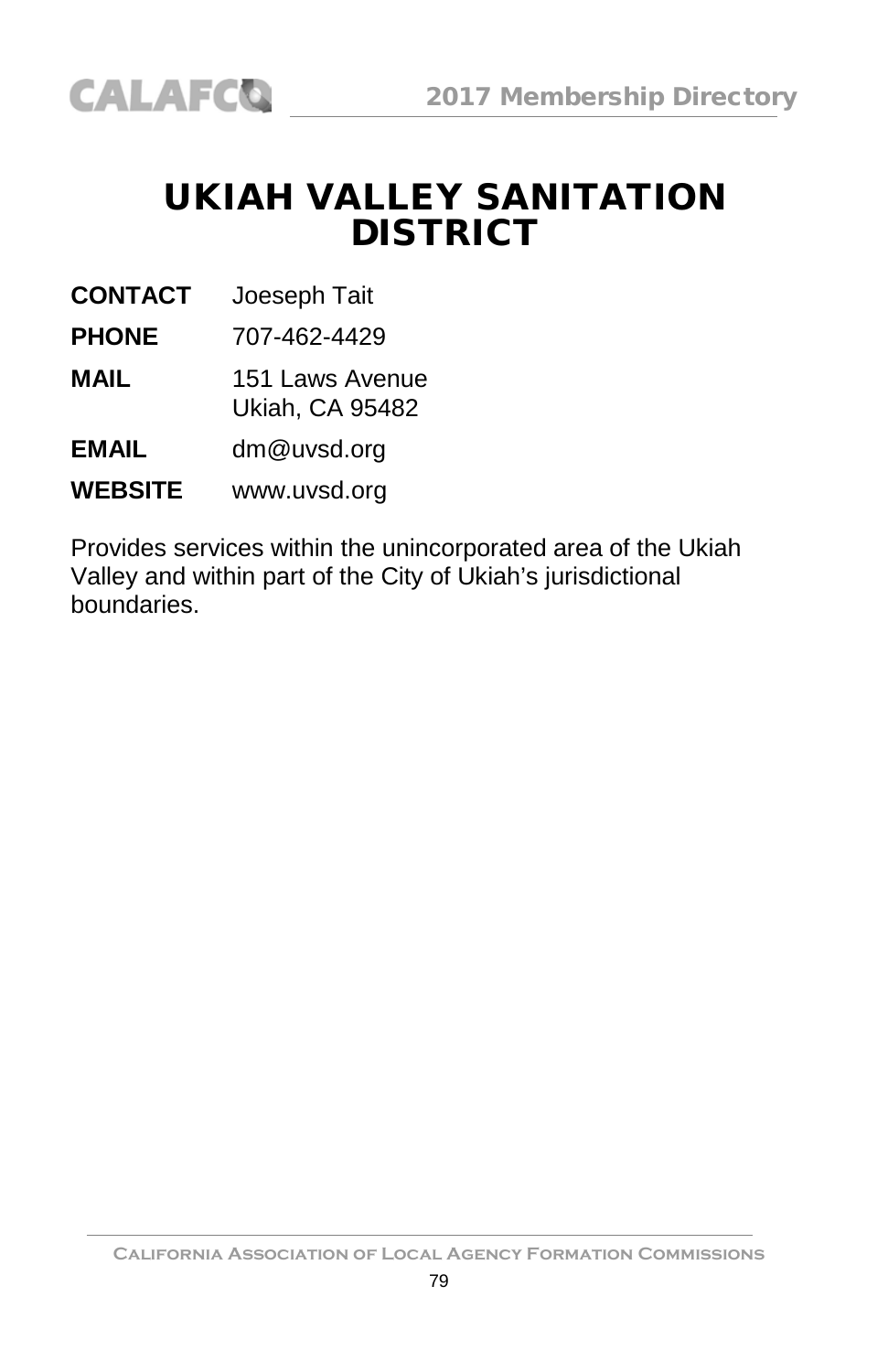# UKIAH VALLEY SANITATION DISTRICT

**CONTACT** Joeseph Tait

**PHONE** 707-462-4429

**MAIL** 151 Laws Avenue
Ukiah, CA 95482

**EMAIL** dm@uvsd.org

**WEBSITE** www.uvsd.org

Provides services within the unincorporated area of the Ukiah Valley and within part of the City of Ukiah's jurisdictional boundaries.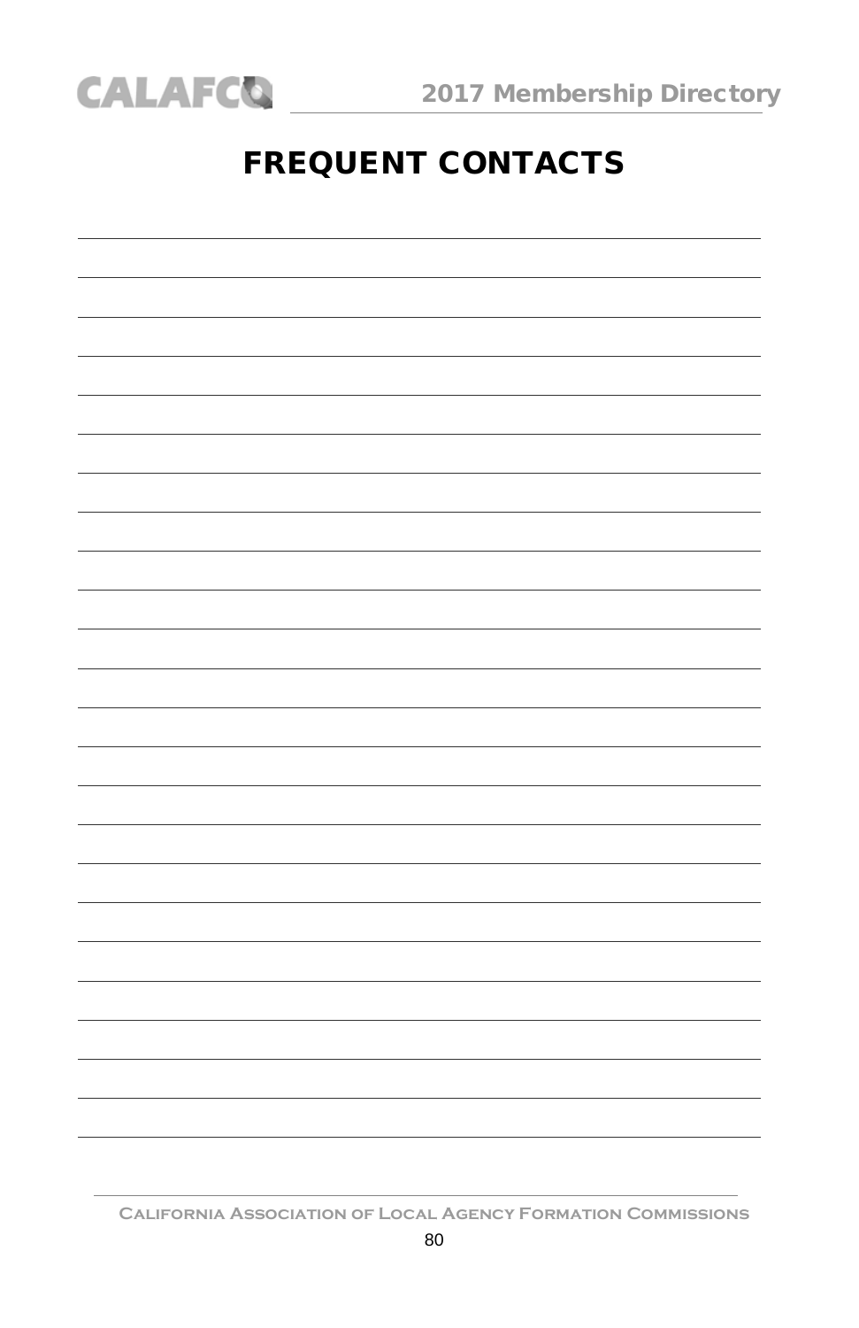# FREQUENT CONTACTS